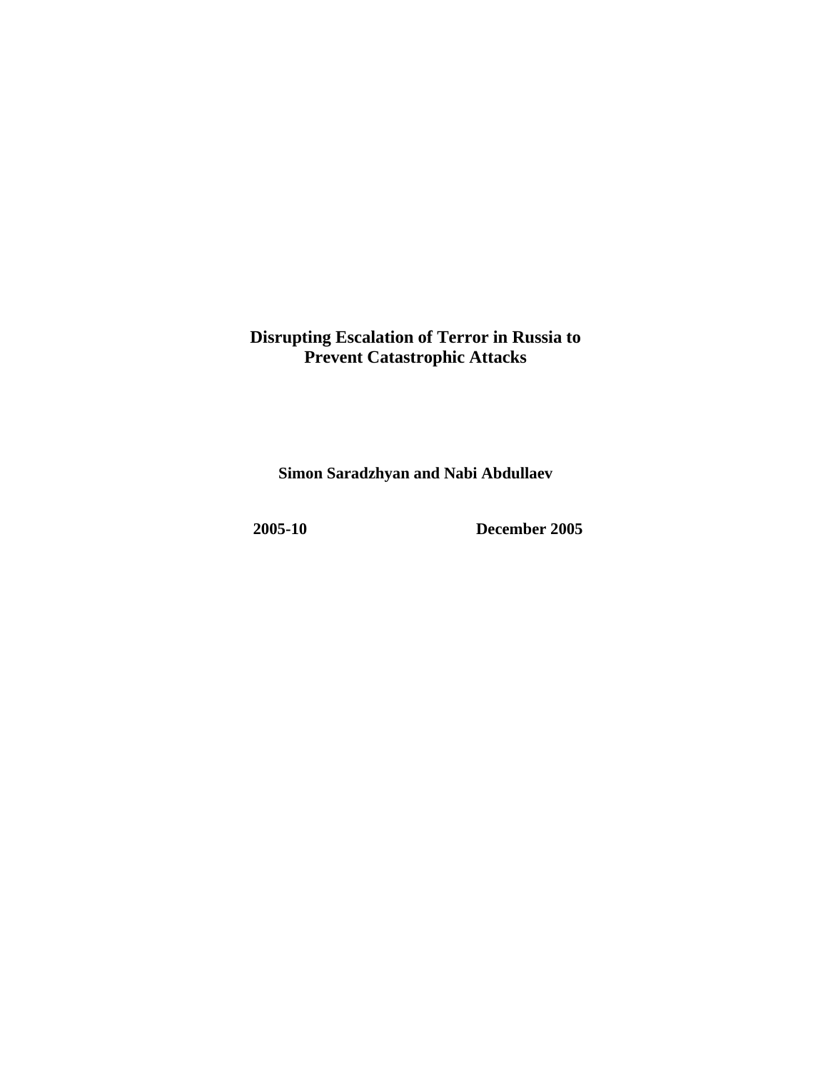# Disrupting Escalation of Terror in Russia to Prevent Catastrophic Attacks

**Simon Saradzhyan and Nabi Abdullaev**

**2005-10** **December 2005**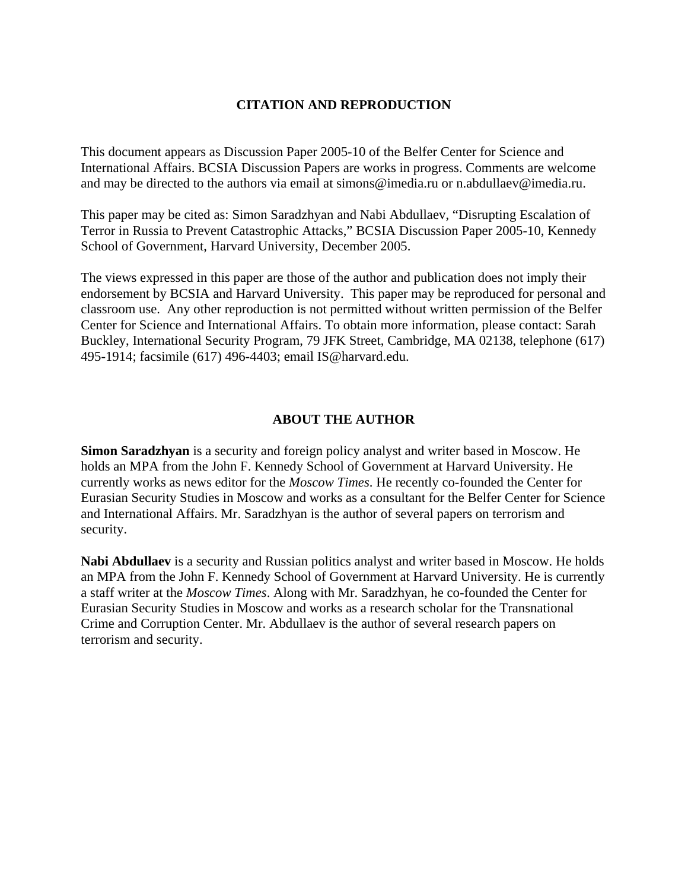## CITATION AND REPRODUCTION

This document appears as Discussion Paper 2005-10 of the Belfer Center for Science and International Affairs. BCSIA Discussion Papers are works in progress. Comments are welcome and may be directed to the authors via email at simons@imedia.ru or n.abdullaev@imedia.ru.

This paper may be cited as: Simon Saradzhyan and Nabi Abdullaev, "Disrupting Escalation of Terror in Russia to Prevent Catastrophic Attacks," BCSIA Discussion Paper 2005-10, Kennedy School of Government, Harvard University, December 2005.

The views expressed in this paper are those of the author and publication does not imply their endorsement by BCSIA and Harvard University. This paper may be reproduced for personal and classroom use. Any other reproduction is not permitted without written permission of the Belfer Center for Science and International Affairs. To obtain more information, please contact: Sarah Buckley, International Security Program, 79 JFK Street, Cambridge, MA 02138, telephone (617) 495-1914; facsimile (617) 496-4403; email IS@harvard.edu.

## ABOUT THE AUTHOR

**Simon Saradzhyan** is a security and foreign policy analyst and writer based in Moscow. He holds an MPA from the John F. Kennedy School of Government at Harvard University. He currently works as news editor for the *Moscow Times*. He recently co-founded the Center for Eurasian Security Studies in Moscow and works as a consultant for the Belfer Center for Science and International Affairs. Mr. Saradzhyan is the author of several papers on terrorism and security.

**Nabi Abdullaev** is a security and Russian politics analyst and writer based in Moscow. He holds an MPA from the John F. Kennedy School of Government at Harvard University. He is currently a staff writer at the *Moscow Times*. Along with Mr. Saradzhyan, he co-founded the Center for Eurasian Security Studies in Moscow and works as a research scholar for the Transnational Crime and Corruption Center. Mr. Abdullaev is the author of several research papers on terrorism and security.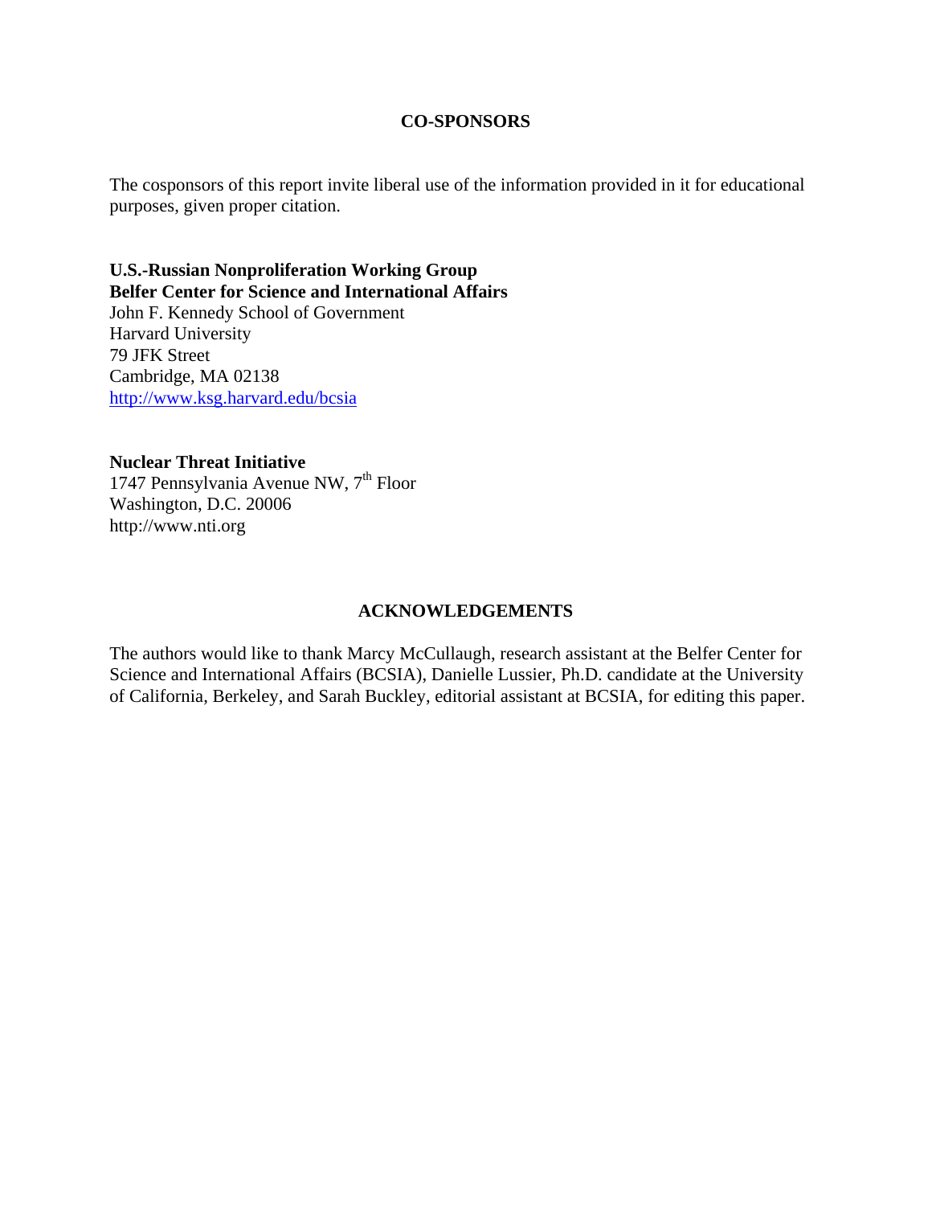## CO-SPONSORS

The cosponsors of this report invite liberal use of the information provided in it for educational purposes, given proper citation.

**U.S.-Russian Nonproliferation Working Group**
**Belfer Center for Science and International Affairs**
John F. Kennedy School of Government
Harvard University
79 JFK Street
Cambridge, MA 02138
http://www.ksg.harvard.edu/bcsia

**Nuclear Threat Initiative**
1747 Pennsylvania Avenue NW, 7th Floor
Washington, D.C. 20006
http://www.nti.org

## ACKNOWLEDGEMENTS

The authors would like to thank Marcy McCullaugh, research assistant at the Belfer Center for Science and International Affairs (BCSIA), Danielle Lussier, Ph.D. candidate at the University of California, Berkeley, and Sarah Buckley, editorial assistant at BCSIA, for editing this paper.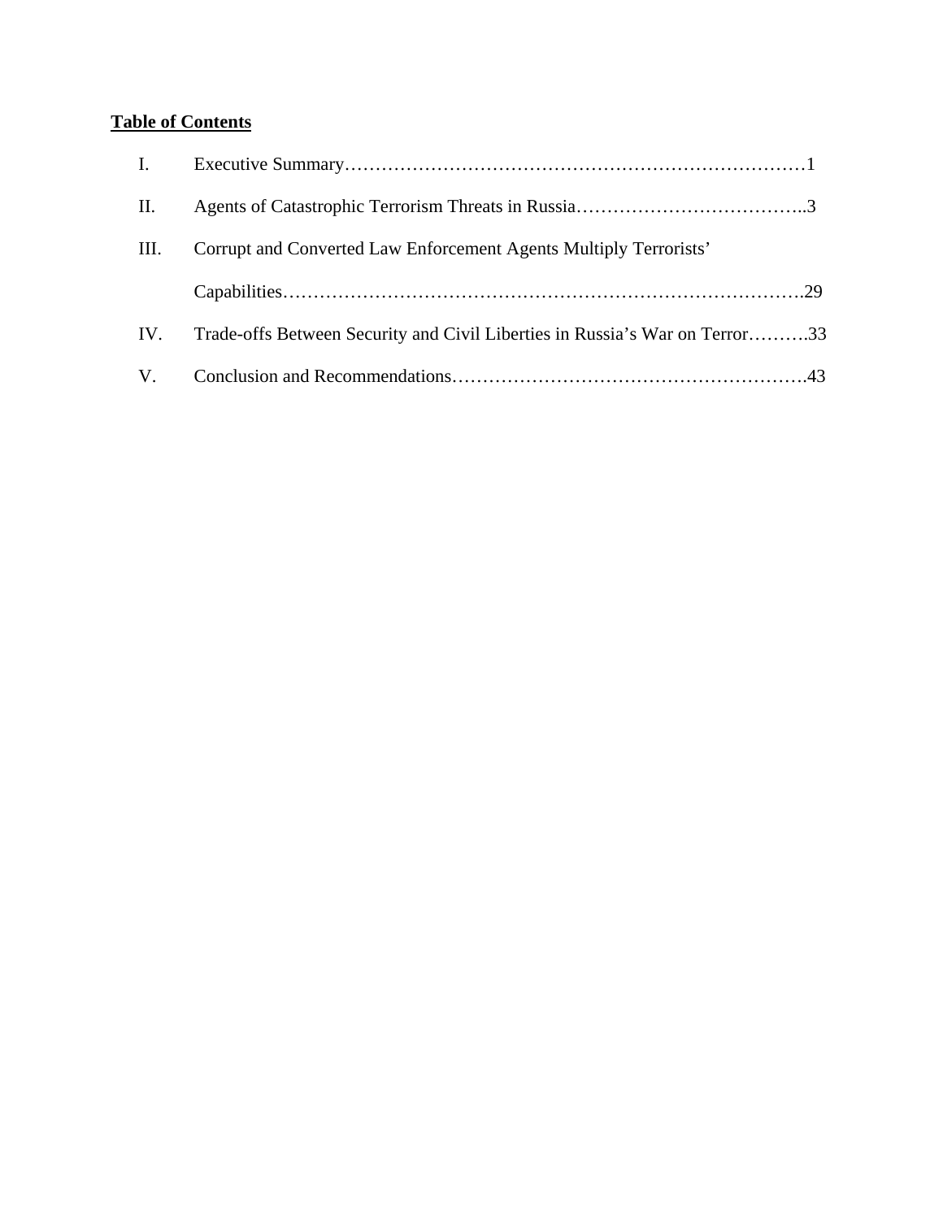**Table of Contents**

I. Executive Summary……………………………………………………………………1

II. Agents of Catastrophic Terrorism Threats in Russia………………………………..3

III. Corrupt and Converted Law Enforcement Agents Multiply Terrorists' Capabilities……………………………………………………………………….29

IV. Trade-offs Between Security and Civil Liberties in Russia's War on Terror……….33

V. Conclusion and Recommendations…………………………………………………43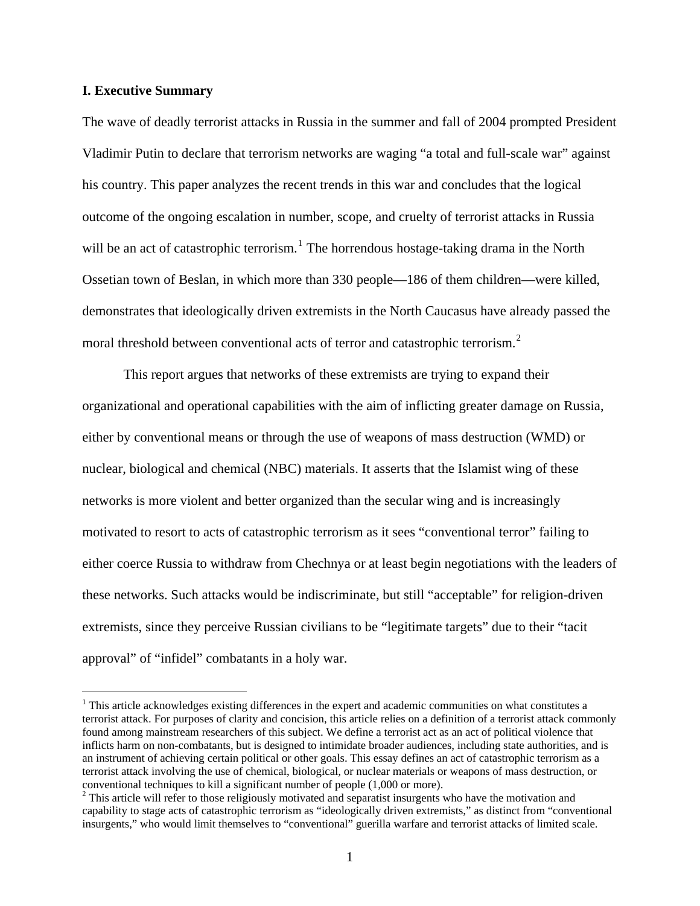## I. Executive Summary

The wave of deadly terrorist attacks in Russia in the summer and fall of 2004 prompted President Vladimir Putin to declare that terrorism networks are waging "a total and full-scale war" against his country. This paper analyzes the recent trends in this war and concludes that the logical outcome of the ongoing escalation in number, scope, and cruelty of terrorist attacks in Russia will be an act of catastrophic terrorism.[1] The horrendous hostage-taking drama in the North Ossetian town of Beslan, in which more than 330 people—186 of them children—were killed, demonstrates that ideologically driven extremists in the North Caucasus have already passed the moral threshold between conventional acts of terror and catastrophic terrorism.[2]

This report argues that networks of these extremists are trying to expand their organizational and operational capabilities with the aim of inflicting greater damage on Russia, either by conventional means or through the use of weapons of mass destruction (WMD) or nuclear, biological and chemical (NBC) materials. It asserts that the Islamist wing of these networks is more violent and better organized than the secular wing and is increasingly motivated to resort to acts of catastrophic terrorism as it sees "conventional terror" failing to either coerce Russia to withdraw from Chechnya or at least begin negotiations with the leaders of these networks. Such attacks would be indiscriminate, but still "acceptable" for religion-driven extremists, since they perceive Russian civilians to be "legitimate targets" due to their "tacit approval" of "infidel" combatants in a holy war.

---

[1] This article acknowledges existing differences in the expert and academic communities on what constitutes a terrorist attack. For purposes of clarity and concision, this article relies on a definition of a terrorist attack commonly found among mainstream researchers of this subject. We define a terrorist act as an act of political violence that inflicts harm on non-combatants, but is designed to intimidate broader audiences, including state authorities, and is an instrument of achieving certain political or other goals. This essay defines an act of catastrophic terrorism as a terrorist attack involving the use of chemical, biological, or nuclear materials or weapons of mass destruction, or conventional techniques to kill a significant number of people (1,000 or more).

[2] This article will refer to those religiously motivated and separatist insurgents who have the motivation and capability to stage acts of catastrophic terrorism as "ideologically driven extremists," as distinct from "conventional insurgents," who would limit themselves to "conventional" guerilla warfare and terrorist attacks of limited scale.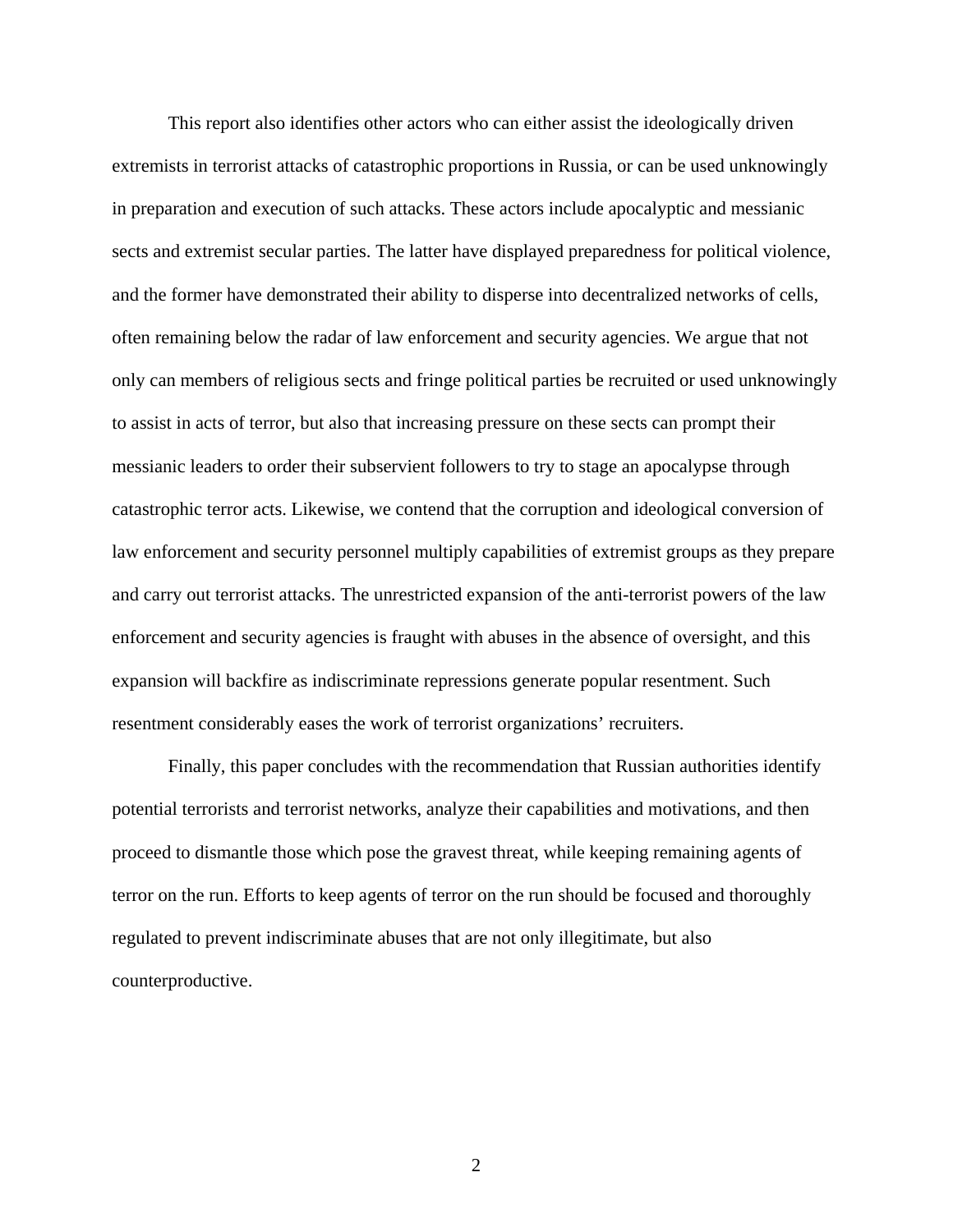This report also identifies other actors who can either assist the ideologically driven extremists in terrorist attacks of catastrophic proportions in Russia, or can be used unknowingly in preparation and execution of such attacks. These actors include apocalyptic and messianic sects and extremist secular parties. The latter have displayed preparedness for political violence, and the former have demonstrated their ability to disperse into decentralized networks of cells, often remaining below the radar of law enforcement and security agencies. We argue that not only can members of religious sects and fringe political parties be recruited or used unknowingly to assist in acts of terror, but also that increasing pressure on these sects can prompt their messianic leaders to order their subservient followers to try to stage an apocalypse through catastrophic terror acts. Likewise, we contend that the corruption and ideological conversion of law enforcement and security personnel multiply capabilities of extremist groups as they prepare and carry out terrorist attacks. The unrestricted expansion of the anti-terrorist powers of the law enforcement and security agencies is fraught with abuses in the absence of oversight, and this expansion will backfire as indiscriminate repressions generate popular resentment. Such resentment considerably eases the work of terrorist organizations' recruiters.

Finally, this paper concludes with the recommendation that Russian authorities identify potential terrorists and terrorist networks, analyze their capabilities and motivations, and then proceed to dismantle those which pose the gravest threat, while keeping remaining agents of terror on the run. Efforts to keep agents of terror on the run should be focused and thoroughly regulated to prevent indiscriminate abuses that are not only illegitimate, but also counterproductive.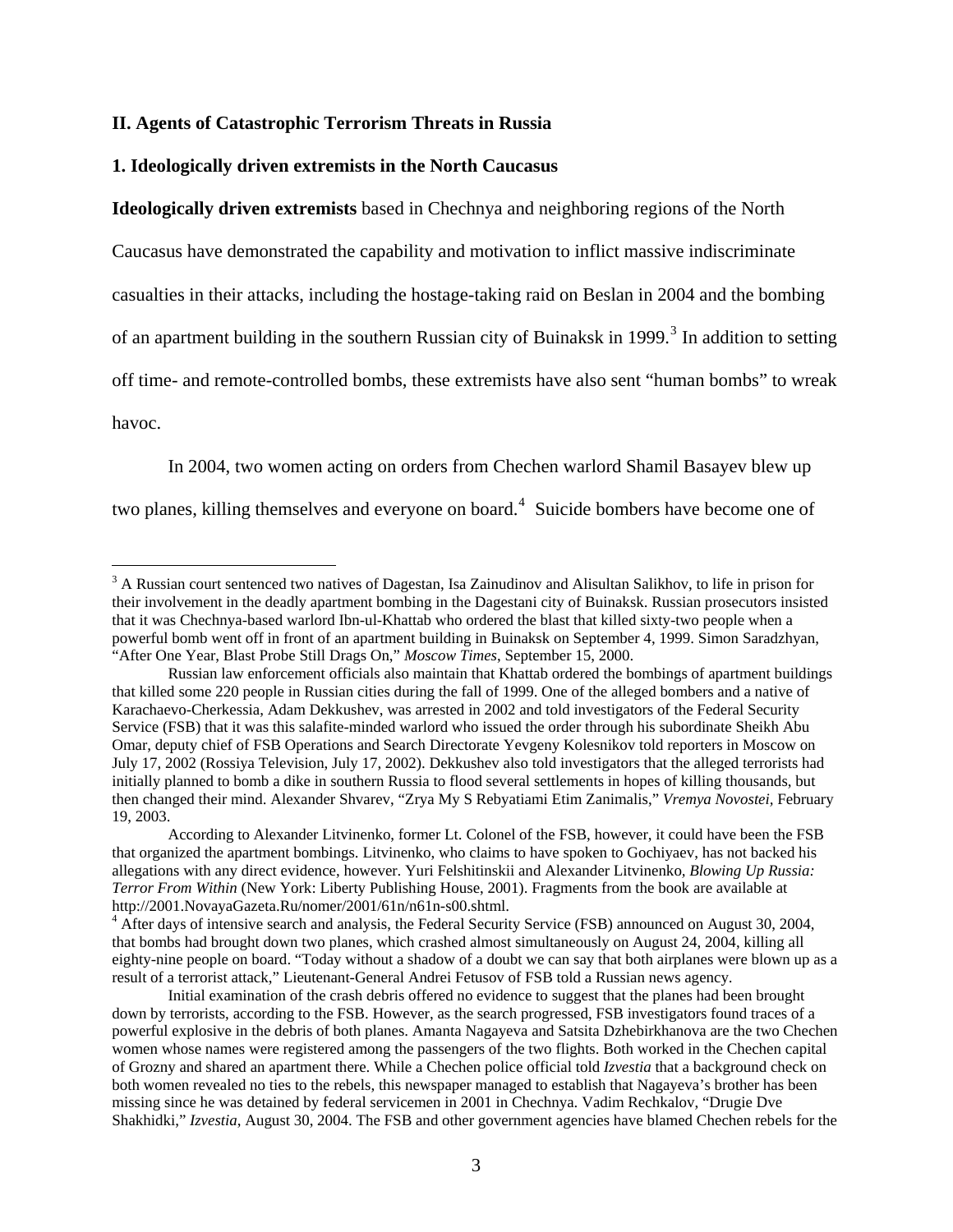## II. Agents of Catastrophic Terrorism Threats in Russia

### 1. Ideologically driven extremists in the North Caucasus

**Ideologically driven extremists** based in Chechnya and neighboring regions of the North Caucasus have demonstrated the capability and motivation to inflict massive indiscriminate casualties in their attacks, including the hostage-taking raid on Beslan in 2004 and the bombing of an apartment building in the southern Russian city of Buinaksk in 1999.[3] In addition to setting off time- and remote-controlled bombs, these extremists have also sent "human bombs" to wreak havoc.

In 2004, two women acting on orders from Chechen warlord Shamil Basayev blew up two planes, killing themselves and everyone on board.[4] Suicide bombers have become one of

---

[3] A Russian court sentenced two natives of Dagestan, Isa Zainudinov and Alisultan Salikhov, to life in prison for their involvement in the deadly apartment bombing in the Dagestani city of Buinaksk. Russian prosecutors insisted that it was Chechnya-based warlord Ibn-ul-Khattab who ordered the blast that killed sixty-two people when a powerful bomb went off in front of an apartment building in Buinaksk on September 4, 1999. Simon Saradzhyan, "After One Year, Blast Probe Still Drags On," *Moscow Times*, September 15, 2000.

Russian law enforcement officials also maintain that Khattab ordered the bombings of apartment buildings that killed some 220 people in Russian cities during the fall of 1999. One of the alleged bombers and a native of Karachaevo-Cherkessia, Adam Dekkushev, was arrested in 2002 and told investigators of the Federal Security Service (FSB) that it was this salafite-minded warlord who issued the order through his subordinate Sheikh Abu Omar, deputy chief of FSB Operations and Search Directorate Yevgeny Kolesnikov told reporters in Moscow on July 17, 2002 (Rossiya Television, July 17, 2002). Dekkushev also told investigators that the alleged terrorists had initially planned to bomb a dike in southern Russia to flood several settlements in hopes of killing thousands, but then changed their mind. Alexander Shvarev, "Zrya My S Rebyatiami Etim Zanimalis," *Vremya Novostei*, February 19, 2003.

According to Alexander Litvinenko, former Lt. Colonel of the FSB, however, it could have been the FSB that organized the apartment bombings. Litvinenko, who claims to have spoken to Gochiyaev, has not backed his allegations with any direct evidence, however. Yuri Felshitinskii and Alexander Litvinenko, *Blowing Up Russia: Terror From Within* (New York: Liberty Publishing House, 2001). Fragments from the book are available at http://2001.NovayaGazeta.Ru/nomer/2001/61n/n61n-s00.shtml.

[4] After days of intensive search and analysis, the Federal Security Service (FSB) announced on August 30, 2004, that bombs had brought down two planes, which crashed almost simultaneously on August 24, 2004, killing all eighty-nine people on board. "Today without a shadow of a doubt we can say that both airplanes were blown up as a result of a terrorist attack," Lieutenant-General Andrei Fetusov of FSB told a Russian news agency.

Initial examination of the crash debris offered no evidence to suggest that the planes had been brought down by terrorists, according to the FSB. However, as the search progressed, FSB investigators found traces of a powerful explosive in the debris of both planes. Amanta Nagayeva and Satsita Dzhebirkhanova are the two Chechen women whose names were registered among the passengers of the two flights. Both worked in the Chechen capital of Grozny and shared an apartment there. While a Chechen police official told *Izvestia* that a background check on both women revealed no ties to the rebels, this newspaper managed to establish that Nagayeva's brother has been missing since he was detained by federal servicemen in 2001 in Chechnya. Vadim Rechkalov, "Drugie Dve Shakhidki," *Izvestia*, August 30, 2004. The FSB and other government agencies have blamed Chechen rebels for the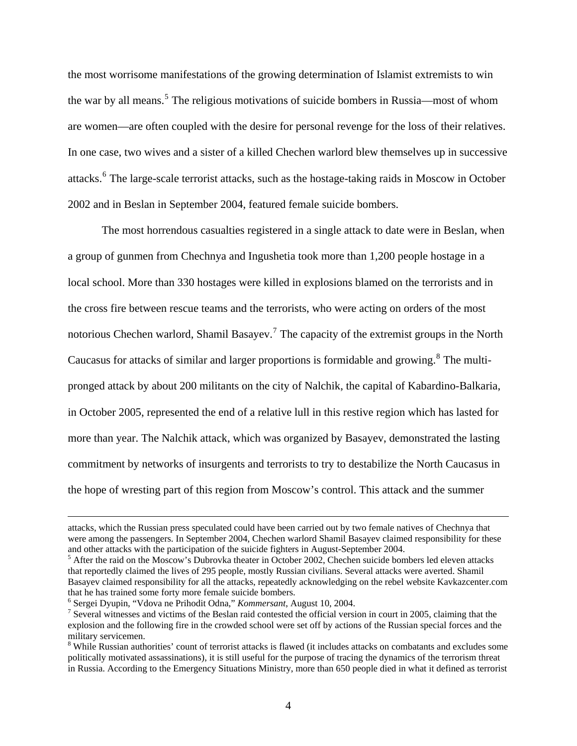the most worrisome manifestations of the growing determination of Islamist extremists to win the war by all means.[5] The religious motivations of suicide bombers in Russia—most of whom are women—are often coupled with the desire for personal revenge for the loss of their relatives. In one case, two wives and a sister of a killed Chechen warlord blew themselves up in successive attacks.[6] The large-scale terrorist attacks, such as the hostage-taking raids in Moscow in October 2002 and in Beslan in September 2004, featured female suicide bombers.

The most horrendous casualties registered in a single attack to date were in Beslan, when a group of gunmen from Chechnya and Ingushetia took more than 1,200 people hostage in a local school. More than 330 hostages were killed in explosions blamed on the terrorists and in the cross fire between rescue teams and the terrorists, who were acting on orders of the most notorious Chechen warlord, Shamil Basayev.[7] The capacity of the extremist groups in the North Caucasus for attacks of similar and larger proportions is formidable and growing.[8] The multi-pronged attack by about 200 militants on the city of Nalchik, the capital of Kabardino-Balkaria, in October 2005, represented the end of a relative lull in this restive region which has lasted for more than year. The Nalchik attack, which was organized by Basayev, demonstrated the lasting commitment by networks of insurgents and terrorists to try to destabilize the North Caucasus in the hope of wresting part of this region from Moscow's control. This attack and the summer

---

attacks, which the Russian press speculated could have been carried out by two female natives of Chechnya that were among the passengers. In September 2004, Chechen warlord Shamil Basayev claimed responsibility for these and other attacks with the participation of the suicide fighters in August-September 2004.

[5] After the raid on the Moscow's Dubrovka theater in October 2002, Chechen suicide bombers led eleven attacks that reportedly claimed the lives of 295 people, mostly Russian civilians. Several attacks were averted. Shamil Basayev claimed responsibility for all the attacks, repeatedly acknowledging on the rebel website Kavkazcenter.com that he has trained some forty more female suicide bombers.

[6] Sergei Dyupin, "Vdova ne Prihodit Odna," *Kommersant*, August 10, 2004.

[7] Several witnesses and victims of the Beslan raid contested the official version in court in 2005, claiming that the explosion and the following fire in the crowded school were set off by actions of the Russian special forces and the military servicemen.

[8] While Russian authorities' count of terrorist attacks is flawed (it includes attacks on combatants and excludes some politically motivated assassinations), it is still useful for the purpose of tracing the dynamics of the terrorism threat in Russia. According to the Emergency Situations Ministry, more than 650 people died in what it defined as terrorist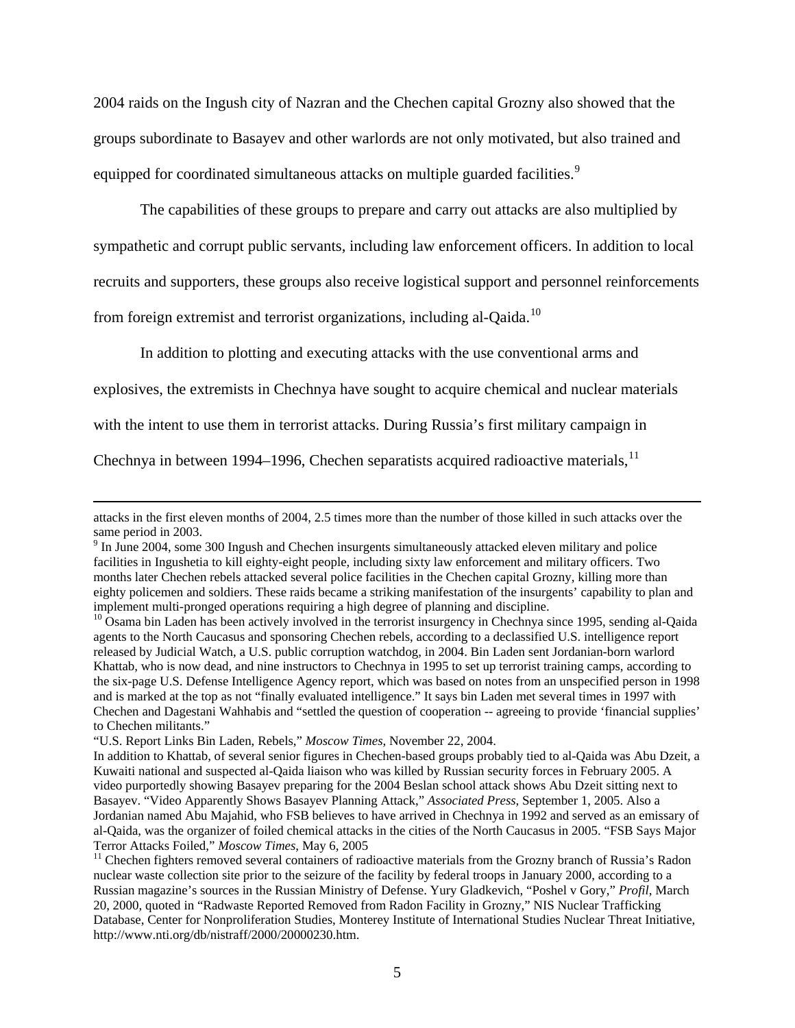2004 raids on the Ingush city of Nazran and the Chechen capital Grozny also showed that the groups subordinate to Basayev and other warlords are not only motivated, but also trained and equipped for coordinated simultaneous attacks on multiple guarded facilities.[9]

The capabilities of these groups to prepare and carry out attacks are also multiplied by sympathetic and corrupt public servants, including law enforcement officers. In addition to local recruits and supporters, these groups also receive logistical support and personnel reinforcements from foreign extremist and terrorist organizations, including al-Qaida.[10]

In addition to plotting and executing attacks with the use conventional arms and explosives, the extremists in Chechnya have sought to acquire chemical and nuclear materials with the intent to use them in terrorist attacks. During Russia's first military campaign in Chechnya in between 1994–1996, Chechen separatists acquired radioactive materials,[11]

---

attacks in the first eleven months of 2004, 2.5 times more than the number of those killed in such attacks over the same period in 2003.

[9] In June 2004, some 300 Ingush and Chechen insurgents simultaneously attacked eleven military and police facilities in Ingushetia to kill eighty-eight people, including sixty law enforcement and military officers. Two months later Chechen rebels attacked several police facilities in the Chechen capital Grozny, killing more than eighty policemen and soldiers. These raids became a striking manifestation of the insurgents' capability to plan and implement multi-pronged operations requiring a high degree of planning and discipline.

[10] Osama bin Laden has been actively involved in the terrorist insurgency in Chechnya since 1995, sending al-Qaida agents to the North Caucasus and sponsoring Chechen rebels, according to a declassified U.S. intelligence report released by Judicial Watch, a U.S. public corruption watchdog, in 2004. Bin Laden sent Jordanian-born warlord Khattab, who is now dead, and nine instructors to Chechnya in 1995 to set up terrorist training camps, according to the six-page U.S. Defense Intelligence Agency report, which was based on notes from an unspecified person in 1998 and is marked at the top as not "finally evaluated intelligence." It says bin Laden met several times in 1997 with Chechen and Dagestani Wahhabis and "settled the question of cooperation -- agreeing to provide 'financial supplies' to Chechen militants."

"U.S. Report Links Bin Laden, Rebels," *Moscow Times*, November 22, 2004.

In addition to Khattab, of several senior figures in Chechen-based groups probably tied to al-Qaida was Abu Dzeit, a Kuwaiti national and suspected al-Qaida liaison who was killed by Russian security forces in February 2005. A video purportedly showing Basayev preparing for the 2004 Beslan school attack shows Abu Dzeit sitting next to Basayev. "Video Apparently Shows Basayev Planning Attack," *Associated Press*, September 1, 2005. Also a Jordanian named Abu Majahid, who FSB believes to have arrived in Chechnya in 1992 and served as an emissary of al-Qaida, was the organizer of foiled chemical attacks in the cities of the North Caucasus in 2005. "FSB Says Major Terror Attacks Foiled," *Moscow Times*, May 6, 2005

[11] Chechen fighters removed several containers of radioactive materials from the Grozny branch of Russia's Radon nuclear waste collection site prior to the seizure of the facility by federal troops in January 2000, according to a Russian magazine's sources in the Russian Ministry of Defense. Yury Gladkevich, "Poshel v Gory," *Profil*, March 20, 2000, quoted in "Radwaste Reported Removed from Radon Facility in Grozny," NIS Nuclear Trafficking Database, Center for Nonproliferation Studies, Monterey Institute of International Studies Nuclear Threat Initiative, http://www.nti.org/db/nistraff/2000/20000230.htm.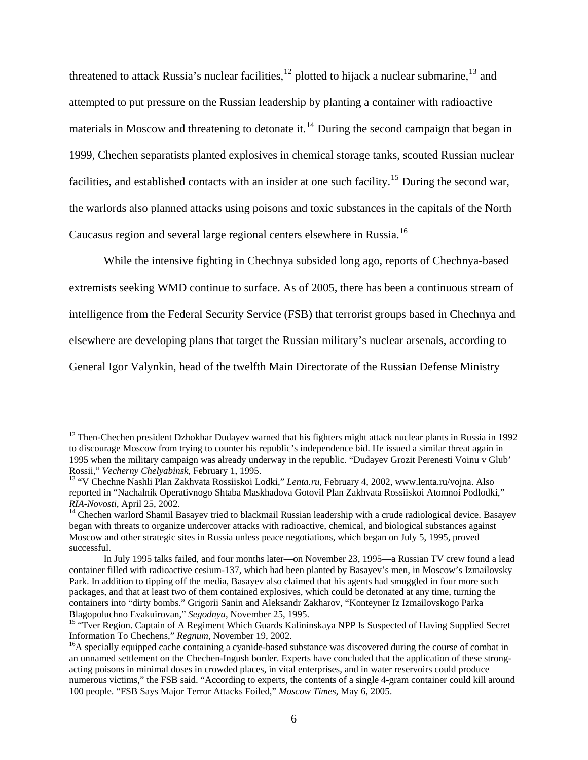threatened to attack Russia's nuclear facilities,[12] plotted to hijack a nuclear submarine,[13] and attempted to put pressure on the Russian leadership by planting a container with radioactive materials in Moscow and threatening to detonate it.[14] During the second campaign that began in 1999, Chechen separatists planted explosives in chemical storage tanks, scouted Russian nuclear facilities, and established contacts with an insider at one such facility.[15] During the second war, the warlords also planned attacks using poisons and toxic substances in the capitals of the North Caucasus region and several large regional centers elsewhere in Russia.[16]

While the intensive fighting in Chechnya subsided long ago, reports of Chechnya-based extremists seeking WMD continue to surface. As of 2005, there has been a continuous stream of intelligence from the Federal Security Service (FSB) that terrorist groups based in Chechnya and elsewhere are developing plans that target the Russian military's nuclear arsenals, according to General Igor Valynkin, head of the twelfth Main Directorate of the Russian Defense Ministry

---

[12] Then-Chechen president Dzhokhar Dudayev warned that his fighters might attack nuclear plants in Russia in 1992 to discourage Moscow from trying to counter his republic's independence bid. He issued a similar threat again in 1995 when the military campaign was already underway in the republic. "Dudayev Grozit Perenesti Voinu v Glub' Rossii," *Vecherny Chelyabinsk*, February 1, 1995.

[13] "V Chechne Nashli Plan Zakhvata Rossiiskoi Lodki," *Lenta.ru*, February 4, 2002, www.lenta.ru/vojna. Also reported in "Nachalnik Operativnogo Shtaba Maskhadova Gotovil Plan Zakhvata Rossiiskoi Atomnoi Podlodki," *RIA-Novosti*, April 25, 2002.

[14] Chechen warlord Shamil Basayev tried to blackmail Russian leadership with a crude radiological device. Basayev began with threats to organize undercover attacks with radioactive, chemical, and biological substances against Moscow and other strategic sites in Russia unless peace negotiations, which began on July 5, 1995, proved successful.

In July 1995 talks failed, and four months later—on November 23, 1995—a Russian TV crew found a lead container filled with radioactive cesium-137, which had been planted by Basayev's men, in Moscow's Izmailovsky Park. In addition to tipping off the media, Basayev also claimed that his agents had smuggled in four more such packages, and that at least two of them contained explosives, which could be detonated at any time, turning the containers into "dirty bombs." Grigorii Sanin and Aleksandr Zakharov, "Konteyner Iz Izmailovskogo Parka Blagopoluchno Evakuirovan," *Segodnya*, November 25, 1995.

[15] "Tver Region. Captain of A Regiment Which Guards Kalininskaya NPP Is Suspected of Having Supplied Secret Information To Chechens," *Regnum*, November 19, 2002.

[16] A specially equipped cache containing a cyanide-based substance was discovered during the course of combat in an unnamed settlement on the Chechen-Ingush border. Experts have concluded that the application of these strong-acting poisons in minimal doses in crowded places, in vital enterprises, and in water reservoirs could produce numerous victims," the FSB said. "According to experts, the contents of a single 4-gram container could kill around 100 people. "FSB Says Major Terror Attacks Foiled," *Moscow Times*, May 6, 2005.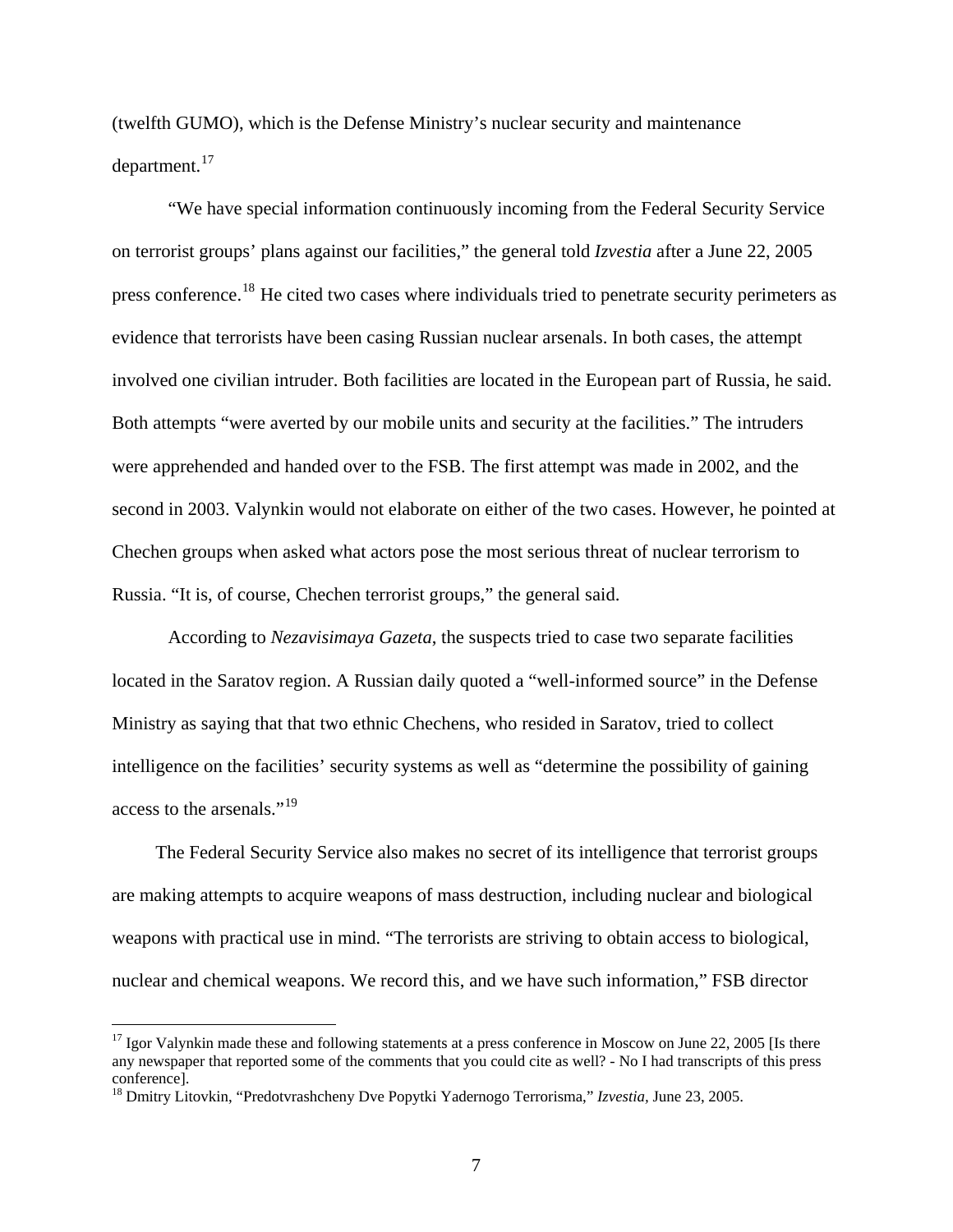(twelfth GUMO), which is the Defense Ministry's nuclear security and maintenance department.[17]

"We have special information continuously incoming from the Federal Security Service on terrorist groups' plans against our facilities," the general told *Izvestia* after a June 22, 2005 press conference.[18] He cited two cases where individuals tried to penetrate security perimeters as evidence that terrorists have been casing Russian nuclear arsenals. In both cases, the attempt involved one civilian intruder. Both facilities are located in the European part of Russia, he said. Both attempts "were averted by our mobile units and security at the facilities." The intruders were apprehended and handed over to the FSB. The first attempt was made in 2002, and the second in 2003. Valynkin would not elaborate on either of the two cases. However, he pointed at Chechen groups when asked what actors pose the most serious threat of nuclear terrorism to Russia. "It is, of course, Chechen terrorist groups," the general said.

According to *Nezavisimaya Gazeta*, the suspects tried to case two separate facilities located in the Saratov region. A Russian daily quoted a "well-informed source" in the Defense Ministry as saying that that two ethnic Chechens, who resided in Saratov, tried to collect intelligence on the facilities' security systems as well as "determine the possibility of gaining access to the arsenals."[19]

The Federal Security Service also makes no secret of its intelligence that terrorist groups are making attempts to acquire weapons of mass destruction, including nuclear and biological weapons with practical use in mind. "The terrorists are striving to obtain access to biological, nuclear and chemical weapons. We record this, and we have such information," FSB director

---

[17] Igor Valynkin made these and following statements at a press conference in Moscow on June 22, 2005 [Is there any newspaper that reported some of the comments that you could cite as well? - No I had transcripts of this press conference].

[18] Dmitry Litovkin, "Predotvrashcheny Dve Popytki Yadernogo Terrorisma," *Izvestia*, June 23, 2005.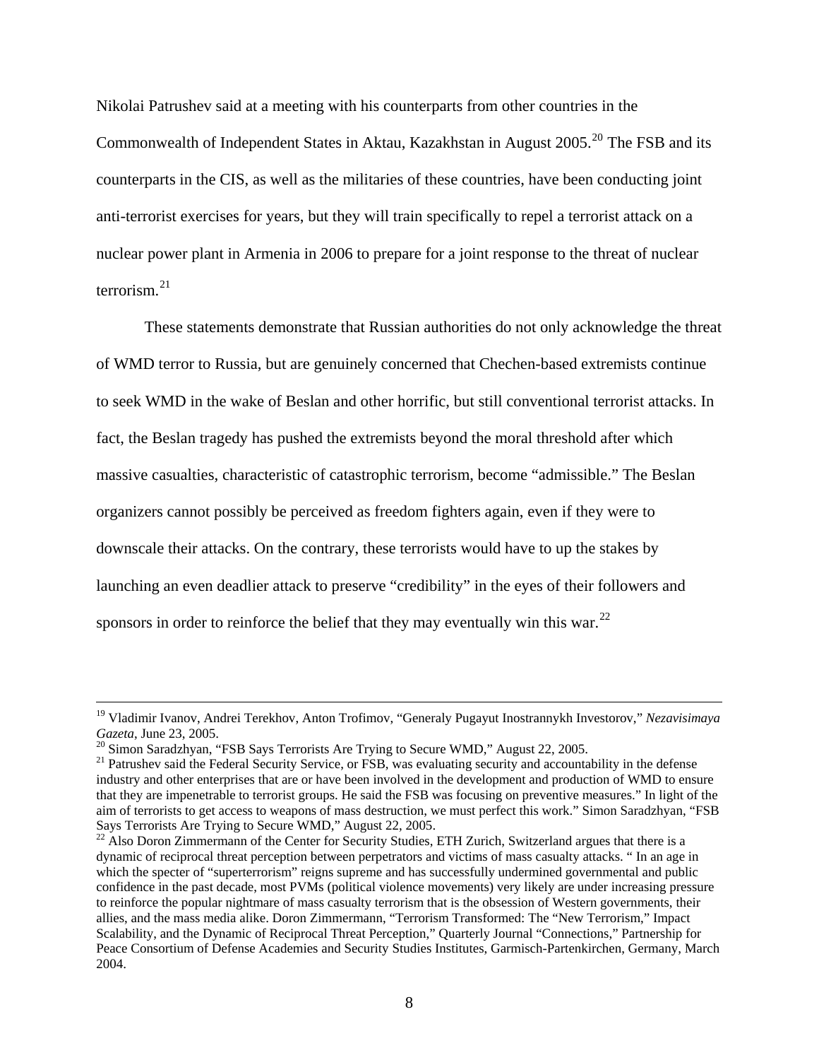Nikolai Patrushev said at a meeting with his counterparts from other countries in the Commonwealth of Independent States in Aktau, Kazakhstan in August 2005.[20] The FSB and its counterparts in the CIS, as well as the militaries of these countries, have been conducting joint anti-terrorist exercises for years, but they will train specifically to repel a terrorist attack on a nuclear power plant in Armenia in 2006 to prepare for a joint response to the threat of nuclear terrorism.[21]

These statements demonstrate that Russian authorities do not only acknowledge the threat of WMD terror to Russia, but are genuinely concerned that Chechen-based extremists continue to seek WMD in the wake of Beslan and other horrific, but still conventional terrorist attacks. In fact, the Beslan tragedy has pushed the extremists beyond the moral threshold after which massive casualties, characteristic of catastrophic terrorism, become "admissible." The Beslan organizers cannot possibly be perceived as freedom fighters again, even if they were to downscale their attacks. On the contrary, these terrorists would have to up the stakes by launching an even deadlier attack to preserve "credibility" in the eyes of their followers and sponsors in order to reinforce the belief that they may eventually win this war.[22]

---

[19] Vladimir Ivanov, Andrei Terekhov, Anton Trofimov, "Generaly Pugayut Inostrannykh Investorov," *Nezavisimaya Gazeta*, June 23, 2005.

[20] Simon Saradzhyan, "FSB Says Terrorists Are Trying to Secure WMD," August 22, 2005.

[21] Patrushev said the Federal Security Service, or FSB, was evaluating security and accountability in the defense industry and other enterprises that are or have been involved in the development and production of WMD to ensure that they are impenetrable to terrorist groups. He said the FSB was focusing on preventive measures." In light of the aim of terrorists to get access to weapons of mass destruction, we must perfect this work." Simon Saradzhyan, "FSB Says Terrorists Are Trying to Secure WMD," August 22, 2005.

[22] Also Doron Zimmermann of the Center for Security Studies, ETH Zurich, Switzerland argues that there is a dynamic of reciprocal threat perception between perpetrators and victims of mass casualty attacks. " In an age in which the specter of "superterrorism" reigns supreme and has successfully undermined governmental and public confidence in the past decade, most PVMs (political violence movements) very likely are under increasing pressure to reinforce the popular nightmare of mass casualty terrorism that is the obsession of Western governments, their allies, and the mass media alike. Doron Zimmermann, "Terrorism Transformed: The "New Terrorism," Impact Scalability, and the Dynamic of Reciprocal Threat Perception," Quarterly Journal "Connections," Partnership for Peace Consortium of Defense Academies and Security Studies Institutes, Garmisch-Partenkirchen, Germany, March 2004.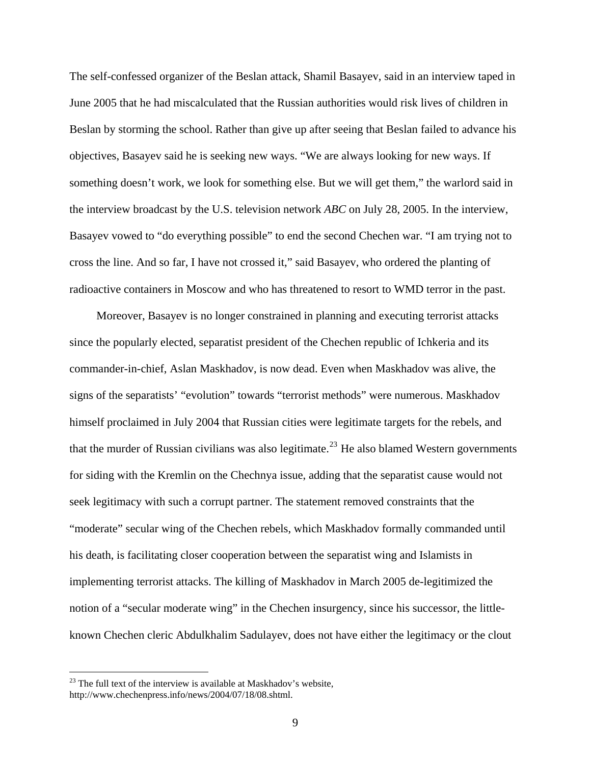The self-confessed organizer of the Beslan attack, Shamil Basayev, said in an interview taped in June 2005 that he had miscalculated that the Russian authorities would risk lives of children in Beslan by storming the school. Rather than give up after seeing that Beslan failed to advance his objectives, Basayev said he is seeking new ways. "We are always looking for new ways. If something doesn't work, we look for something else. But we will get them," the warlord said in the interview broadcast by the U.S. television network *ABC* on July 28, 2005. In the interview, Basayev vowed to "do everything possible" to end the second Chechen war. "I am trying not to cross the line. And so far, I have not crossed it," said Basayev, who ordered the planting of radioactive containers in Moscow and who has threatened to resort to WMD terror in the past.

Moreover, Basayev is no longer constrained in planning and executing terrorist attacks since the popularly elected, separatist president of the Chechen republic of Ichkeria and its commander-in-chief, Aslan Maskhadov, is now dead. Even when Maskhadov was alive, the signs of the separatists' "evolution" towards "terrorist methods" were numerous. Maskhadov himself proclaimed in July 2004 that Russian cities were legitimate targets for the rebels, and that the murder of Russian civilians was also legitimate.[23] He also blamed Western governments for siding with the Kremlin on the Chechnya issue, adding that the separatist cause would not seek legitimacy with such a corrupt partner. The statement removed constraints that the "moderate" secular wing of the Chechen rebels, which Maskhadov formally commanded until his death, is facilitating closer cooperation between the separatist wing and Islamists in implementing terrorist attacks. The killing of Maskhadov in March 2005 de-legitimized the notion of a "secular moderate wing" in the Chechen insurgency, since his successor, the little-known Chechen cleric Abdulkhalim Sadulayev, does not have either the legitimacy or the clout

[23] The full text of the interview is available at Maskhadov's website, http://www.chechenpress.info/news/2004/07/18/08.shtml.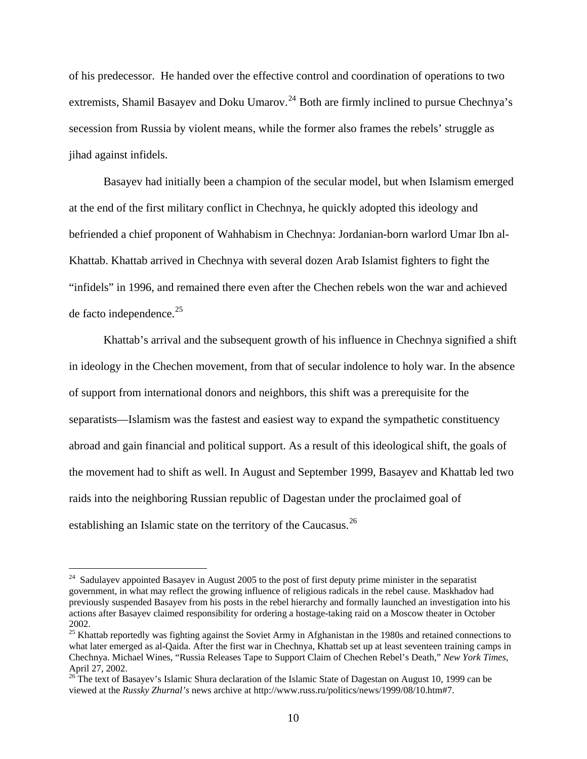of his predecessor. He handed over the effective control and coordination of operations to two extremists, Shamil Basayev and Doku Umarov.[24] Both are firmly inclined to pursue Chechnya's secession from Russia by violent means, while the former also frames the rebels' struggle as jihad against infidels.

Basayev had initially been a champion of the secular model, but when Islamism emerged at the end of the first military conflict in Chechnya, he quickly adopted this ideology and befriended a chief proponent of Wahhabism in Chechnya: Jordanian-born warlord Umar Ibn al-Khattab. Khattab arrived in Chechnya with several dozen Arab Islamist fighters to fight the "infidels" in 1996, and remained there even after the Chechen rebels won the war and achieved de facto independence.[25]

Khattab's arrival and the subsequent growth of his influence in Chechnya signified a shift in ideology in the Chechen movement, from that of secular indolence to holy war. In the absence of support from international donors and neighbors, this shift was a prerequisite for the separatists—Islamism was the fastest and easiest way to expand the sympathetic constituency abroad and gain financial and political support. As a result of this ideological shift, the goals of the movement had to shift as well. In August and September 1999, Basayev and Khattab led two raids into the neighboring Russian republic of Dagestan under the proclaimed goal of establishing an Islamic state on the territory of the Caucasus.[26]

---

[24] Sadulayev appointed Basayev in August 2005 to the post of first deputy prime minister in the separatist government, in what may reflect the growing influence of religious radicals in the rebel cause. Maskhadov had previously suspended Basayev from his posts in the rebel hierarchy and formally launched an investigation into his actions after Basayev claimed responsibility for ordering a hostage-taking raid on a Moscow theater in October 2002.

[25] Khattab reportedly was fighting against the Soviet Army in Afghanistan in the 1980s and retained connections to what later emerged as al-Qaida. After the first war in Chechnya, Khattab set up at least seventeen training camps in Chechnya. Michael Wines, "Russia Releases Tape to Support Claim of Chechen Rebel's Death," *New York Times*, April 27, 2002.

[26] The text of Basayev's Islamic Shura declaration of the Islamic State of Dagestan on August 10, 1999 can be viewed at the *Russky Zhurnal's* news archive at http://www.russ.ru/politics/news/1999/08/10.htm#7.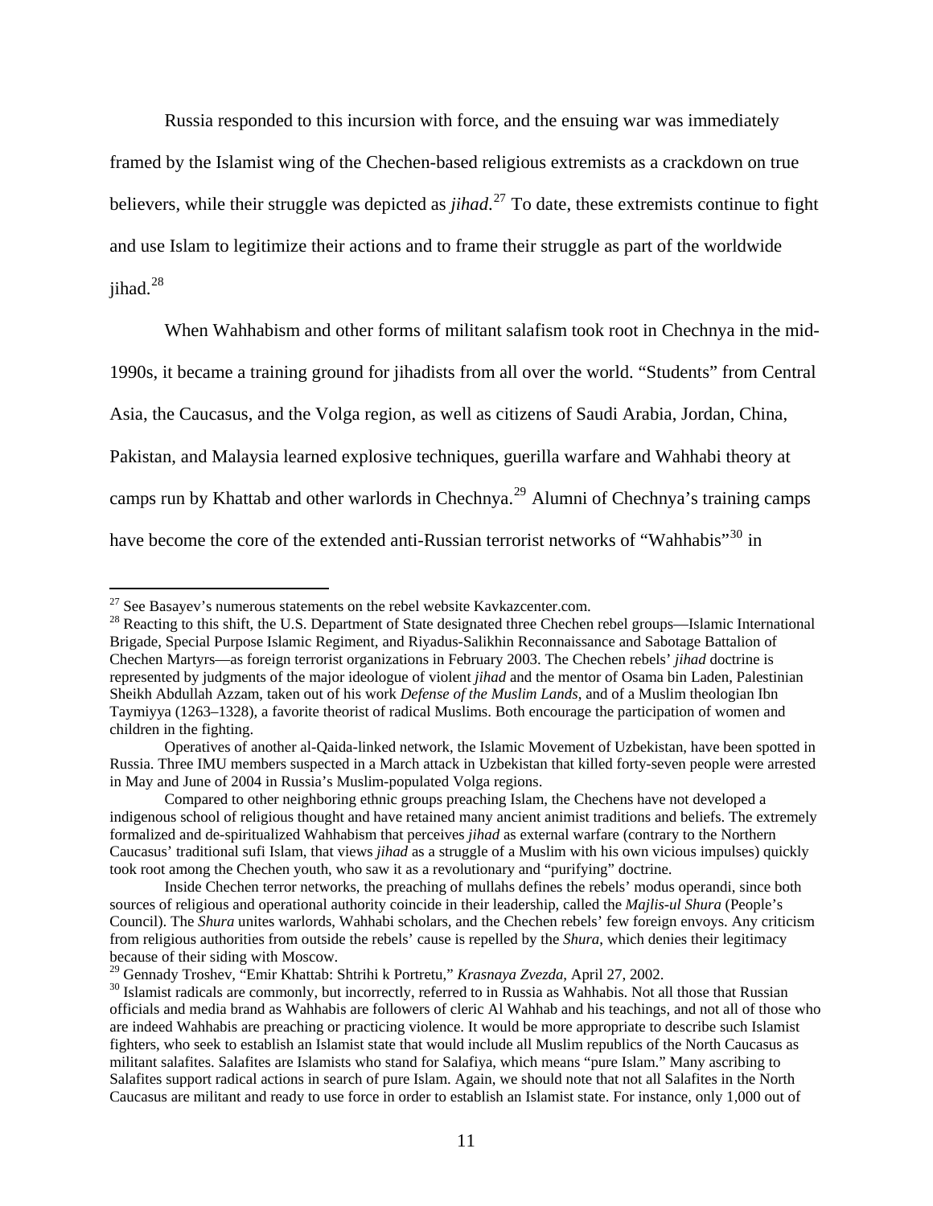Russia responded to this incursion with force, and the ensuing war was immediately framed by the Islamist wing of the Chechen-based religious extremists as a crackdown on true believers, while their struggle was depicted as *jihad*.[27] To date, these extremists continue to fight and use Islam to legitimize their actions and to frame their struggle as part of the worldwide jihad.[28]

When Wahhabism and other forms of militant salafism took root in Chechnya in the mid-1990s, it became a training ground for jihadists from all over the world. "Students" from Central Asia, the Caucasus, and the Volga region, as well as citizens of Saudi Arabia, Jordan, China, Pakistan, and Malaysia learned explosive techniques, guerilla warfare and Wahhabi theory at camps run by Khattab and other warlords in Chechnya.[29] Alumni of Chechnya's training camps have become the core of the extended anti-Russian terrorist networks of "Wahhabis"[30] in

---

[27] See Basayev's numerous statements on the rebel website Kavkazcenter.com.

[28] Reacting to this shift, the U.S. Department of State designated three Chechen rebel groups—Islamic International Brigade, Special Purpose Islamic Regiment, and Riyadus-Salikhin Reconnaissance and Sabotage Battalion of Chechen Martyrs—as foreign terrorist organizations in February 2003. The Chechen rebels' *jihad* doctrine is represented by judgments of the major ideologue of violent *jihad* and the mentor of Osama bin Laden, Palestinian Sheikh Abdullah Azzam, taken out of his work *Defense of the Muslim Lands*, and of a Muslim theologian Ibn Taymiyya (1263–1328), a favorite theorist of radical Muslims. Both encourage the participation of women and children in the fighting.

Operatives of another al-Qaida-linked network, the Islamic Movement of Uzbekistan, have been spotted in Russia. Three IMU members suspected in a March attack in Uzbekistan that killed forty-seven people were arrested in May and June of 2004 in Russia's Muslim-populated Volga regions.

Compared to other neighboring ethnic groups preaching Islam, the Chechens have not developed a indigenous school of religious thought and have retained many ancient animist traditions and beliefs. The extremely formalized and de-spiritualized Wahhabism that perceives *jihad* as external warfare (contrary to the Northern Caucasus' traditional sufi Islam, that views *jihad* as a struggle of a Muslim with his own vicious impulses) quickly took root among the Chechen youth, who saw it as a revolutionary and "purifying" doctrine.

Inside Chechen terror networks, the preaching of mullahs defines the rebels' modus operandi, since both sources of religious and operational authority coincide in their leadership, called the *Majlis-ul Shura* (People's Council). The *Shura* unites warlords, Wahhabi scholars, and the Chechen rebels' few foreign envoys. Any criticism from religious authorities from outside the rebels' cause is repelled by the *Shura*, which denies their legitimacy because of their siding with Moscow.

[29] Gennady Troshev, "Emir Khattab: Shtrihi k Portretu," *Krasnaya Zvezda*, April 27, 2002.

[30] Islamist radicals are commonly, but incorrectly, referred to in Russia as Wahhabis. Not all those that Russian officials and media brand as Wahhabis are followers of cleric Al Wahhab and his teachings, and not all of those who are indeed Wahhabis are preaching or practicing violence. It would be more appropriate to describe such Islamist fighters, who seek to establish an Islamist state that would include all Muslim republics of the North Caucasus as militant salafites. Salafites are Islamists who stand for Salafiya, which means "pure Islam." Many ascribing to Salafites support radical actions in search of pure Islam. Again, we should note that not all Salafites in the North Caucasus are militant and ready to use force in order to establish an Islamist state. For instance, only 1,000 out of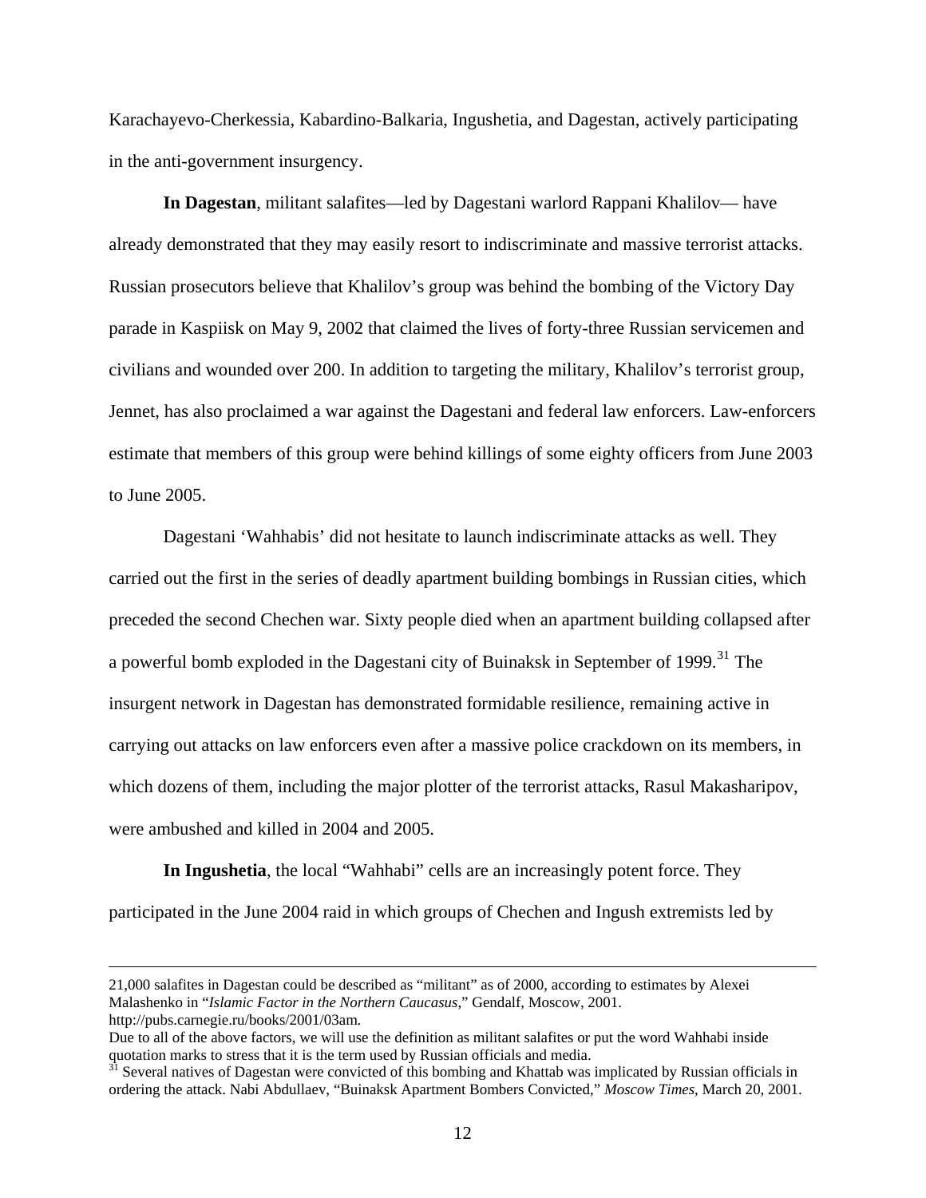Karachayevo-Cherkessia, Kabardino-Balkaria, Ingushetia, and Dagestan, actively participating in the anti-government insurgency.

**In Dagestan**, militant salafites—led by Dagestani warlord Rappani Khalilov— have already demonstrated that they may easily resort to indiscriminate and massive terrorist attacks. Russian prosecutors believe that Khalilov's group was behind the bombing of the Victory Day parade in Kaspiisk on May 9, 2002 that claimed the lives of forty-three Russian servicemen and civilians and wounded over 200. In addition to targeting the military, Khalilov's terrorist group, Jennet, has also proclaimed a war against the Dagestani and federal law enforcers. Law-enforcers estimate that members of this group were behind killings of some eighty officers from June 2003 to June 2005.

Dagestani 'Wahhabis' did not hesitate to launch indiscriminate attacks as well. They carried out the first in the series of deadly apartment building bombings in Russian cities, which preceded the second Chechen war. Sixty people died when an apartment building collapsed after a powerful bomb exploded in the Dagestani city of Buinaksk in September of 1999.[31] The insurgent network in Dagestan has demonstrated formidable resilience, remaining active in carrying out attacks on law enforcers even after a massive police crackdown on its members, in which dozens of them, including the major plotter of the terrorist attacks, Rasul Makasharipov, were ambushed and killed in 2004 and 2005.

**In Ingushetia**, the local "Wahhabi" cells are an increasingly potent force. They participated in the June 2004 raid in which groups of Chechen and Ingush extremists led by

---

21,000 salafites in Dagestan could be described as "militant" as of 2000, according to estimates by Alexei Malashenko in "*Islamic Factor in the Northern Caucasus*," Gendalf, Moscow, 2001. http://pubs.carnegie.ru/books/2001/03am.

Due to all of the above factors, we will use the definition as militant salafites or put the word Wahhabi inside quotation marks to stress that it is the term used by Russian officials and media.

[31] Several natives of Dagestan were convicted of this bombing and Khattab was implicated by Russian officials in ordering the attack. Nabi Abdullaev, "Buinaksk Apartment Bombers Convicted," *Moscow Times*, March 20, 2001.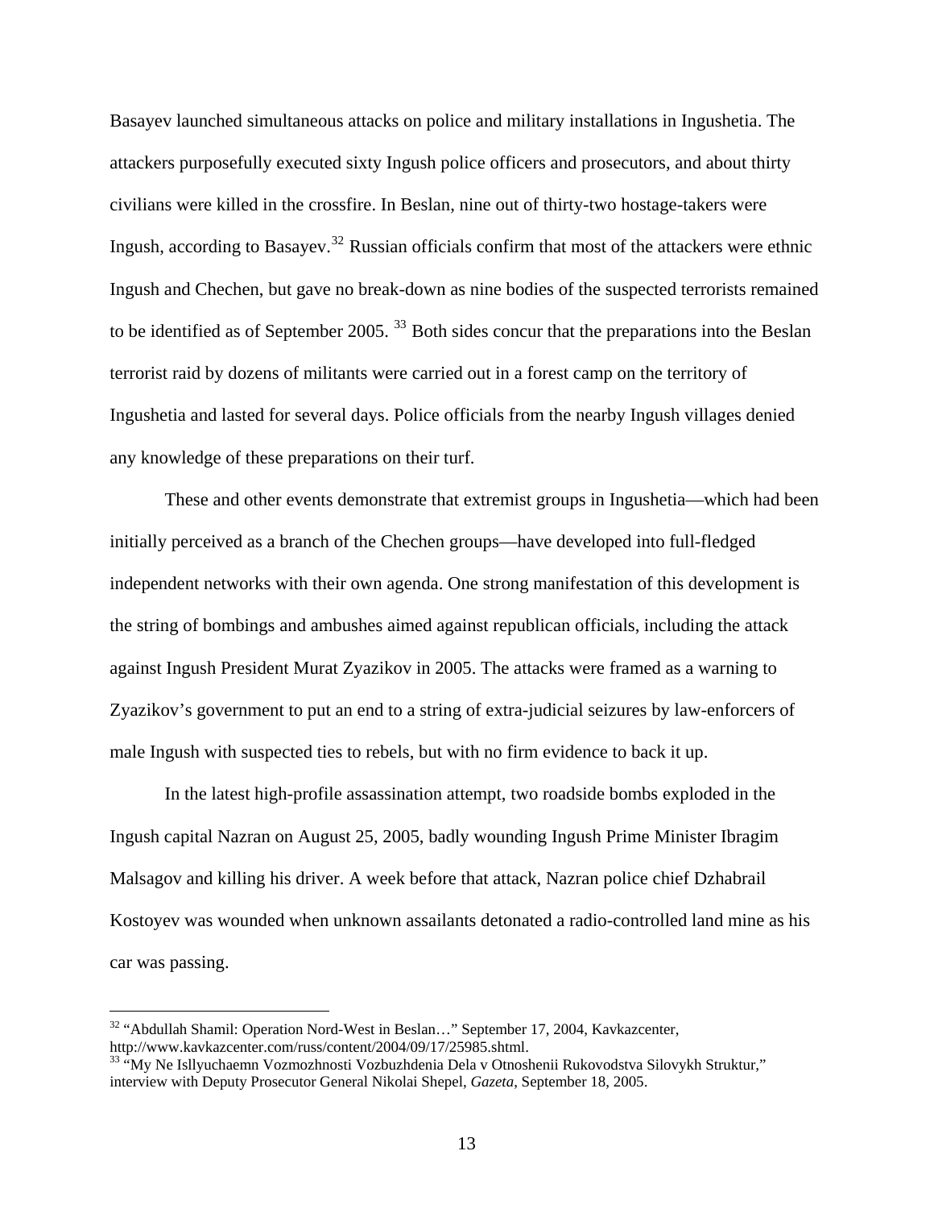Basayev launched simultaneous attacks on police and military installations in Ingushetia. The attackers purposefully executed sixty Ingush police officers and prosecutors, and about thirty civilians were killed in the crossfire. In Beslan, nine out of thirty-two hostage-takers were Ingush, according to Basayev.[32] Russian officials confirm that most of the attackers were ethnic Ingush and Chechen, but gave no break-down as nine bodies of the suspected terrorists remained to be identified as of September 2005. [33] Both sides concur that the preparations into the Beslan terrorist raid by dozens of militants were carried out in a forest camp on the territory of Ingushetia and lasted for several days. Police officials from the nearby Ingush villages denied any knowledge of these preparations on their turf.

These and other events demonstrate that extremist groups in Ingushetia—which had been initially perceived as a branch of the Chechen groups—have developed into full-fledged independent networks with their own agenda. One strong manifestation of this development is the string of bombings and ambushes aimed against republican officials, including the attack against Ingush President Murat Zyazikov in 2005. The attacks were framed as a warning to Zyazikov's government to put an end to a string of extra-judicial seizures by law-enforcers of male Ingush with suspected ties to rebels, but with no firm evidence to back it up.

In the latest high-profile assassination attempt, two roadside bombs exploded in the Ingush capital Nazran on August 25, 2005, badly wounding Ingush Prime Minister Ibragim Malsagov and killing his driver. A week before that attack, Nazran police chief Dzhabrail Kostoyev was wounded when unknown assailants detonated a radio-controlled land mine as his car was passing.

---

[32] "Abdullah Shamil: Operation Nord-West in Beslan…" September 17, 2004, Kavkazcenter, http://www.kavkazcenter.com/russ/content/2004/09/17/25985.shtml.

[33] "My Ne Isllyuchaemn Vozmozhnosti Vozbuzhdenia Dela v Otnoshenii Rukovodstva Silovykh Struktur," interview with Deputy Prosecutor General Nikolai Shepel, *Gazeta*, September 18, 2005.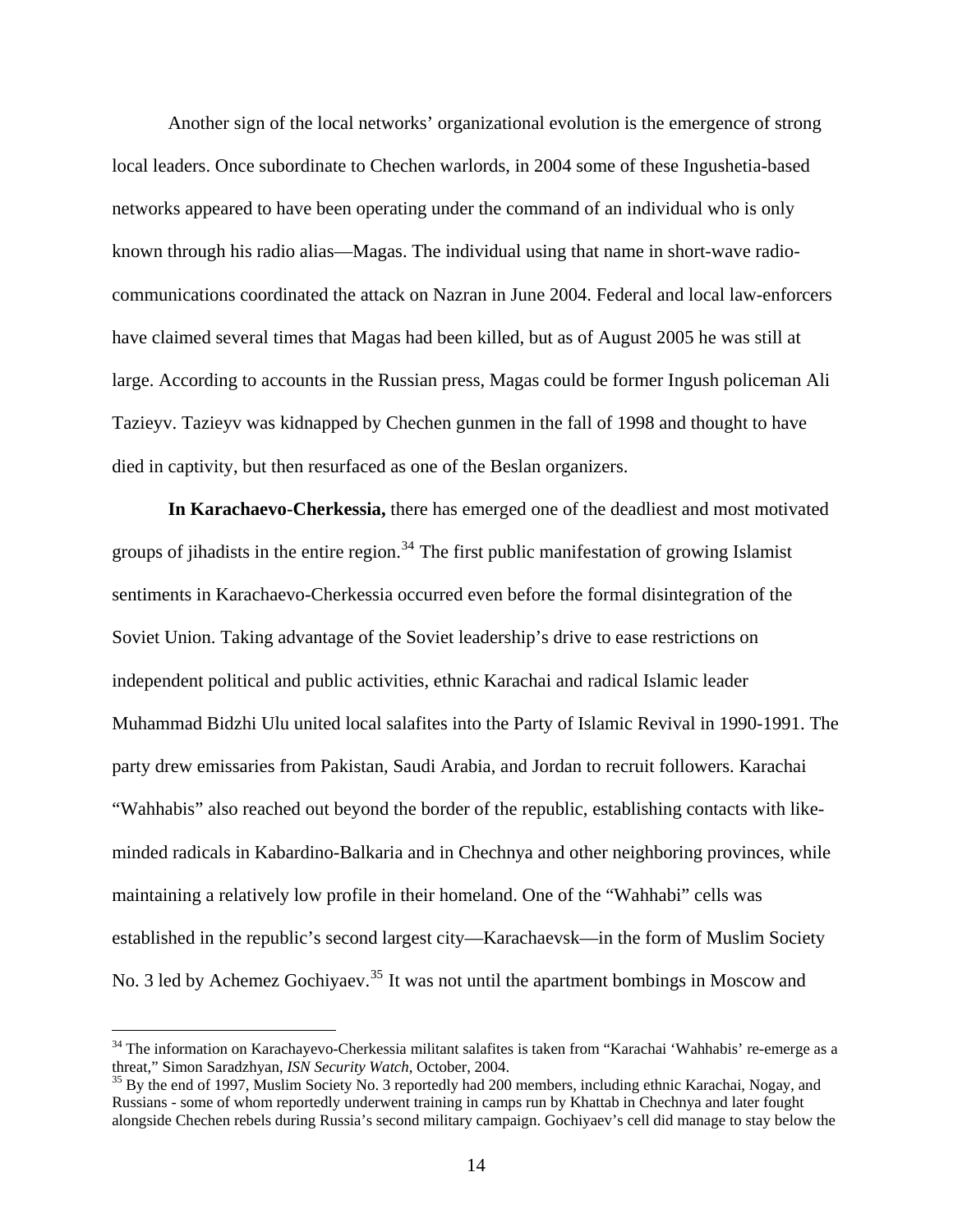Another sign of the local networks' organizational evolution is the emergence of strong local leaders. Once subordinate to Chechen warlords, in 2004 some of these Ingushetia-based networks appeared to have been operating under the command of an individual who is only known through his radio alias—Magas. The individual using that name in short-wave radio-communications coordinated the attack on Nazran in June 2004. Federal and local law-enforcers have claimed several times that Magas had been killed, but as of August 2005 he was still at large. According to accounts in the Russian press, Magas could be former Ingush policeman Ali Tazieyv. Tazieyv was kidnapped by Chechen gunmen in the fall of 1998 and thought to have died in captivity, but then resurfaced as one of the Beslan organizers.

**In Karachaevo-Cherkessia,** there has emerged one of the deadliest and most motivated groups of jihadists in the entire region.[34] The first public manifestation of growing Islamist sentiments in Karachaevo-Cherkessia occurred even before the formal disintegration of the Soviet Union. Taking advantage of the Soviet leadership's drive to ease restrictions on independent political and public activities, ethnic Karachai and radical Islamic leader Muhammad Bidzhi Ulu united local salafites into the Party of Islamic Revival in 1990-1991. The party drew emissaries from Pakistan, Saudi Arabia, and Jordan to recruit followers. Karachai "Wahhabis" also reached out beyond the border of the republic, establishing contacts with like-minded radicals in Kabardino-Balkaria and in Chechnya and other neighboring provinces, while maintaining a relatively low profile in their homeland. One of the "Wahhabi" cells was established in the republic's second largest city—Karachaevsk—in the form of Muslim Society No. 3 led by Achemez Gochiyaev.[35] It was not until the apartment bombings in Moscow and

---

[34] The information on Karachayevo-Cherkessia militant salafites is taken from "Karachai 'Wahhabis' re-emerge as a threat," Simon Saradzhyan, *ISN Security Watch*, October, 2004.

[35] By the end of 1997, Muslim Society No. 3 reportedly had 200 members, including ethnic Karachai, Nogay, and Russians - some of whom reportedly underwent training in camps run by Khattab in Chechnya and later fought alongside Chechen rebels during Russia's second military campaign. Gochiyaev's cell did manage to stay below the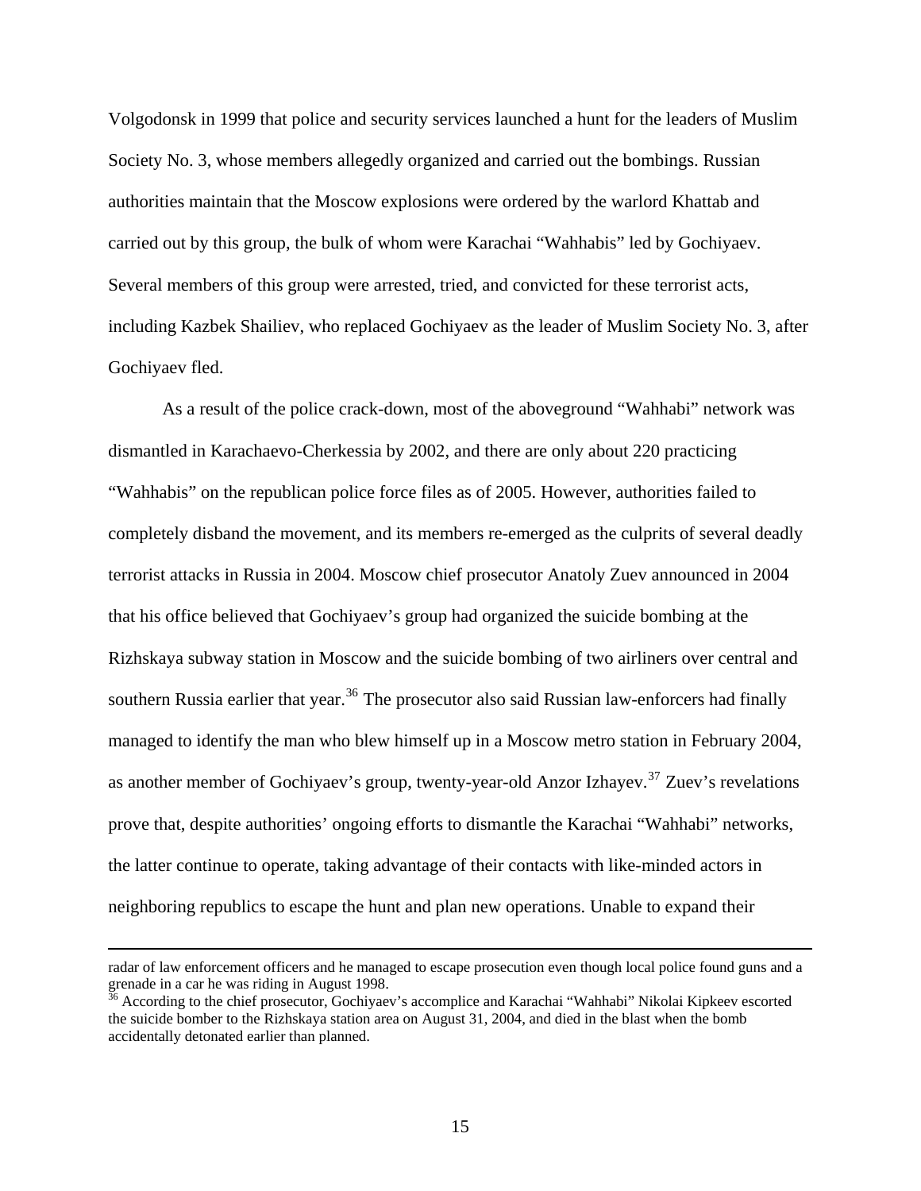Volgodonsk in 1999 that police and security services launched a hunt for the leaders of Muslim Society No. 3, whose members allegedly organized and carried out the bombings. Russian authorities maintain that the Moscow explosions were ordered by the warlord Khattab and carried out by this group, the bulk of whom were Karachai "Wahhabis" led by Gochiyaev. Several members of this group were arrested, tried, and convicted for these terrorist acts, including Kazbek Shailiev, who replaced Gochiyaev as the leader of Muslim Society No. 3, after Gochiyaev fled.

As a result of the police crack-down, most of the aboveground "Wahhabi" network was dismantled in Karachaevo-Cherkessia by 2002, and there are only about 220 practicing "Wahhabis" on the republican police force files as of 2005. However, authorities failed to completely disband the movement, and its members re-emerged as the culprits of several deadly terrorist attacks in Russia in 2004. Moscow chief prosecutor Anatoly Zuev announced in 2004 that his office believed that Gochiyaev's group had organized the suicide bombing at the Rizhskaya subway station in Moscow and the suicide bombing of two airliners over central and southern Russia earlier that year.[36] The prosecutor also said Russian law-enforcers had finally managed to identify the man who blew himself up in a Moscow metro station in February 2004, as another member of Gochiyaev's group, twenty-year-old Anzor Izhayev.[37] Zuev's revelations prove that, despite authorities' ongoing efforts to dismantle the Karachai "Wahhabi" networks, the latter continue to operate, taking advantage of their contacts with like-minded actors in neighboring republics to escape the hunt and plan new operations. Unable to expand their

---

radar of law enforcement officers and he managed to escape prosecution even though local police found guns and a grenade in a car he was riding in August 1998.

[36] According to the chief prosecutor, Gochiyaev's accomplice and Karachai "Wahhabi" Nikolai Kipkeev escorted the suicide bomber to the Rizhskaya station area on August 31, 2004, and died in the blast when the bomb accidentally detonated earlier than planned.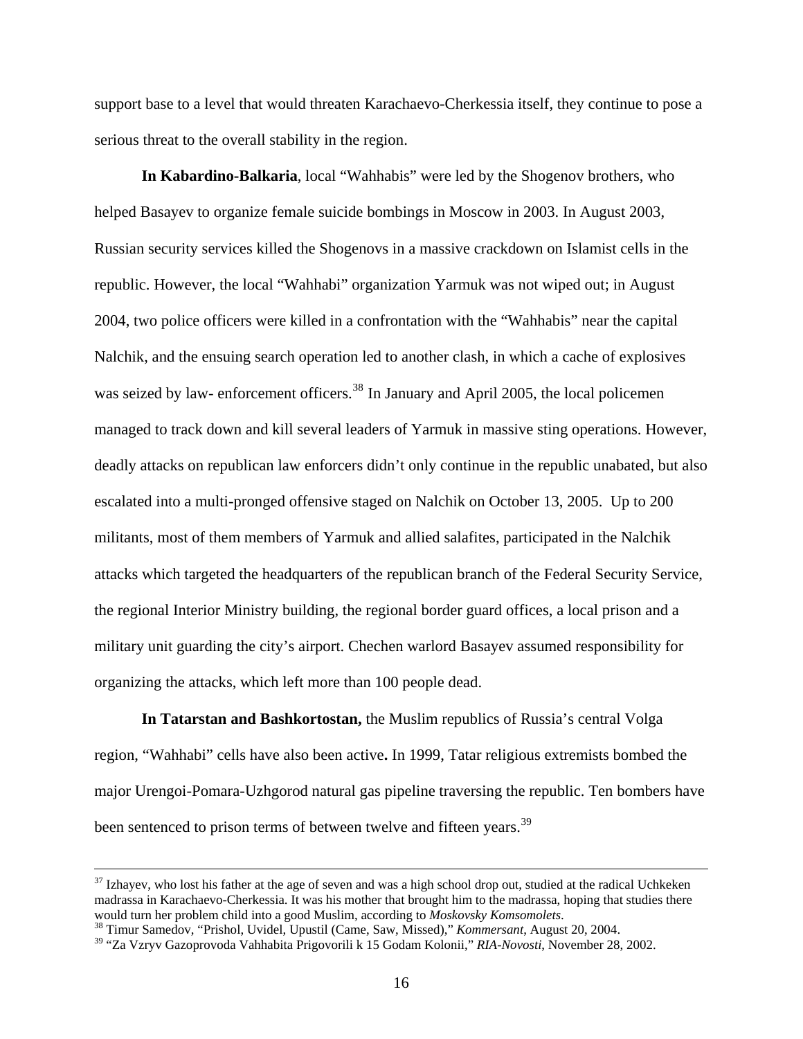support base to a level that would threaten Karachaevo-Cherkessia itself, they continue to pose a serious threat to the overall stability in the region.

**In Kabardino-Balkaria**, local "Wahhabis" were led by the Shogenov brothers, who helped Basayev to organize female suicide bombings in Moscow in 2003. In August 2003, Russian security services killed the Shogenovs in a massive crackdown on Islamist cells in the republic. However, the local "Wahhabi" organization Yarmuk was not wiped out; in August 2004, two police officers were killed in a confrontation with the "Wahhabis" near the capital Nalchik, and the ensuing search operation led to another clash, in which a cache of explosives was seized by law- enforcement officers.[38] In January and April 2005, the local policemen managed to track down and kill several leaders of Yarmuk in massive sting operations. However, deadly attacks on republican law enforcers didn't only continue in the republic unabated, but also escalated into a multi-pronged offensive staged on Nalchik on October 13, 2005. Up to 200 militants, most of them members of Yarmuk and allied salafites, participated in the Nalchik attacks which targeted the headquarters of the republican branch of the Federal Security Service, the regional Interior Ministry building, the regional border guard offices, a local prison and a military unit guarding the city's airport. Chechen warlord Basayev assumed responsibility for organizing the attacks, which left more than 100 people dead.

**In Tatarstan and Bashkortostan,** the Muslim republics of Russia's central Volga region, "Wahhabi" cells have also been active**.** In 1999, Tatar religious extremists bombed the major Urengoi-Pomara-Uzhgorod natural gas pipeline traversing the republic. Ten bombers have been sentenced to prison terms of between twelve and fifteen years.[39]

---

[37] Izhayev, who lost his father at the age of seven and was a high school drop out, studied at the radical Uchkeken madrassa in Karachaevo-Cherkessia. It was his mother that brought him to the madrassa, hoping that studies there would turn her problem child into a good Muslim, according to *Moskovsky Komsomolets*.

[38] Timur Samedov, "Prishol, Uvidel, Upustil (Came, Saw, Missed)," *Kommersant*, August 20, 2004.

[39] "Za Vzryv Gazoprovoda Vahhabita Prigovorili k 15 Godam Kolonii," *RIA-Novosti*, November 28, 2002.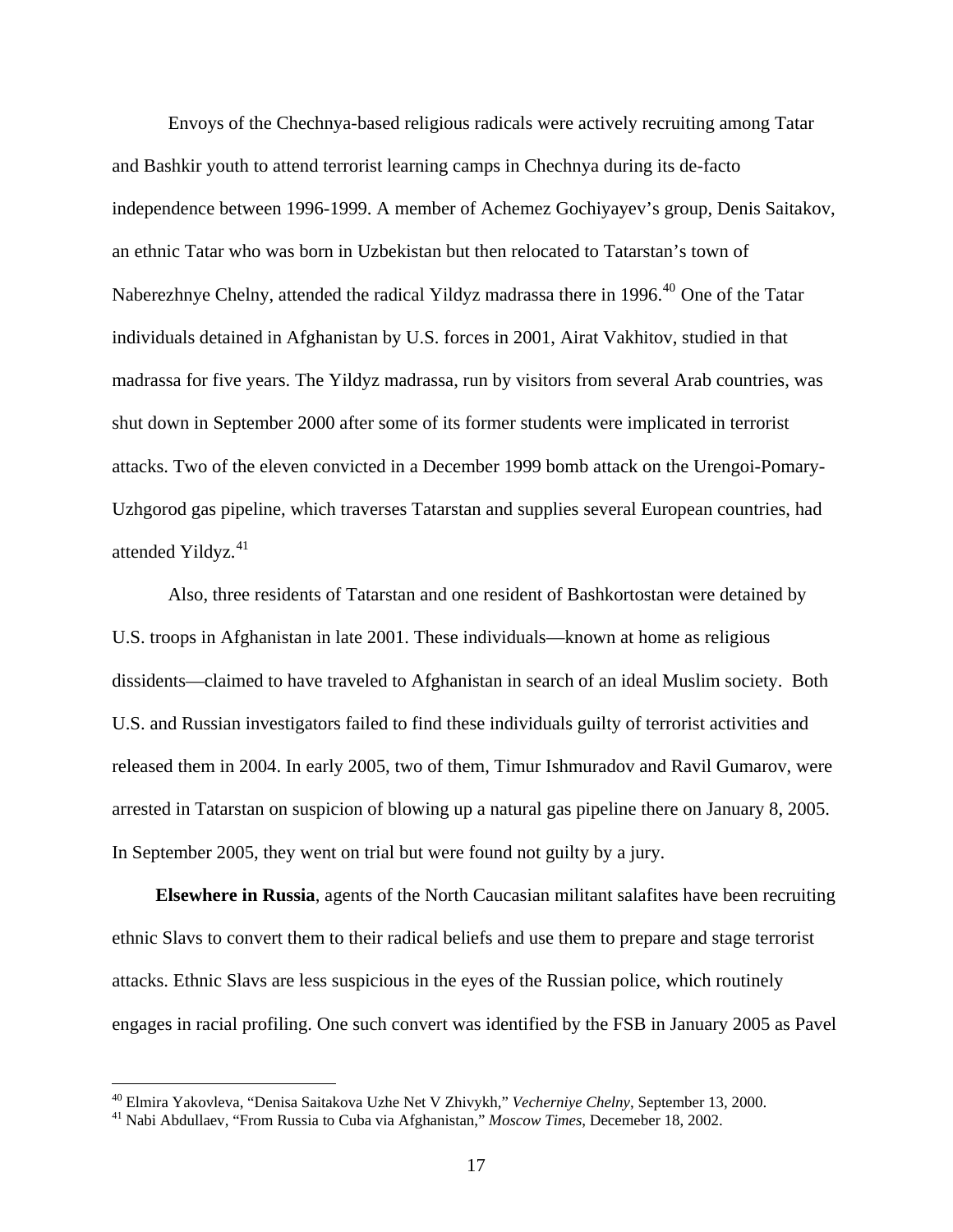Envoys of the Chechnya-based religious radicals were actively recruiting among Tatar and Bashkir youth to attend terrorist learning camps in Chechnya during its de-facto independence between 1996-1999. A member of Achemez Gochiyayev's group, Denis Saitakov, an ethnic Tatar who was born in Uzbekistan but then relocated to Tatarstan's town of Naberezhnye Chelny, attended the radical Yildyz madrassa there in 1996.[40] One of the Tatar individuals detained in Afghanistan by U.S. forces in 2001, Airat Vakhitov, studied in that madrassa for five years. The Yildyz madrassa, run by visitors from several Arab countries, was shut down in September 2000 after some of its former students were implicated in terrorist attacks. Two of the eleven convicted in a December 1999 bomb attack on the Urengoi-Pomary-Uzhgorod gas pipeline, which traverses Tatarstan and supplies several European countries, had attended Yildyz.[41]

Also, three residents of Tatarstan and one resident of Bashkortostan were detained by U.S. troops in Afghanistan in late 2001. These individuals—known at home as religious dissidents—claimed to have traveled to Afghanistan in search of an ideal Muslim society. Both U.S. and Russian investigators failed to find these individuals guilty of terrorist activities and released them in 2004. In early 2005, two of them, Timur Ishmuradov and Ravil Gumarov, were arrested in Tatarstan on suspicion of blowing up a natural gas pipeline there on January 8, 2005. In September 2005, they went on trial but were found not guilty by a jury.

**Elsewhere in Russia**, agents of the North Caucasian militant salafites have been recruiting ethnic Slavs to convert them to their radical beliefs and use them to prepare and stage terrorist attacks. Ethnic Slavs are less suspicious in the eyes of the Russian police, which routinely engages in racial profiling. One such convert was identified by the FSB in January 2005 as Pavel

---

[40] Elmira Yakovleva, "Denisa Saitakova Uzhe Net V Zhivykh," *Vecherniye Chelny*, September 13, 2000.

[41] Nabi Abdullaev, "From Russia to Cuba via Afghanistan," *Moscow Times*, Decemeber 18, 2002.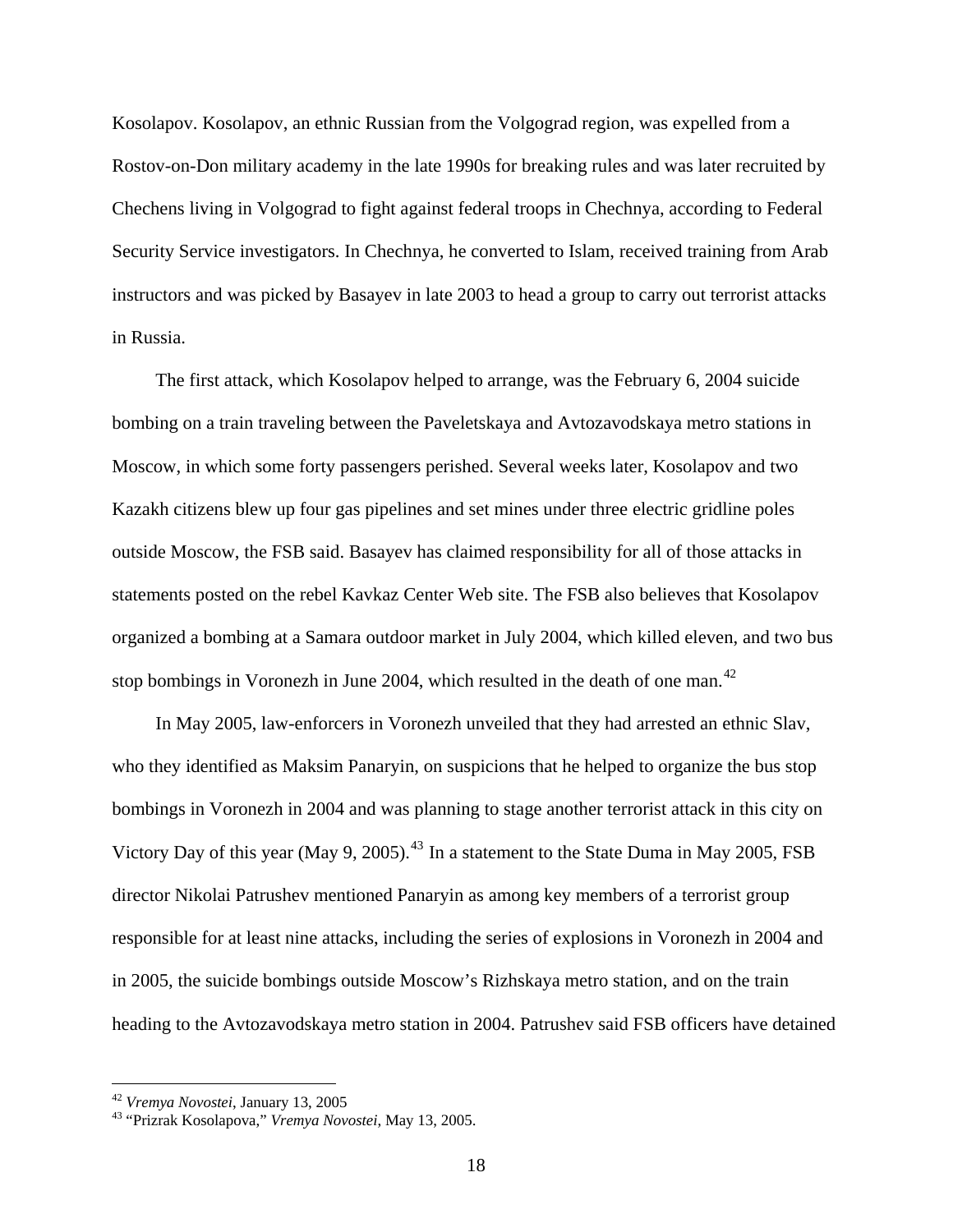Kosolapov. Kosolapov, an ethnic Russian from the Volgograd region, was expelled from a Rostov-on-Don military academy in the late 1990s for breaking rules and was later recruited by Chechens living in Volgograd to fight against federal troops in Chechnya, according to Federal Security Service investigators. In Chechnya, he converted to Islam, received training from Arab instructors and was picked by Basayev in late 2003 to head a group to carry out terrorist attacks in Russia.

The first attack, which Kosolapov helped to arrange, was the February 6, 2004 suicide bombing on a train traveling between the Paveletskaya and Avtozavodskaya metro stations in Moscow, in which some forty passengers perished. Several weeks later, Kosolapov and two Kazakh citizens blew up four gas pipelines and set mines under three electric gridline poles outside Moscow, the FSB said. Basayev has claimed responsibility for all of those attacks in statements posted on the rebel Kavkaz Center Web site. The FSB also believes that Kosolapov organized a bombing at a Samara outdoor market in July 2004, which killed eleven, and two bus stop bombings in Voronezh in June 2004, which resulted in the death of one man.[42]

In May 2005, law-enforcers in Voronezh unveiled that they had arrested an ethnic Slav, who they identified as Maksim Panaryin, on suspicions that he helped to organize the bus stop bombings in Voronezh in 2004 and was planning to stage another terrorist attack in this city on Victory Day of this year (May 9, 2005).[43] In a statement to the State Duma in May 2005, FSB director Nikolai Patrushev mentioned Panaryin as among key members of a terrorist group responsible for at least nine attacks, including the series of explosions in Voronezh in 2004 and in 2005, the suicide bombings outside Moscow's Rizhskaya metro station, and on the train heading to the Avtozavodskaya metro station in 2004. Patrushev said FSB officers have detained

---

[42] *Vremya Novostei*, January 13, 2005

[43] "Prizrak Kosolapova," *Vremya Novostei*, May 13, 2005.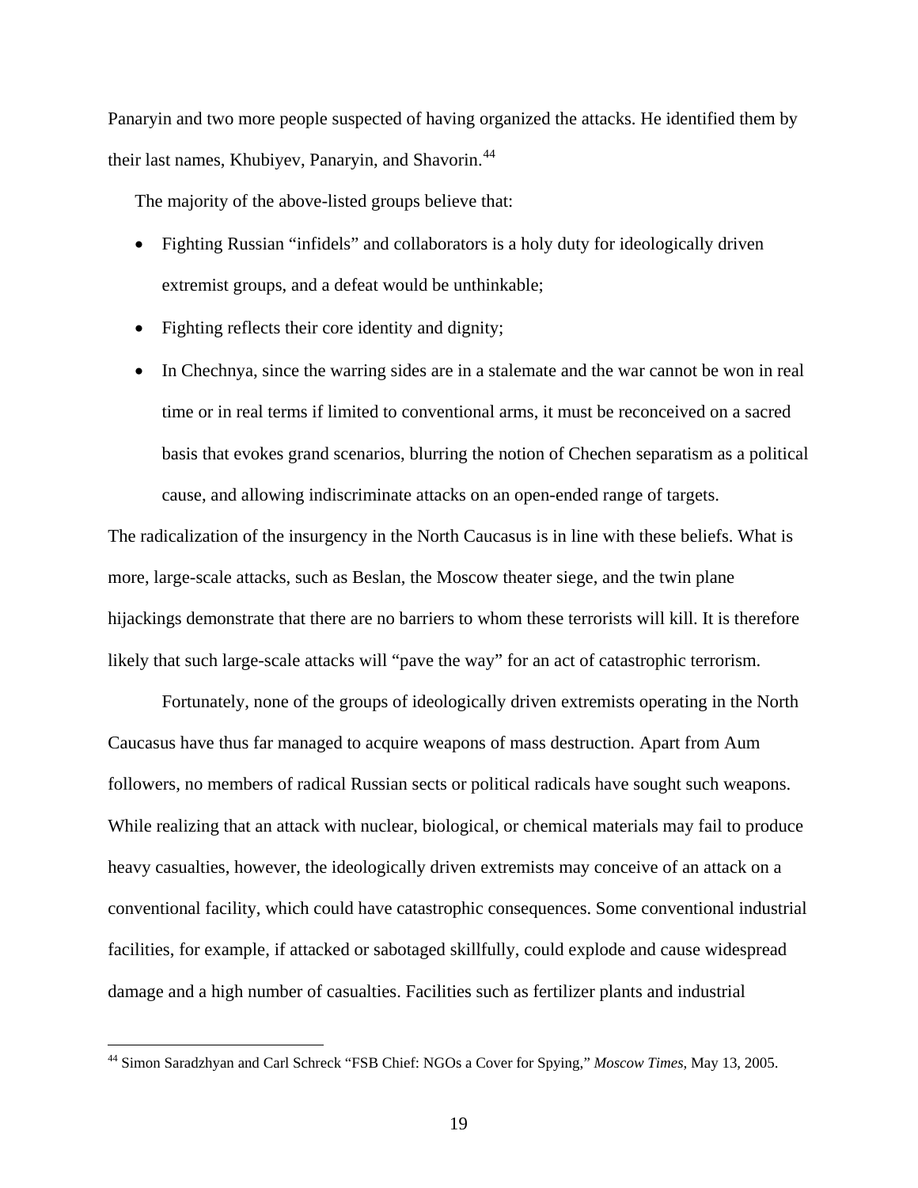Panaryin and two more people suspected of having organized the attacks. He identified them by their last names, Khubiyev, Panaryin, and Shavorin.[44]

The majority of the above-listed groups believe that:

- Fighting Russian "infidels" and collaborators is a holy duty for ideologically driven extremist groups, and a defeat would be unthinkable;
- Fighting reflects their core identity and dignity;
- In Chechnya, since the warring sides are in a stalemate and the war cannot be won in real time or in real terms if limited to conventional arms, it must be reconceived on a sacred basis that evokes grand scenarios, blurring the notion of Chechen separatism as a political cause, and allowing indiscriminate attacks on an open-ended range of targets.

The radicalization of the insurgency in the North Caucasus is in line with these beliefs. What is more, large-scale attacks, such as Beslan, the Moscow theater siege, and the twin plane hijackings demonstrate that there are no barriers to whom these terrorists will kill. It is therefore likely that such large-scale attacks will "pave the way" for an act of catastrophic terrorism.

Fortunately, none of the groups of ideologically driven extremists operating in the North Caucasus have thus far managed to acquire weapons of mass destruction. Apart from Aum followers, no members of radical Russian sects or political radicals have sought such weapons. While realizing that an attack with nuclear, biological, or chemical materials may fail to produce heavy casualties, however, the ideologically driven extremists may conceive of an attack on a conventional facility, which could have catastrophic consequences. Some conventional industrial facilities, for example, if attacked or sabotaged skillfully, could explode and cause widespread damage and a high number of casualties. Facilities such as fertilizer plants and industrial

[44] Simon Saradzhyan and Carl Schreck "FSB Chief: NGOs a Cover for Spying," *Moscow Times*, May 13, 2005.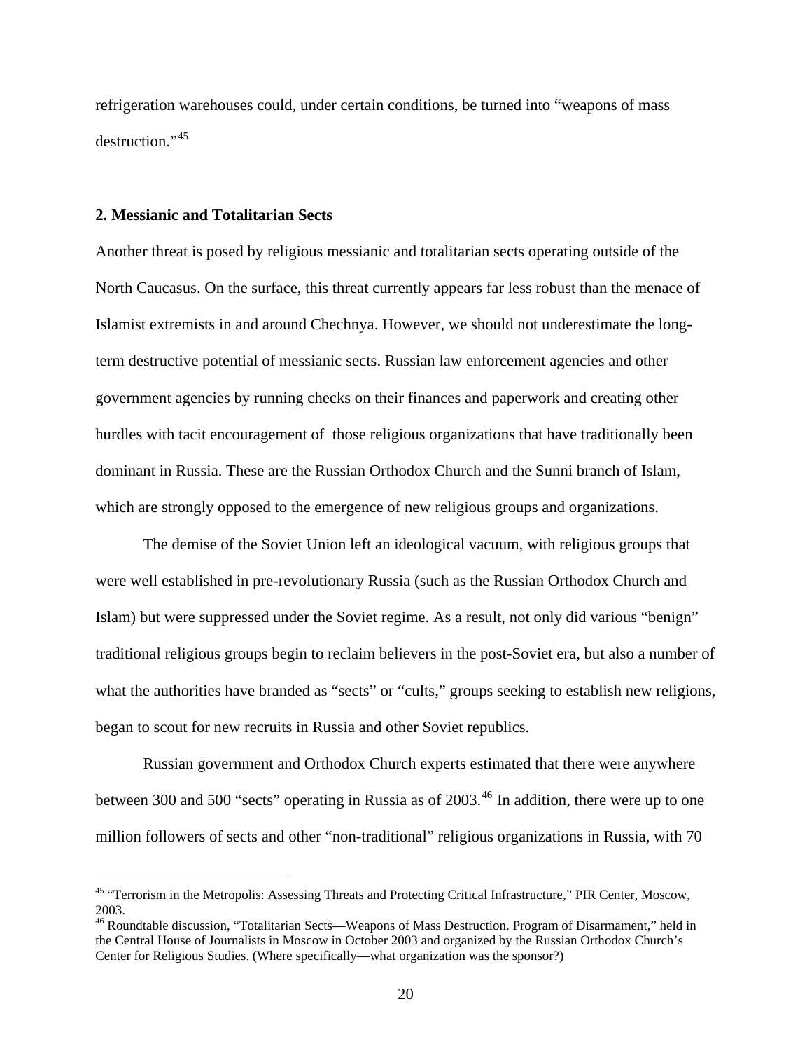refrigeration warehouses could, under certain conditions, be turned into "weapons of mass destruction."[45]

## 2. Messianic and Totalitarian Sects

Another threat is posed by religious messianic and totalitarian sects operating outside of the North Caucasus. On the surface, this threat currently appears far less robust than the menace of Islamist extremists in and around Chechnya. However, we should not underestimate the long-term destructive potential of messianic sects. Russian law enforcement agencies and other government agencies by running checks on their finances and paperwork and creating other hurdles with tacit encouragement of  those religious organizations that have traditionally been dominant in Russia. These are the Russian Orthodox Church and the Sunni branch of Islam, which are strongly opposed to the emergence of new religious groups and organizations.

The demise of the Soviet Union left an ideological vacuum, with religious groups that were well established in pre-revolutionary Russia (such as the Russian Orthodox Church and Islam) but were suppressed under the Soviet regime. As a result, not only did various "benign" traditional religious groups begin to reclaim believers in the post-Soviet era, but also a number of what the authorities have branded as "sects" or "cults," groups seeking to establish new religions, began to scout for new recruits in Russia and other Soviet republics.

Russian government and Orthodox Church experts estimated that there were anywhere between 300 and 500 "sects" operating in Russia as of 2003.[46] In addition, there were up to one million followers of sects and other "non-traditional" religious organizations in Russia, with 70

---

[45] "Terrorism in the Metropolis: Assessing Threats and Protecting Critical Infrastructure," PIR Center, Moscow, 2003.

[46] Roundtable discussion, "Totalitarian Sects—Weapons of Mass Destruction. Program of Disarmament," held in the Central House of Journalists in Moscow in October 2003 and organized by the Russian Orthodox Church's Center for Religious Studies. (Where specifically—what organization was the sponsor?)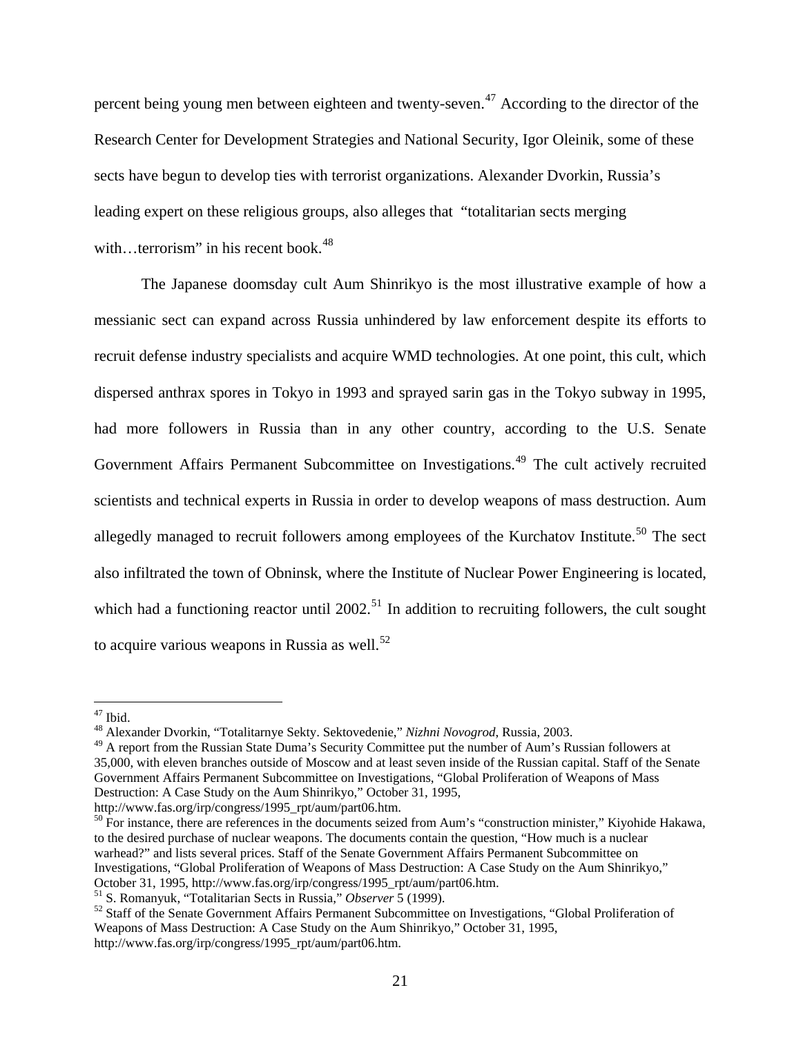percent being young men between eighteen and twenty-seven.[47] According to the director of the Research Center for Development Strategies and National Security, Igor Oleinik, some of these sects have begun to develop ties with terrorist organizations. Alexander Dvorkin, Russia's leading expert on these religious groups, also alleges that "totalitarian sects merging with…terrorism" in his recent book.[48]

The Japanese doomsday cult Aum Shinrikyo is the most illustrative example of how a messianic sect can expand across Russia unhindered by law enforcement despite its efforts to recruit defense industry specialists and acquire WMD technologies. At one point, this cult, which dispersed anthrax spores in Tokyo in 1993 and sprayed sarin gas in the Tokyo subway in 1995, had more followers in Russia than in any other country, according to the U.S. Senate Government Affairs Permanent Subcommittee on Investigations.[49] The cult actively recruited scientists and technical experts in Russia in order to develop weapons of mass destruction. Aum allegedly managed to recruit followers among employees of the Kurchatov Institute.[50] The sect also infiltrated the town of Obninsk, where the Institute of Nuclear Power Engineering is located, which had a functioning reactor until 2002.[51] In addition to recruiting followers, the cult sought to acquire various weapons in Russia as well.[52]

---

[47] Ibid.

[48] Alexander Dvorkin, "Totalitarnye Sekty. Sektovedenie," *Nizhni Novogrod*, Russia, 2003.

[49] A report from the Russian State Duma's Security Committee put the number of Aum's Russian followers at 35,000, with eleven branches outside of Moscow and at least seven inside of the Russian capital. Staff of the Senate Government Affairs Permanent Subcommittee on Investigations, "Global Proliferation of Weapons of Mass Destruction: A Case Study on the Aum Shinrikyo," October 31, 1995, http://www.fas.org/irp/congress/1995_rpt/aum/part06.htm.

[50] For instance, there are references in the documents seized from Aum's "construction minister," Kiyohide Hakawa, to the desired purchase of nuclear weapons. The documents contain the question, "How much is a nuclear warhead?" and lists several prices. Staff of the Senate Government Affairs Permanent Subcommittee on Investigations, "Global Proliferation of Weapons of Mass Destruction: A Case Study on the Aum Shinrikyo," October 31, 1995, http://www.fas.org/irp/congress/1995_rpt/aum/part06.htm.

[51] S. Romanyuk, "Totalitarian Sects in Russia," *Observer* 5 (1999).

[52] Staff of the Senate Government Affairs Permanent Subcommittee on Investigations, "Global Proliferation of Weapons of Mass Destruction: A Case Study on the Aum Shinrikyo," October 31, 1995, http://www.fas.org/irp/congress/1995_rpt/aum/part06.htm.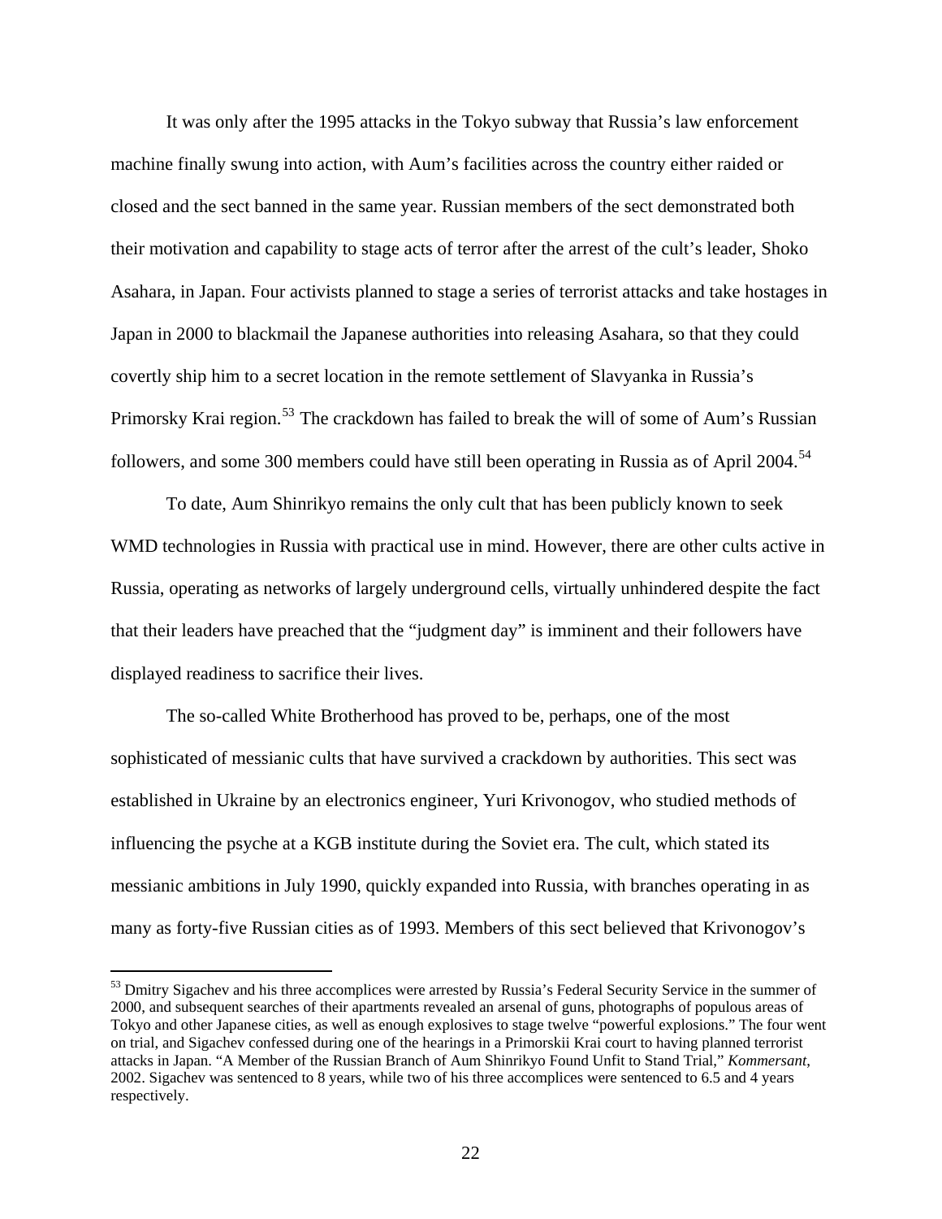It was only after the 1995 attacks in the Tokyo subway that Russia's law enforcement machine finally swung into action, with Aum's facilities across the country either raided or closed and the sect banned in the same year. Russian members of the sect demonstrated both their motivation and capability to stage acts of terror after the arrest of the cult's leader, Shoko Asahara, in Japan. Four activists planned to stage a series of terrorist attacks and take hostages in Japan in 2000 to blackmail the Japanese authorities into releasing Asahara, so that they could covertly ship him to a secret location in the remote settlement of Slavyanka in Russia's Primorsky Krai region.[53] The crackdown has failed to break the will of some of Aum's Russian followers, and some 300 members could have still been operating in Russia as of April 2004.[54]

To date, Aum Shinrikyo remains the only cult that has been publicly known to seek WMD technologies in Russia with practical use in mind. However, there are other cults active in Russia, operating as networks of largely underground cells, virtually unhindered despite the fact that their leaders have preached that the "judgment day" is imminent and their followers have displayed readiness to sacrifice their lives.

The so-called White Brotherhood has proved to be, perhaps, one of the most sophisticated of messianic cults that have survived a crackdown by authorities. This sect was established in Ukraine by an electronics engineer, Yuri Krivonogov, who studied methods of influencing the psyche at a KGB institute during the Soviet era. The cult, which stated its messianic ambitions in July 1990, quickly expanded into Russia, with branches operating in as many as forty-five Russian cities as of 1993. Members of this sect believed that Krivonogov's

---

[53] Dmitry Sigachev and his three accomplices were arrested by Russia's Federal Security Service in the summer of 2000, and subsequent searches of their apartments revealed an arsenal of guns, photographs of populous areas of Tokyo and other Japanese cities, as well as enough explosives to stage twelve "powerful explosions." The four went on trial, and Sigachev confessed during one of the hearings in a Primorskii Krai court to having planned terrorist attacks in Japan. "A Member of the Russian Branch of Aum Shinrikyo Found Unfit to Stand Trial," *Kommersant*, 2002. Sigachev was sentenced to 8 years, while two of his three accomplices were sentenced to 6.5 and 4 years respectively.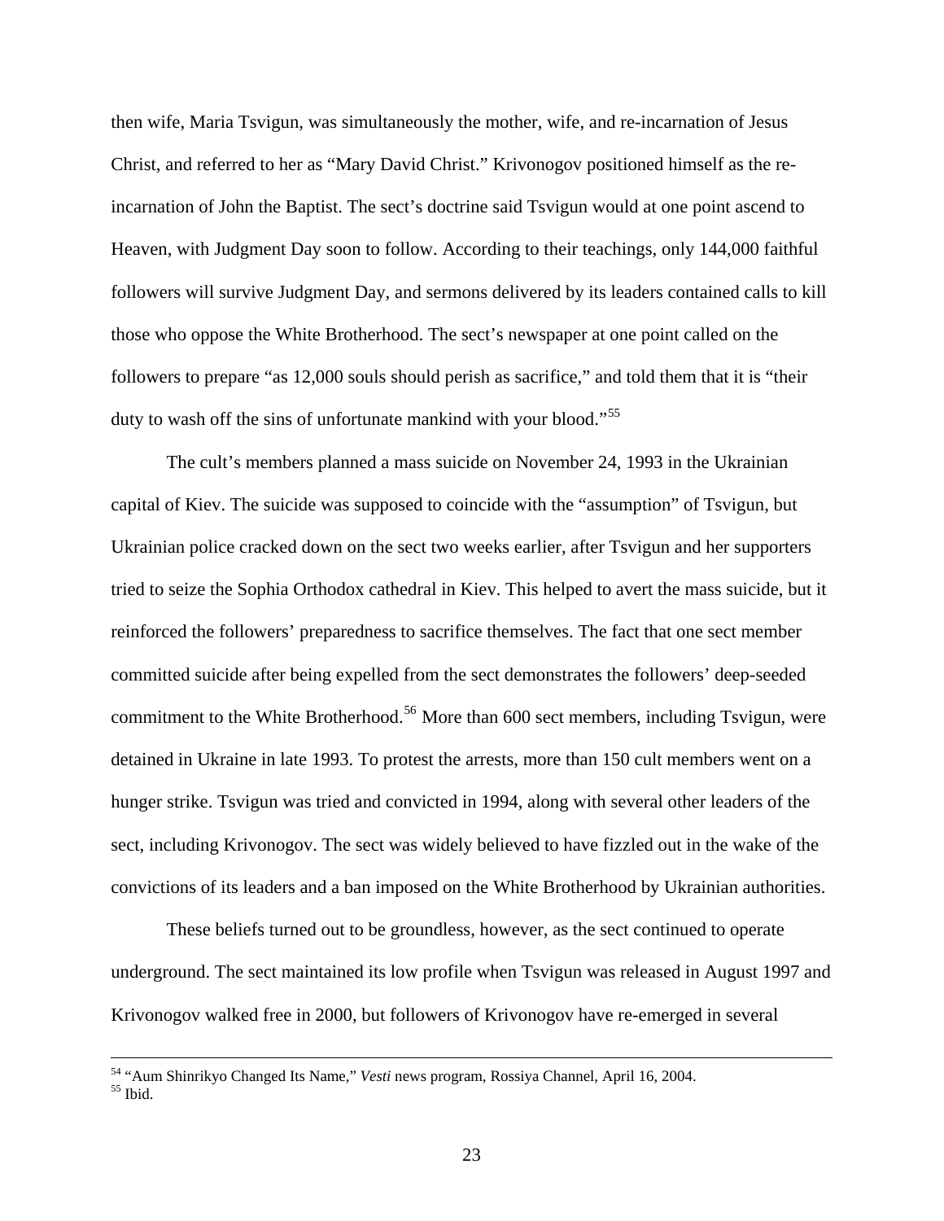then wife, Maria Tsvigun, was simultaneously the mother, wife, and re-incarnation of Jesus Christ, and referred to her as "Mary David Christ." Krivonogov positioned himself as the re-incarnation of John the Baptist. The sect's doctrine said Tsvigun would at one point ascend to Heaven, with Judgment Day soon to follow. According to their teachings, only 144,000 faithful followers will survive Judgment Day, and sermons delivered by its leaders contained calls to kill those who oppose the White Brotherhood. The sect's newspaper at one point called on the followers to prepare "as 12,000 souls should perish as sacrifice," and told them that it is "their duty to wash off the sins of unfortunate mankind with your blood."[55]

The cult's members planned a mass suicide on November 24, 1993 in the Ukrainian capital of Kiev. The suicide was supposed to coincide with the "assumption" of Tsvigun, but Ukrainian police cracked down on the sect two weeks earlier, after Tsvigun and her supporters tried to seize the Sophia Orthodox cathedral in Kiev. This helped to avert the mass suicide, but it reinforced the followers' preparedness to sacrifice themselves. The fact that one sect member committed suicide after being expelled from the sect demonstrates the followers' deep-seeded commitment to the White Brotherhood.[56] More than 600 sect members, including Tsvigun, were detained in Ukraine in late 1993. To protest the arrests, more than 150 cult members went on a hunger strike. Tsvigun was tried and convicted in 1994, along with several other leaders of the sect, including Krivonogov. The sect was widely believed to have fizzled out in the wake of the convictions of its leaders and a ban imposed on the White Brotherhood by Ukrainian authorities.

These beliefs turned out to be groundless, however, as the sect continued to operate underground. The sect maintained its low profile when Tsvigun was released in August 1997 and Krivonogov walked free in 2000, but followers of Krivonogov have re-emerged in several

---

[54] "Aum Shinrikyo Changed Its Name," *Vesti* news program, Rossiya Channel, April 16, 2004.

[55] Ibid.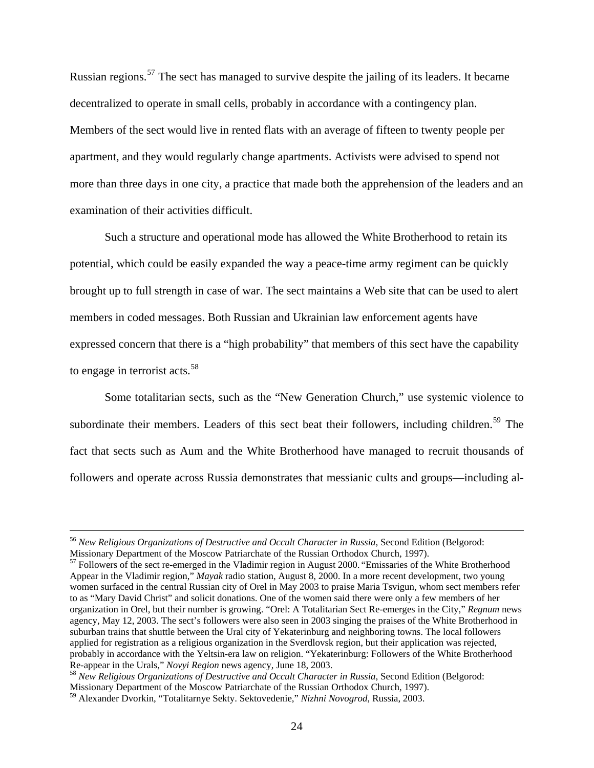Russian regions.[57] The sect has managed to survive despite the jailing of its leaders. It became decentralized to operate in small cells, probably in accordance with a contingency plan. Members of the sect would live in rented flats with an average of fifteen to twenty people per apartment, and they would regularly change apartments. Activists were advised to spend not more than three days in one city, a practice that made both the apprehension of the leaders and an examination of their activities difficult.

Such a structure and operational mode has allowed the White Brotherhood to retain its potential, which could be easily expanded the way a peace-time army regiment can be quickly brought up to full strength in case of war. The sect maintains a Web site that can be used to alert members in coded messages. Both Russian and Ukrainian law enforcement agents have expressed concern that there is a "high probability" that members of this sect have the capability to engage in terrorist acts.[58]

Some totalitarian sects, such as the "New Generation Church," use systemic violence to subordinate their members. Leaders of this sect beat their followers, including children.[59] The fact that sects such as Aum and the White Brotherhood have managed to recruit thousands of followers and operate across Russia demonstrates that messianic cults and groups—including al-

---

[56] *New Religious Organizations of Destructive and Occult Character in Russia*, Second Edition (Belgorod: Missionary Department of the Moscow Patriarchate of the Russian Orthodox Church, 1997).

[57] Followers of the sect re-emerged in the Vladimir region in August 2000. "Emissaries of the White Brotherhood Appear in the Vladimir region," *Mayak* radio station, August 8, 2000. In a more recent development, two young women surfaced in the central Russian city of Orel in May 2003 to praise Maria Tsvigun, whom sect members refer to as "Mary David Christ" and solicit donations. One of the women said there were only a few members of her organization in Orel, but their number is growing. "Orel: A Totalitarian Sect Re-emerges in the City," *Regnum* news agency, May 12, 2003. The sect's followers were also seen in 2003 singing the praises of the White Brotherhood in suburban trains that shuttle between the Ural city of Yekaterinburg and neighboring towns. The local followers applied for registration as a religious organization in the Sverdlovsk region, but their application was rejected, probably in accordance with the Yeltsin-era law on religion. "Yekaterinburg: Followers of the White Brotherhood Re-appear in the Urals," *Novyi Region* news agency, June 18, 2003.

[58] *New Religious Organizations of Destructive and Occult Character in Russia*, Second Edition (Belgorod: Missionary Department of the Moscow Patriarchate of the Russian Orthodox Church, 1997).

[59] Alexander Dvorkin, "Totalitarnye Sekty. Sektovedenie," *Nizhni Novogrod*, Russia, 2003.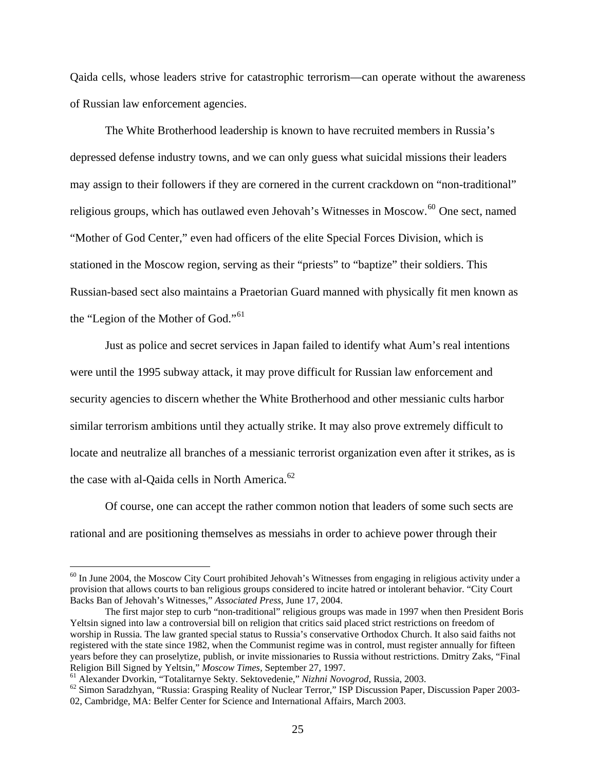Qaida cells, whose leaders strive for catastrophic terrorism—can operate without the awareness of Russian law enforcement agencies.

The White Brotherhood leadership is known to have recruited members in Russia's depressed defense industry towns, and we can only guess what suicidal missions their leaders may assign to their followers if they are cornered in the current crackdown on "non-traditional" religious groups, which has outlawed even Jehovah's Witnesses in Moscow.[60] One sect, named "Mother of God Center," even had officers of the elite Special Forces Division, which is stationed in the Moscow region, serving as their "priests" to "baptize" their soldiers. This Russian-based sect also maintains a Praetorian Guard manned with physically fit men known as the "Legion of the Mother of God."[61]

Just as police and secret services in Japan failed to identify what Aum's real intentions were until the 1995 subway attack, it may prove difficult for Russian law enforcement and security agencies to discern whether the White Brotherhood and other messianic cults harbor similar terrorism ambitions until they actually strike. It may also prove extremely difficult to locate and neutralize all branches of a messianic terrorist organization even after it strikes, as is the case with al-Qaida cells in North America.[62]

Of course, one can accept the rather common notion that leaders of some such sects are rational and are positioning themselves as messiahs in order to achieve power through their

---

[60] In June 2004, the Moscow City Court prohibited Jehovah's Witnesses from engaging in religious activity under a provision that allows courts to ban religious groups considered to incite hatred or intolerant behavior. "City Court Backs Ban of Jehovah's Witnesses," *Associated Press*, June 17, 2004.

The first major step to curb "non-traditional" religious groups was made in 1997 when then President Boris Yeltsin signed into law a controversial bill on religion that critics said placed strict restrictions on freedom of worship in Russia. The law granted special status to Russia's conservative Orthodox Church. It also said faiths not registered with the state since 1982, when the Communist regime was in control, must register annually for fifteen years before they can proselytize, publish, or invite missionaries to Russia without restrictions. Dmitry Zaks, "Final Religion Bill Signed by Yeltsin," *Moscow Times*, September 27, 1997.

[61] Alexander Dvorkin, "Totalitarnye Sekty. Sektovedenie," *Nizhni Novogrod*, Russia, 2003.

[62] Simon Saradzhyan, "Russia: Grasping Reality of Nuclear Terror," ISP Discussion Paper, Discussion Paper 2003-02, Cambridge, MA: Belfer Center for Science and International Affairs, March 2003.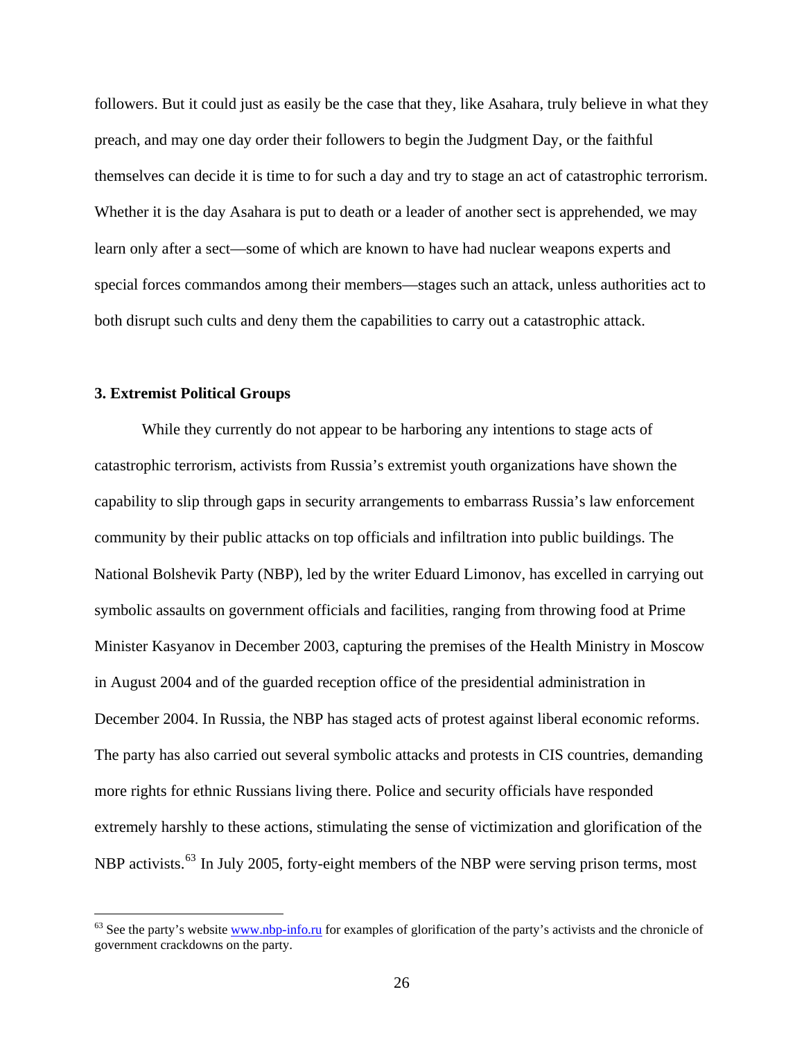followers. But it could just as easily be the case that they, like Asahara, truly believe in what they preach, and may one day order their followers to begin the Judgment Day, or the faithful themselves can decide it is time to for such a day and try to stage an act of catastrophic terrorism. Whether it is the day Asahara is put to death or a leader of another sect is apprehended, we may learn only after a sect—some of which are known to have had nuclear weapons experts and special forces commandos among their members—stages such an attack, unless authorities act to both disrupt such cults and deny them the capabilities to carry out a catastrophic attack.

### 3. Extremist Political Groups

While they currently do not appear to be harboring any intentions to stage acts of catastrophic terrorism, activists from Russia's extremist youth organizations have shown the capability to slip through gaps in security arrangements to embarrass Russia's law enforcement community by their public attacks on top officials and infiltration into public buildings. The National Bolshevik Party (NBP), led by the writer Eduard Limonov, has excelled in carrying out symbolic assaults on government officials and facilities, ranging from throwing food at Prime Minister Kasyanov in December 2003, capturing the premises of the Health Ministry in Moscow in August 2004 and of the guarded reception office of the presidential administration in December 2004. In Russia, the NBP has staged acts of protest against liberal economic reforms. The party has also carried out several symbolic attacks and protests in CIS countries, demanding more rights for ethnic Russians living there. Police and security officials have responded extremely harshly to these actions, stimulating the sense of victimization and glorification of the NBP activists.[63] In July 2005, forty-eight members of the NBP were serving prison terms, most

---

[63] See the party's website www.nbp-info.ru for examples of glorification of the party's activists and the chronicle of government crackdowns on the party.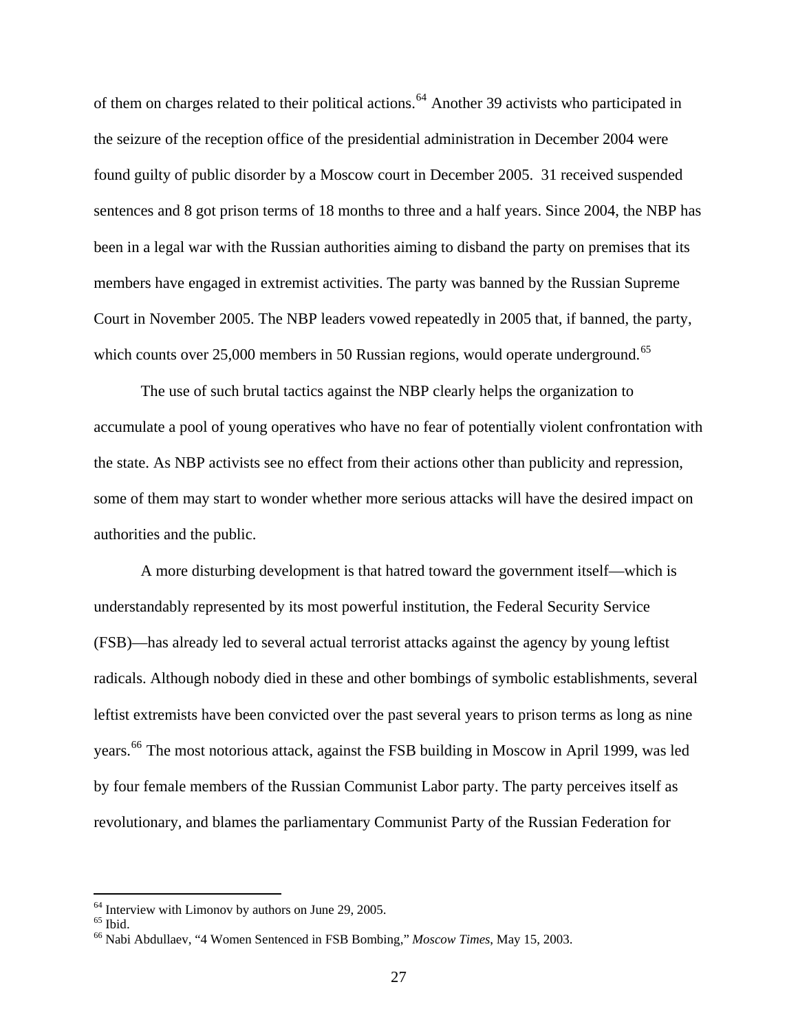of them on charges related to their political actions.[64] Another 39 activists who participated in the seizure of the reception office of the presidential administration in December 2004 were found guilty of public disorder by a Moscow court in December 2005. 31 received suspended sentences and 8 got prison terms of 18 months to three and a half years. Since 2004, the NBP has been in a legal war with the Russian authorities aiming to disband the party on premises that its members have engaged in extremist activities. The party was banned by the Russian Supreme Court in November 2005. The NBP leaders vowed repeatedly in 2005 that, if banned, the party, which counts over 25,000 members in 50 Russian regions, would operate underground.[65]

The use of such brutal tactics against the NBP clearly helps the organization to accumulate a pool of young operatives who have no fear of potentially violent confrontation with the state. As NBP activists see no effect from their actions other than publicity and repression, some of them may start to wonder whether more serious attacks will have the desired impact on authorities and the public.

A more disturbing development is that hatred toward the government itself—which is understandably represented by its most powerful institution, the Federal Security Service (FSB)—has already led to several actual terrorist attacks against the agency by young leftist radicals. Although nobody died in these and other bombings of symbolic establishments, several leftist extremists have been convicted over the past several years to prison terms as long as nine years.[66] The most notorious attack, against the FSB building in Moscow in April 1999, was led by four female members of the Russian Communist Labor party. The party perceives itself as revolutionary, and blames the parliamentary Communist Party of the Russian Federation for

[64] Interview with Limonov by authors on June 29, 2005.
[65] Ibid.
[66] Nabi Abdullaev, "4 Women Sentenced in FSB Bombing," *Moscow Times*, May 15, 2003.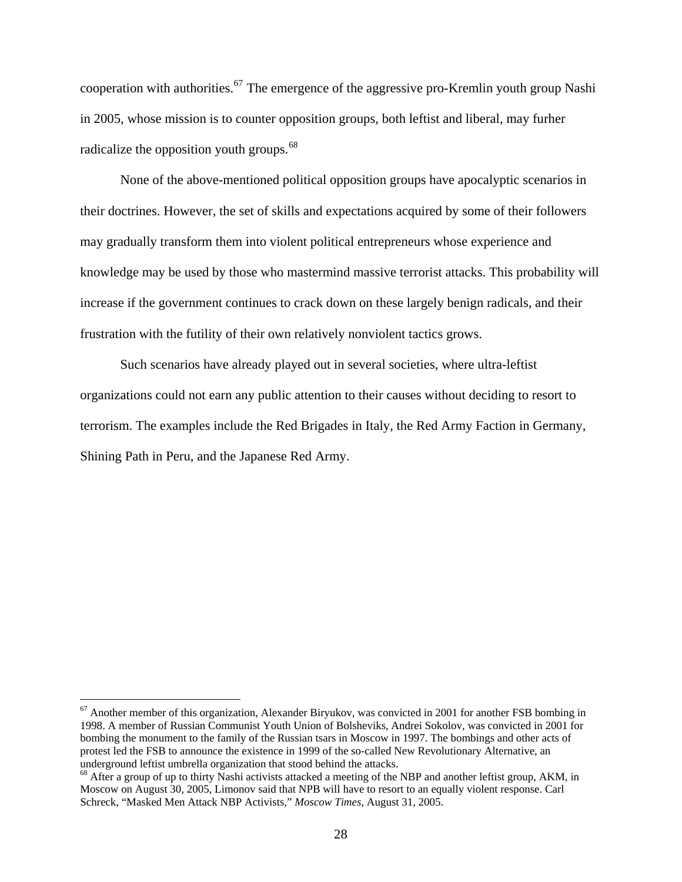cooperation with authorities.[67] The emergence of the aggressive pro-Kremlin youth group Nashi in 2005, whose mission is to counter opposition groups, both leftist and liberal, may furher radicalize the opposition youth groups.[68]

None of the above-mentioned political opposition groups have apocalyptic scenarios in their doctrines. However, the set of skills and expectations acquired by some of their followers may gradually transform them into violent political entrepreneurs whose experience and knowledge may be used by those who mastermind massive terrorist attacks. This probability will increase if the government continues to crack down on these largely benign radicals, and their frustration with the futility of their own relatively nonviolent tactics grows.

Such scenarios have already played out in several societies, where ultra-leftist organizations could not earn any public attention to their causes without deciding to resort to terrorism. The examples include the Red Brigades in Italy, the Red Army Faction in Germany, Shining Path in Peru, and the Japanese Red Army.

---

[67] Another member of this organization, Alexander Biryukov, was convicted in 2001 for another FSB bombing in 1998. A member of Russian Communist Youth Union of Bolsheviks, Andrei Sokolov, was convicted in 2001 for bombing the monument to the family of the Russian tsars in Moscow in 1997. The bombings and other acts of protest led the FSB to announce the existence in 1999 of the so-called New Revolutionary Alternative, an underground leftist umbrella organization that stood behind the attacks.

[68] After a group of up to thirty Nashi activists attacked a meeting of the NBP and another leftist group, AKM, in Moscow on August 30, 2005, Limonov said that NPB will have to resort to an equally violent response. Carl Schreck, "Masked Men Attack NBP Activists," *Moscow Times*, August 31, 2005.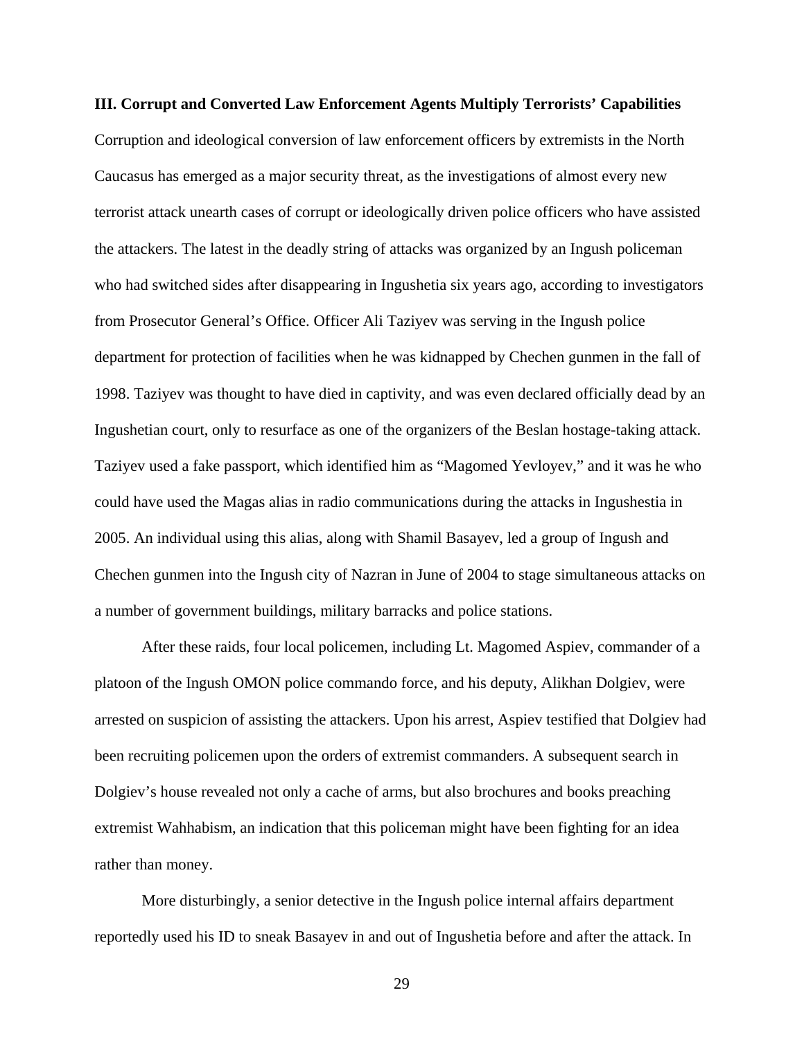**III. Corrupt and Converted Law Enforcement Agents Multiply Terrorists' Capabilities**

Corruption and ideological conversion of law enforcement officers by extremists in the North Caucasus has emerged as a major security threat, as the investigations of almost every new terrorist attack unearth cases of corrupt or ideologically driven police officers who have assisted the attackers. The latest in the deadly string of attacks was organized by an Ingush policeman who had switched sides after disappearing in Ingushetia six years ago, according to investigators from Prosecutor General's Office. Officer Ali Taziyev was serving in the Ingush police department for protection of facilities when he was kidnapped by Chechen gunmen in the fall of 1998. Taziyev was thought to have died in captivity, and was even declared officially dead by an Ingushetian court, only to resurface as one of the organizers of the Beslan hostage-taking attack. Taziyev used a fake passport, which identified him as "Magomed Yevloyev," and it was he who could have used the Magas alias in radio communications during the attacks in Ingushestia in 2005. An individual using this alias, along with Shamil Basayev, led a group of Ingush and Chechen gunmen into the Ingush city of Nazran in June of 2004 to stage simultaneous attacks on a number of government buildings, military barracks and police stations.

After these raids, four local policemen, including Lt. Magomed Aspiev, commander of a platoon of the Ingush OMON police commando force, and his deputy, Alikhan Dolgiev, were arrested on suspicion of assisting the attackers. Upon his arrest, Aspiev testified that Dolgiev had been recruiting policemen upon the orders of extremist commanders. A subsequent search in Dolgiev's house revealed not only a cache of arms, but also brochures and books preaching extremist Wahhabism, an indication that this policeman might have been fighting for an idea rather than money.

More disturbingly, a senior detective in the Ingush police internal affairs department reportedly used his ID to sneak Basayev in and out of Ingushetia before and after the attack. In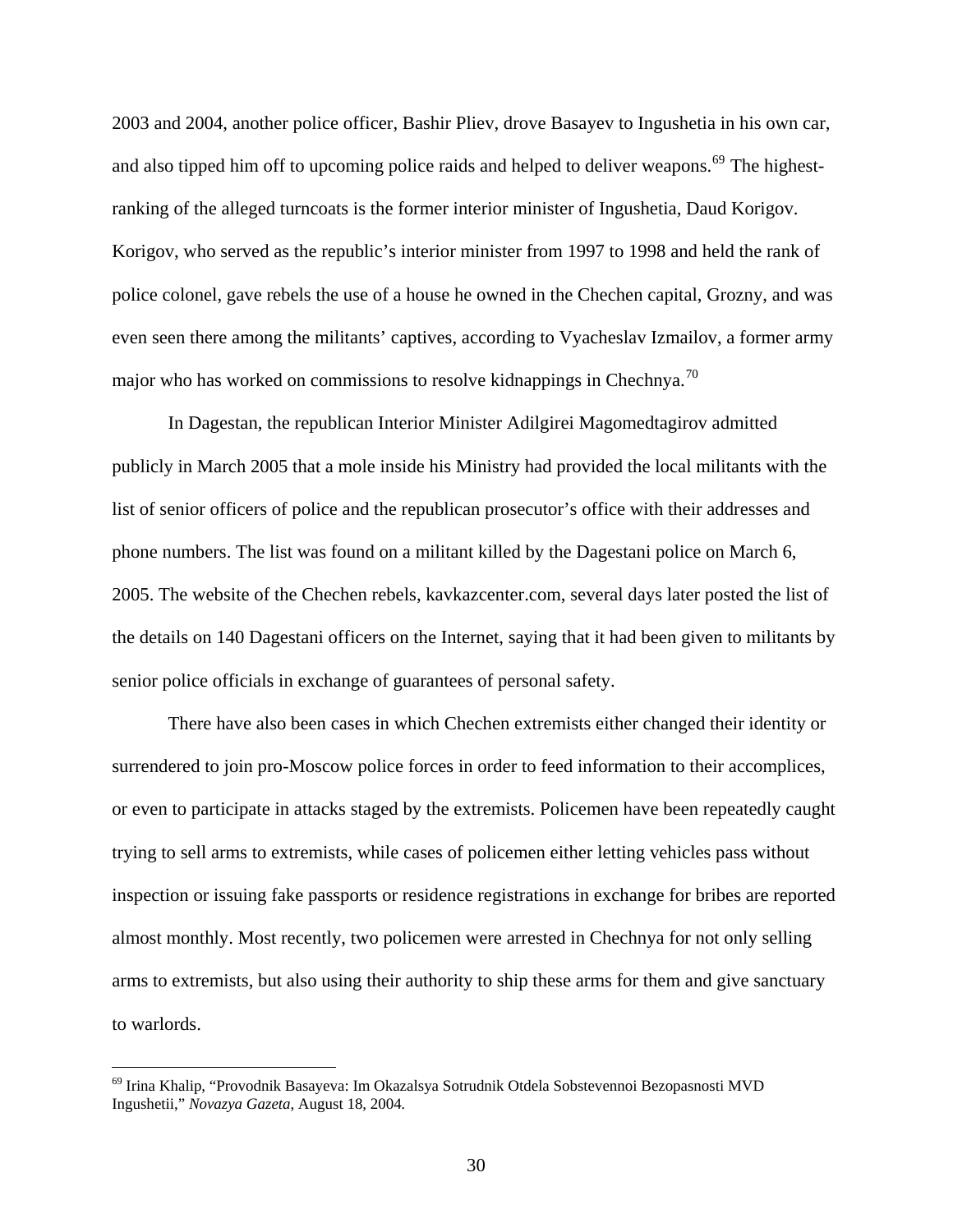2003 and 2004, another police officer, Bashir Pliev, drove Basayev to Ingushetia in his own car, and also tipped him off to upcoming police raids and helped to deliver weapons.[69] The highest-ranking of the alleged turncoats is the former interior minister of Ingushetia, Daud Korigov. Korigov, who served as the republic's interior minister from 1997 to 1998 and held the rank of police colonel, gave rebels the use of a house he owned in the Chechen capital, Grozny, and was even seen there among the militants' captives, according to Vyacheslav Izmailov, a former army major who has worked on commissions to resolve kidnappings in Chechnya.[70]

In Dagestan, the republican Interior Minister Adilgirei Magomedtagirov admitted publicly in March 2005 that a mole inside his Ministry had provided the local militants with the list of senior officers of police and the republican prosecutor's office with their addresses and phone numbers. The list was found on a militant killed by the Dagestani police on March 6, 2005. The website of the Chechen rebels, kavkazcenter.com, several days later posted the list of the details on 140 Dagestani officers on the Internet, saying that it had been given to militants by senior police officials in exchange of guarantees of personal safety.

There have also been cases in which Chechen extremists either changed their identity or surrendered to join pro-Moscow police forces in order to feed information to their accomplices, or even to participate in attacks staged by the extremists. Policemen have been repeatedly caught trying to sell arms to extremists, while cases of policemen either letting vehicles pass without inspection or issuing fake passports or residence registrations in exchange for bribes are reported almost monthly. Most recently, two policemen were arrested in Chechnya for not only selling arms to extremists, but also using their authority to ship these arms for them and give sanctuary to warlords.

---

[69] Irina Khalip, "Provodnik Basayeva: Im Okazalsya Sotrudnik Otdela Sobstevennoi Bezopasnosti MVD Ingushetii," *Novazya Gazeta*, August 18, 2004.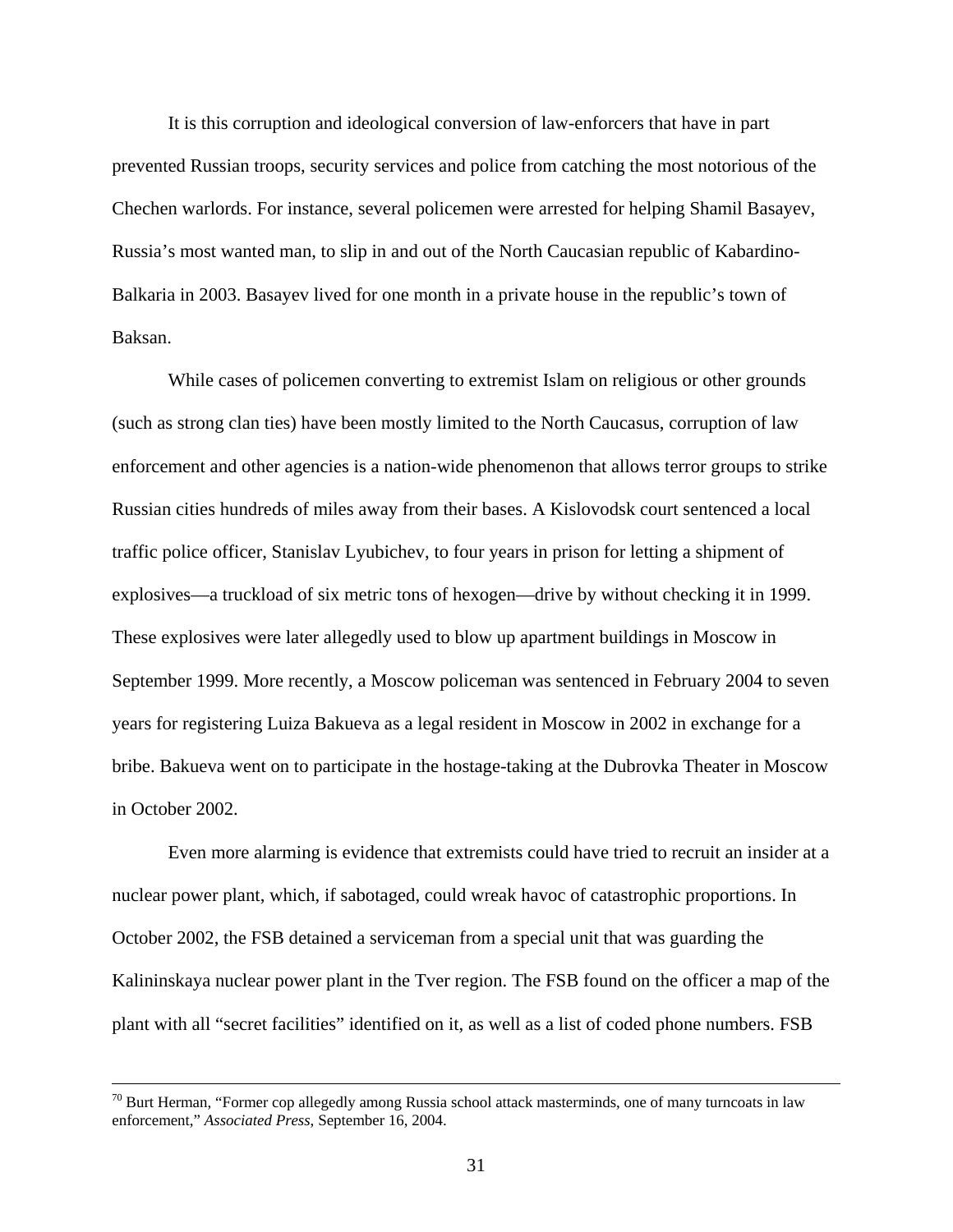It is this corruption and ideological conversion of law-enforcers that have in part prevented Russian troops, security services and police from catching the most notorious of the Chechen warlords. For instance, several policemen were arrested for helping Shamil Basayev, Russia's most wanted man, to slip in and out of the North Caucasian republic of Kabardino-Balkaria in 2003. Basayev lived for one month in a private house in the republic's town of Baksan.

While cases of policemen converting to extremist Islam on religious or other grounds (such as strong clan ties) have been mostly limited to the North Caucasus, corruption of law enforcement and other agencies is a nation-wide phenomenon that allows terror groups to strike Russian cities hundreds of miles away from their bases. A Kislovodsk court sentenced a local traffic police officer, Stanislav Lyubichev, to four years in prison for letting a shipment of explosives—a truckload of six metric tons of hexogen—drive by without checking it in 1999. These explosives were later allegedly used to blow up apartment buildings in Moscow in September 1999. More recently, a Moscow policeman was sentenced in February 2004 to seven years for registering Luiza Bakueva as a legal resident in Moscow in 2002 in exchange for a bribe. Bakueva went on to participate in the hostage-taking at the Dubrovka Theater in Moscow in October 2002.

Even more alarming is evidence that extremists could have tried to recruit an insider at a nuclear power plant, which, if sabotaged, could wreak havoc of catastrophic proportions. In October 2002, the FSB detained a serviceman from a special unit that was guarding the Kalininskaya nuclear power plant in the Tver region. The FSB found on the officer a map of the plant with all "secret facilities" identified on it, as well as a list of coded phone numbers. FSB

---

[70] Burt Herman, "Former cop allegedly among Russia school attack masterminds, one of many turncoats in law enforcement," *Associated Press*, September 16, 2004.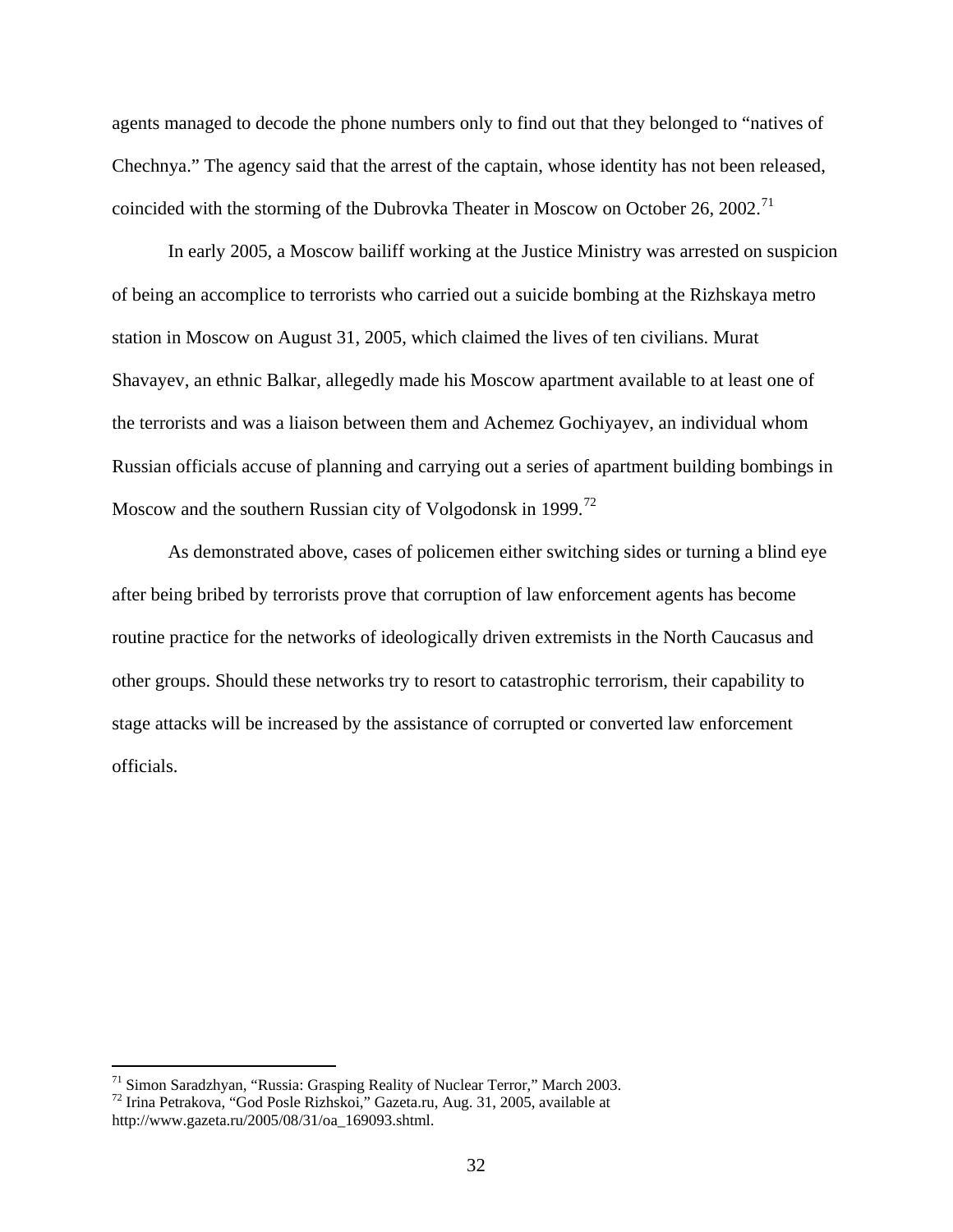agents managed to decode the phone numbers only to find out that they belonged to "natives of Chechnya." The agency said that the arrest of the captain, whose identity has not been released, coincided with the storming of the Dubrovka Theater in Moscow on October 26, 2002.[71]

In early 2005, a Moscow bailiff working at the Justice Ministry was arrested on suspicion of being an accomplice to terrorists who carried out a suicide bombing at the Rizhskaya metro station in Moscow on August 31, 2005, which claimed the lives of ten civilians. Murat Shavayev, an ethnic Balkar, allegedly made his Moscow apartment available to at least one of the terrorists and was a liaison between them and Achemez Gochiyayev, an individual whom Russian officials accuse of planning and carrying out a series of apartment building bombings in Moscow and the southern Russian city of Volgodonsk in 1999.[72]

As demonstrated above, cases of policemen either switching sides or turning a blind eye after being bribed by terrorists prove that corruption of law enforcement agents has become routine practice for the networks of ideologically driven extremists in the North Caucasus and other groups. Should these networks try to resort to catastrophic terrorism, their capability to stage attacks will be increased by the assistance of corrupted or converted law enforcement officials.

---

[71] Simon Saradzhyan, "Russia: Grasping Reality of Nuclear Terror," March 2003.

[72] Irina Petrakova, "God Posle Rizhskoi," Gazeta.ru, Aug. 31, 2005, available at http://www.gazeta.ru/2005/08/31/oa_169093.shtml.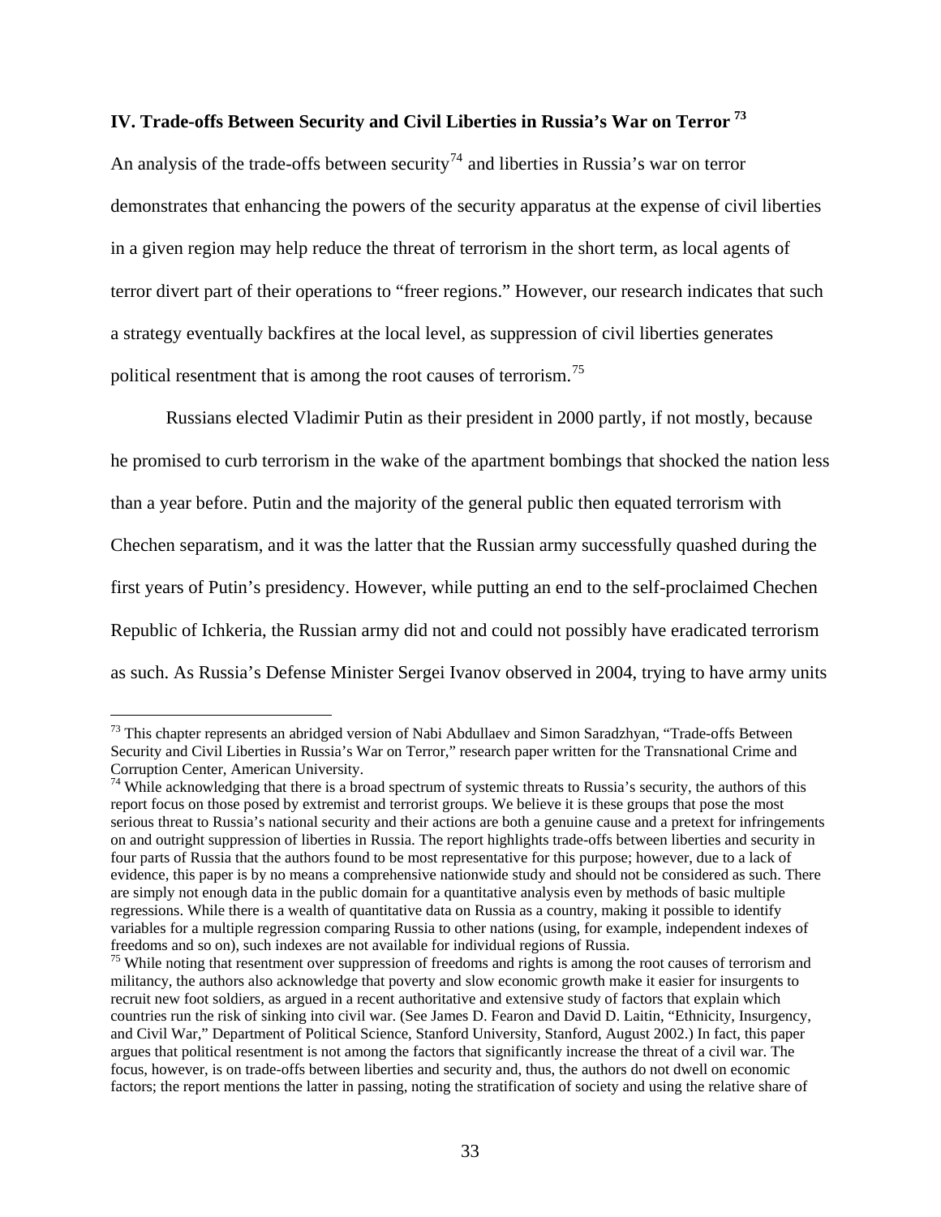## IV. Trade-offs Between Security and Civil Liberties in Russia's War on Terror [73]

An analysis of the trade-offs between security[74] and liberties in Russia's war on terror demonstrates that enhancing the powers of the security apparatus at the expense of civil liberties in a given region may help reduce the threat of terrorism in the short term, as local agents of terror divert part of their operations to "freer regions." However, our research indicates that such a strategy eventually backfires at the local level, as suppression of civil liberties generates political resentment that is among the root causes of terrorism.[75]

Russians elected Vladimir Putin as their president in 2000 partly, if not mostly, because he promised to curb terrorism in the wake of the apartment bombings that shocked the nation less than a year before. Putin and the majority of the general public then equated terrorism with Chechen separatism, and it was the latter that the Russian army successfully quashed during the first years of Putin's presidency. However, while putting an end to the self-proclaimed Chechen Republic of Ichkeria, the Russian army did not and could not possibly have eradicated terrorism as such. As Russia's Defense Minister Sergei Ivanov observed in 2004, trying to have army units

---

[73] This chapter represents an abridged version of Nabi Abdullaev and Simon Saradzhyan, "Trade-offs Between Security and Civil Liberties in Russia's War on Terror," research paper written for the Transnational Crime and Corruption Center, American University.

[74] While acknowledging that there is a broad spectrum of systemic threats to Russia's security, the authors of this report focus on those posed by extremist and terrorist groups. We believe it is these groups that pose the most serious threat to Russia's national security and their actions are both a genuine cause and a pretext for infringements on and outright suppression of liberties in Russia. The report highlights trade-offs between liberties and security in four parts of Russia that the authors found to be most representative for this purpose; however, due to a lack of evidence, this paper is by no means a comprehensive nationwide study and should not be considered as such. There are simply not enough data in the public domain for a quantitative analysis even by methods of basic multiple regressions. While there is a wealth of quantitative data on Russia as a country, making it possible to identify variables for a multiple regression comparing Russia to other nations (using, for example, independent indexes of freedoms and so on), such indexes are not available for individual regions of Russia.

[75] While noting that resentment over suppression of freedoms and rights is among the root causes of terrorism and militancy, the authors also acknowledge that poverty and slow economic growth make it easier for insurgents to recruit new foot soldiers, as argued in a recent authoritative and extensive study of factors that explain which countries run the risk of sinking into civil war. (See James D. Fearon and David D. Laitin, "Ethnicity, Insurgency, and Civil War," Department of Political Science, Stanford University, Stanford, August 2002.) In fact, this paper argues that political resentment is not among the factors that significantly increase the threat of a civil war. The focus, however, is on trade-offs between liberties and security and, thus, the authors do not dwell on economic factors; the report mentions the latter in passing, noting the stratification of society and using the relative share of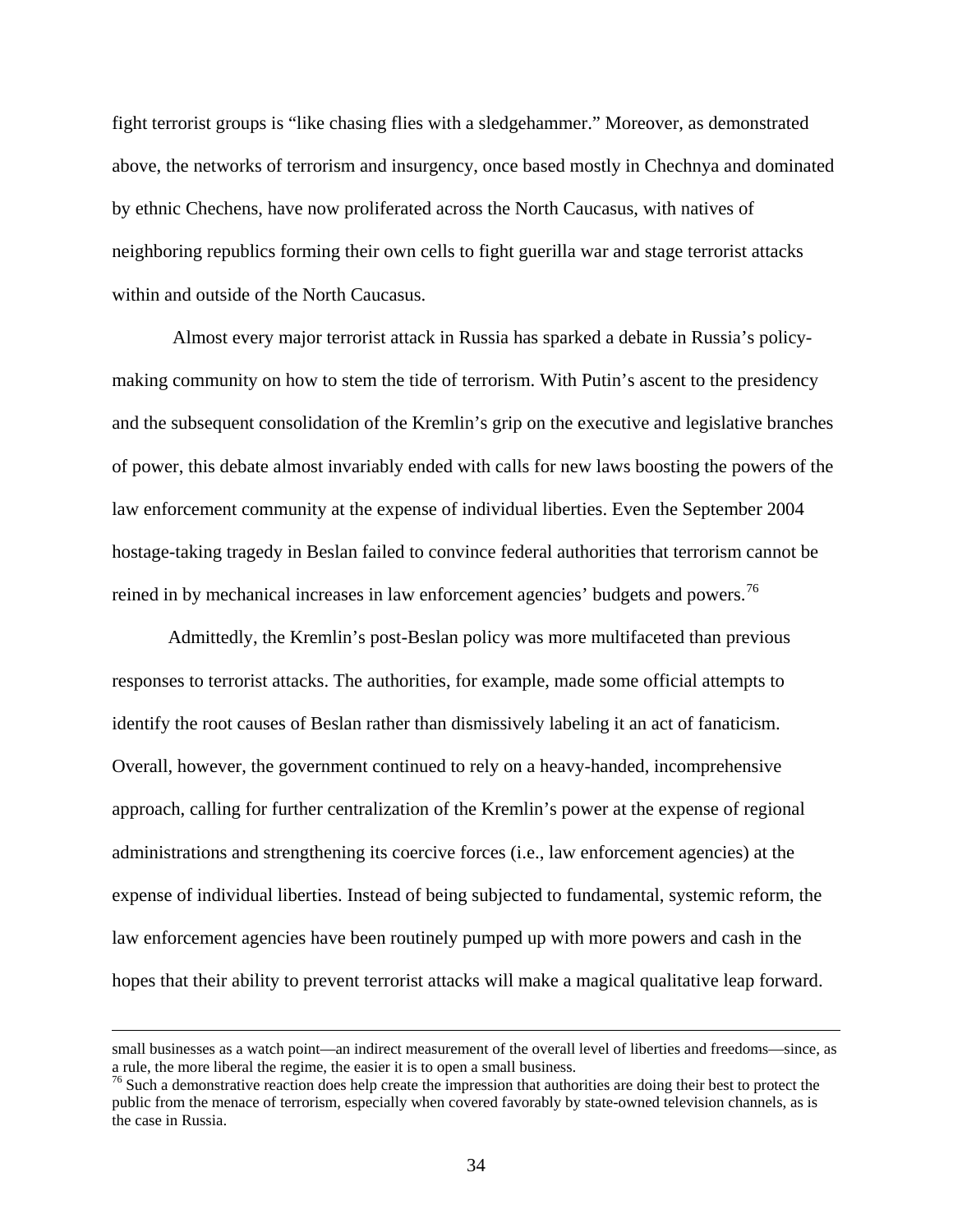fight terrorist groups is "like chasing flies with a sledgehammer." Moreover, as demonstrated above, the networks of terrorism and insurgency, once based mostly in Chechnya and dominated by ethnic Chechens, have now proliferated across the North Caucasus, with natives of neighboring republics forming their own cells to fight guerilla war and stage terrorist attacks within and outside of the North Caucasus.

Almost every major terrorist attack in Russia has sparked a debate in Russia's policy-making community on how to stem the tide of terrorism. With Putin's ascent to the presidency and the subsequent consolidation of the Kremlin's grip on the executive and legislative branches of power, this debate almost invariably ended with calls for new laws boosting the powers of the law enforcement community at the expense of individual liberties. Even the September 2004 hostage-taking tragedy in Beslan failed to convince federal authorities that terrorism cannot be reined in by mechanical increases in law enforcement agencies' budgets and powers.[76]

Admittedly, the Kremlin's post-Beslan policy was more multifaceted than previous responses to terrorist attacks. The authorities, for example, made some official attempts to identify the root causes of Beslan rather than dismissively labeling it an act of fanaticism. Overall, however, the government continued to rely on a heavy-handed, incomprehensive approach, calling for further centralization of the Kremlin's power at the expense of regional administrations and strengthening its coercive forces (i.e., law enforcement agencies) at the expense of individual liberties. Instead of being subjected to fundamental, systemic reform, the law enforcement agencies have been routinely pumped up with more powers and cash in the hopes that their ability to prevent terrorist attacks will make a magical qualitative leap forward.

---

small businesses as a watch point—an indirect measurement of the overall level of liberties and freedoms—since, as a rule, the more liberal the regime, the easier it is to open a small business.

[76] Such a demonstrative reaction does help create the impression that authorities are doing their best to protect the public from the menace of terrorism, especially when covered favorably by state-owned television channels, as is the case in Russia.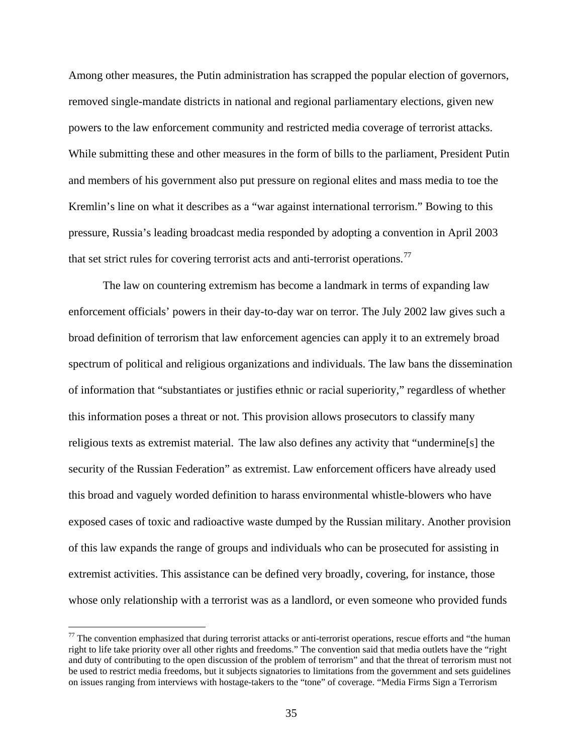Among other measures, the Putin administration has scrapped the popular election of governors, removed single-mandate districts in national and regional parliamentary elections, given new powers to the law enforcement community and restricted media coverage of terrorist attacks. While submitting these and other measures in the form of bills to the parliament, President Putin and members of his government also put pressure on regional elites and mass media to toe the Kremlin's line on what it describes as a "war against international terrorism." Bowing to this pressure, Russia's leading broadcast media responded by adopting a convention in April 2003 that set strict rules for covering terrorist acts and anti-terrorist operations.[77]

The law on countering extremism has become a landmark in terms of expanding law enforcement officials' powers in their day-to-day war on terror. The July 2002 law gives such a broad definition of terrorism that law enforcement agencies can apply it to an extremely broad spectrum of political and religious organizations and individuals. The law bans the dissemination of information that "substantiates or justifies ethnic or racial superiority," regardless of whether this information poses a threat or not. This provision allows prosecutors to classify many religious texts as extremist material. The law also defines any activity that "undermine[s] the security of the Russian Federation" as extremist. Law enforcement officers have already used this broad and vaguely worded definition to harass environmental whistle-blowers who have exposed cases of toxic and radioactive waste dumped by the Russian military. Another provision of this law expands the range of groups and individuals who can be prosecuted for assisting in extremist activities. This assistance can be defined very broadly, covering, for instance, those whose only relationship with a terrorist was as a landlord, or even someone who provided funds

---

[77] The convention emphasized that during terrorist attacks or anti-terrorist operations, rescue efforts and "the human right to life take priority over all other rights and freedoms." The convention said that media outlets have the "right and duty of contributing to the open discussion of the problem of terrorism" and that the threat of terrorism must not be used to restrict media freedoms, but it subjects signatories to limitations from the government and sets guidelines on issues ranging from interviews with hostage-takers to the "tone" of coverage. "Media Firms Sign a Terrorism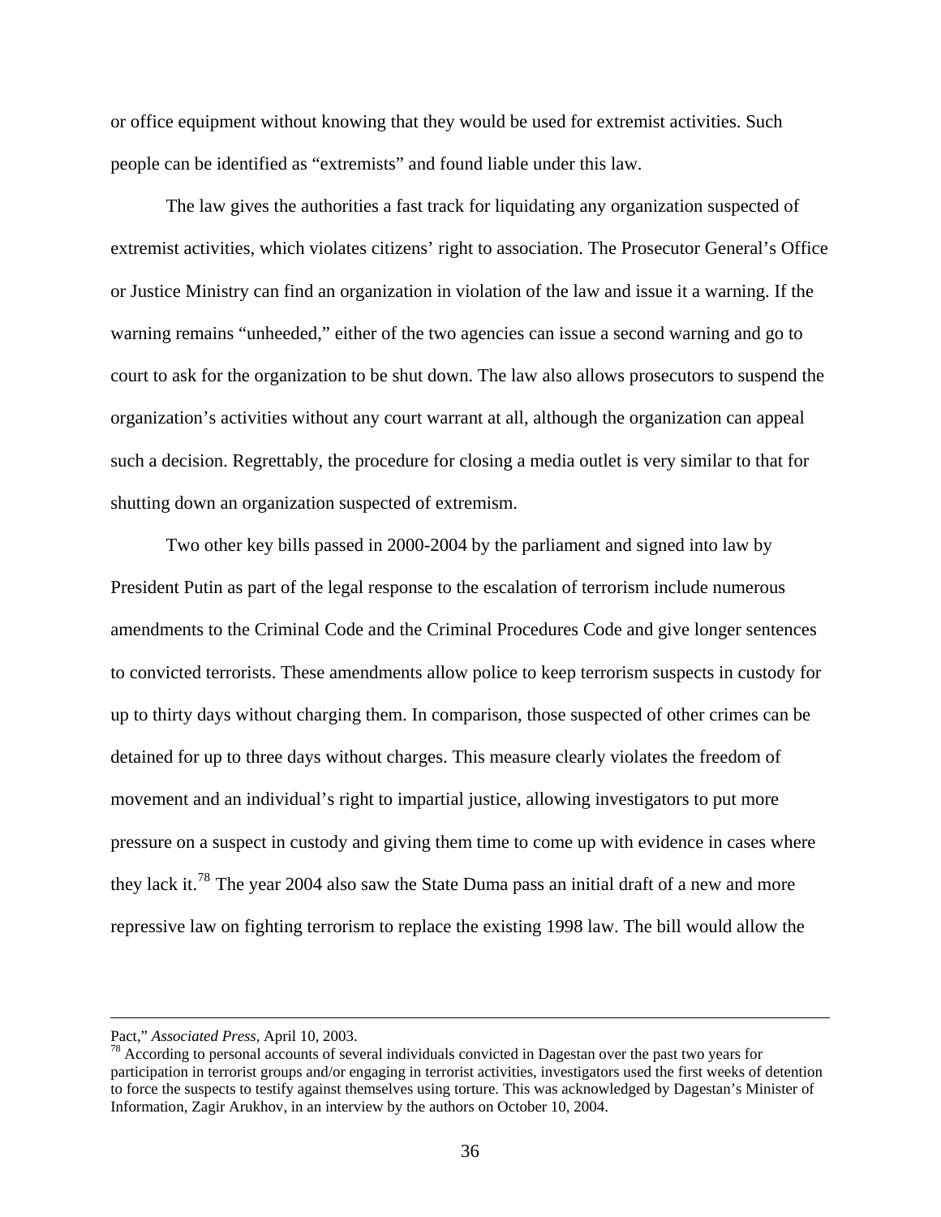or office equipment without knowing that they would be used for extremist activities. Such people can be identified as "extremists" and found liable under this law.

The law gives the authorities a fast track for liquidating any organization suspected of extremist activities, which violates citizens' right to association. The Prosecutor General's Office or Justice Ministry can find an organization in violation of the law and issue it a warning. If the warning remains "unheeded," either of the two agencies can issue a second warning and go to court to ask for the organization to be shut down. The law also allows prosecutors to suspend the organization's activities without any court warrant at all, although the organization can appeal such a decision. Regrettably, the procedure for closing a media outlet is very similar to that for shutting down an organization suspected of extremism.

Two other key bills passed in 2000-2004 by the parliament and signed into law by President Putin as part of the legal response to the escalation of terrorism include numerous amendments to the Criminal Code and the Criminal Procedures Code and give longer sentences to convicted terrorists. These amendments allow police to keep terrorism suspects in custody for up to thirty days without charging them. In comparison, those suspected of other crimes can be detained for up to three days without charges. This measure clearly violates the freedom of movement and an individual's right to impartial justice, allowing investigators to put more pressure on a suspect in custody and giving them time to come up with evidence in cases where they lack it.[78] The year 2004 also saw the State Duma pass an initial draft of a new and more repressive law on fighting terrorism to replace the existing 1998 law. The bill would allow the

---

Pact," *Associated Press*, April 10, 2003.

[78] According to personal accounts of several individuals convicted in Dagestan over the past two years for participation in terrorist groups and/or engaging in terrorist activities, investigators used the first weeks of detention to force the suspects to testify against themselves using torture. This was acknowledged by Dagestan's Minister of Information, Zagir Arukhov, in an interview by the authors on October 10, 2004.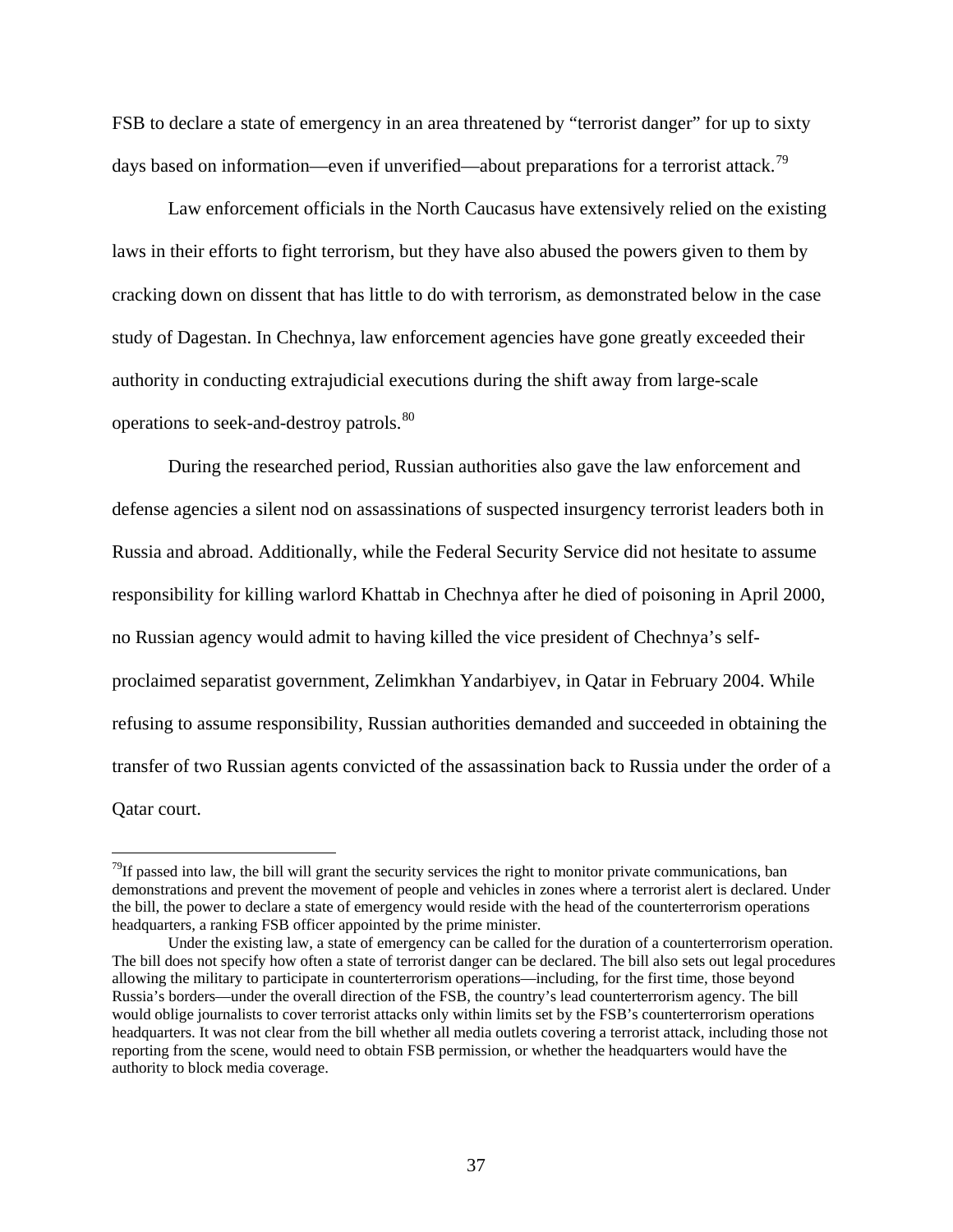FSB to declare a state of emergency in an area threatened by "terrorist danger" for up to sixty days based on information—even if unverified—about preparations for a terrorist attack.[79]

Law enforcement officials in the North Caucasus have extensively relied on the existing laws in their efforts to fight terrorism, but they have also abused the powers given to them by cracking down on dissent that has little to do with terrorism, as demonstrated below in the case study of Dagestan. In Chechnya, law enforcement agencies have gone greatly exceeded their authority in conducting extrajudicial executions during the shift away from large-scale operations to seek-and-destroy patrols.[80]

During the researched period, Russian authorities also gave the law enforcement and defense agencies a silent nod on assassinations of suspected insurgency terrorist leaders both in Russia and abroad. Additionally, while the Federal Security Service did not hesitate to assume responsibility for killing warlord Khattab in Chechnya after he died of poisoning in April 2000, no Russian agency would admit to having killed the vice president of Chechnya's self-proclaimed separatist government, Zelimkhan Yandarbiyev, in Qatar in February 2004. While refusing to assume responsibility, Russian authorities demanded and succeeded in obtaining the transfer of two Russian agents convicted of the assassination back to Russia under the order of a Qatar court.

---

[79]If passed into law, the bill will grant the security services the right to monitor private communications, ban demonstrations and prevent the movement of people and vehicles in zones where a terrorist alert is declared. Under the bill, the power to declare a state of emergency would reside with the head of the counterterrorism operations headquarters, a ranking FSB officer appointed by the prime minister.

Under the existing law, a state of emergency can be called for the duration of a counterterrorism operation. The bill does not specify how often a state of terrorist danger can be declared. The bill also sets out legal procedures allowing the military to participate in counterterrorism operations—including, for the first time, those beyond Russia's borders—under the overall direction of the FSB, the country's lead counterterrorism agency. The bill would oblige journalists to cover terrorist attacks only within limits set by the FSB's counterterrorism operations headquarters. It was not clear from the bill whether all media outlets covering a terrorist attack, including those not reporting from the scene, would need to obtain FSB permission, or whether the headquarters would have the authority to block media coverage.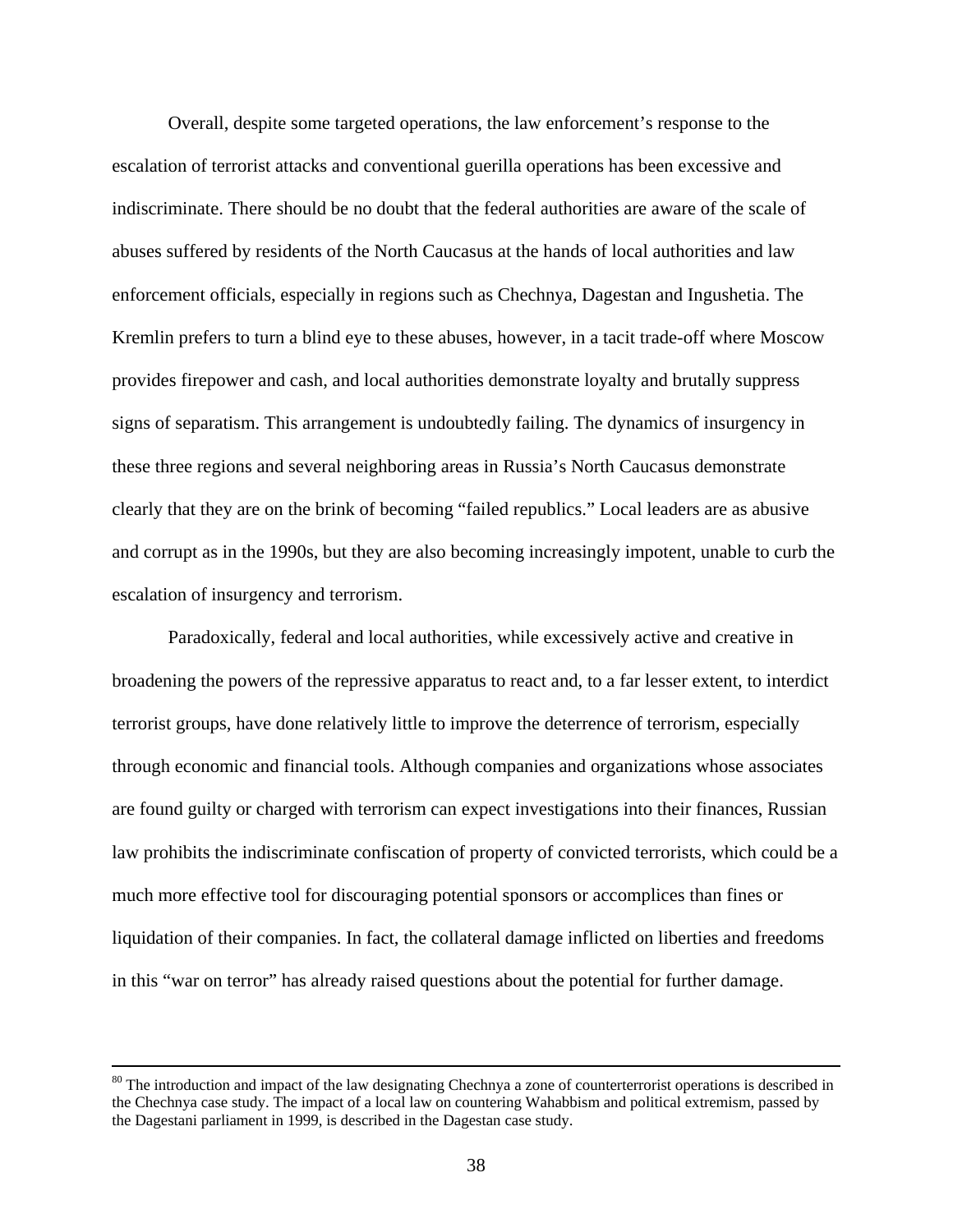Overall, despite some targeted operations, the law enforcement's response to the escalation of terrorist attacks and conventional guerilla operations has been excessive and indiscriminate. There should be no doubt that the federal authorities are aware of the scale of abuses suffered by residents of the North Caucasus at the hands of local authorities and law enforcement officials, especially in regions such as Chechnya, Dagestan and Ingushetia. The Kremlin prefers to turn a blind eye to these abuses, however, in a tacit trade-off where Moscow provides firepower and cash, and local authorities demonstrate loyalty and brutally suppress signs of separatism. This arrangement is undoubtedly failing. The dynamics of insurgency in these three regions and several neighboring areas in Russia's North Caucasus demonstrate clearly that they are on the brink of becoming "failed republics." Local leaders are as abusive and corrupt as in the 1990s, but they are also becoming increasingly impotent, unable to curb the escalation of insurgency and terrorism.

Paradoxically, federal and local authorities, while excessively active and creative in broadening the powers of the repressive apparatus to react and, to a far lesser extent, to interdict terrorist groups, have done relatively little to improve the deterrence of terrorism, especially through economic and financial tools. Although companies and organizations whose associates are found guilty or charged with terrorism can expect investigations into their finances, Russian law prohibits the indiscriminate confiscation of property of convicted terrorists, which could be a much more effective tool for discouraging potential sponsors or accomplices than fines or liquidation of their companies. In fact, the collateral damage inflicted on liberties and freedoms in this "war on terror" has already raised questions about the potential for further damage.

---

[80] The introduction and impact of the law designating Chechnya a zone of counterterrorist operations is described in the Chechnya case study. The impact of a local law on countering Wahabbism and political extremism, passed by the Dagestani parliament in 1999, is described in the Dagestan case study.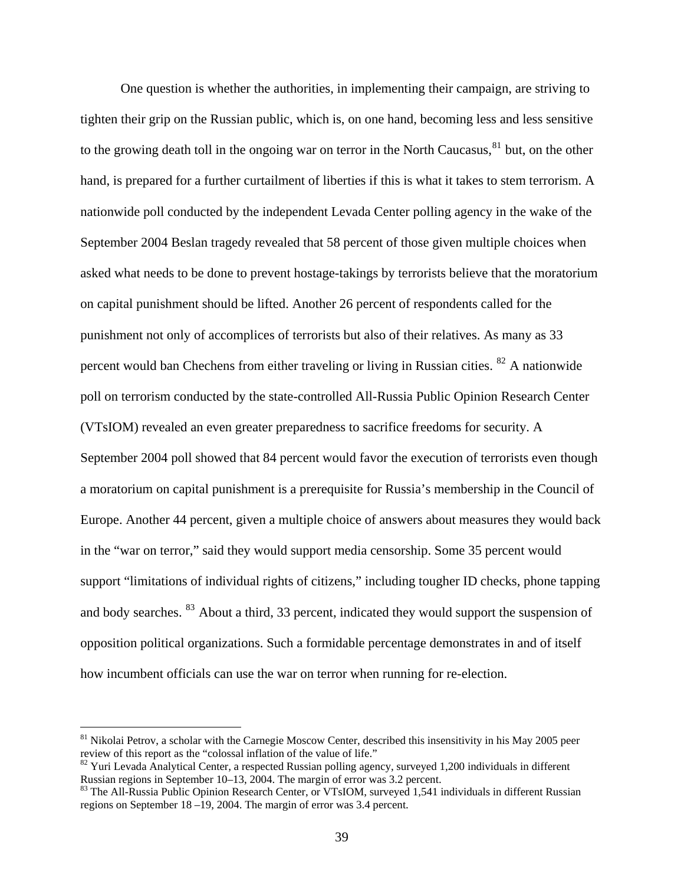One question is whether the authorities, in implementing their campaign, are striving to tighten their grip on the Russian public, which is, on one hand, becoming less and less sensitive to the growing death toll in the ongoing war on terror in the North Caucasus,[81] but, on the other hand, is prepared for a further curtailment of liberties if this is what it takes to stem terrorism. A nationwide poll conducted by the independent Levada Center polling agency in the wake of the September 2004 Beslan tragedy revealed that 58 percent of those given multiple choices when asked what needs to be done to prevent hostage-takings by terrorists believe that the moratorium on capital punishment should be lifted. Another 26 percent of respondents called for the punishment not only of accomplices of terrorists but also of their relatives. As many as 33 percent would ban Chechens from either traveling or living in Russian cities. [82] A nationwide poll on terrorism conducted by the state-controlled All-Russia Public Opinion Research Center (VTsIOM) revealed an even greater preparedness to sacrifice freedoms for security. A September 2004 poll showed that 84 percent would favor the execution of terrorists even though a moratorium on capital punishment is a prerequisite for Russia's membership in the Council of Europe. Another 44 percent, given a multiple choice of answers about measures they would back in the "war on terror," said they would support media censorship. Some 35 percent would support "limitations of individual rights of citizens," including tougher ID checks, phone tapping and body searches. [83] About a third, 33 percent, indicated they would support the suspension of opposition political organizations. Such a formidable percentage demonstrates in and of itself how incumbent officials can use the war on terror when running for re-election.

[81] Nikolai Petrov, a scholar with the Carnegie Moscow Center, described this insensitivity in his May 2005 peer review of this report as the "colossal inflation of the value of life."

[82] Yuri Levada Analytical Center, a respected Russian polling agency, surveyed 1,200 individuals in different Russian regions in September 10–13, 2004. The margin of error was 3.2 percent.

[83] The All-Russia Public Opinion Research Center, or VTsIOM, surveyed 1,541 individuals in different Russian regions on September 18 –19, 2004. The margin of error was 3.4 percent.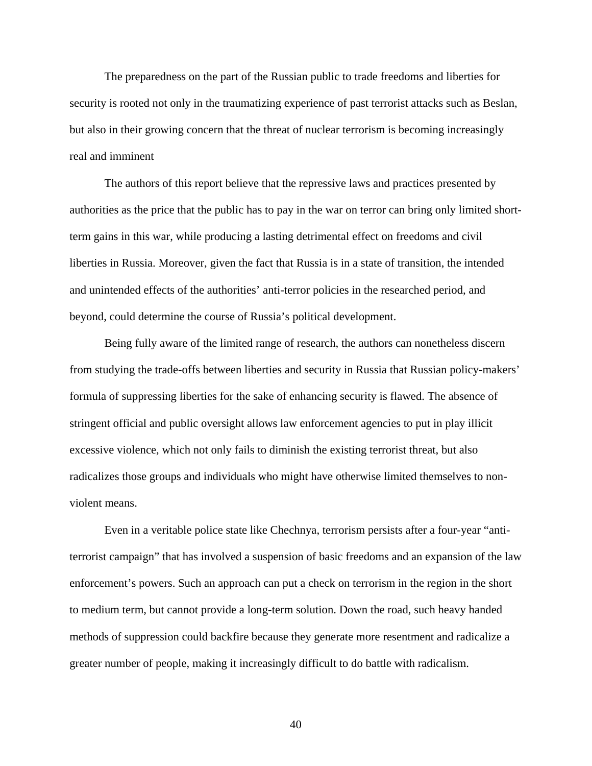The preparedness on the part of the Russian public to trade freedoms and liberties for security is rooted not only in the traumatizing experience of past terrorist attacks such as Beslan, but also in their growing concern that the threat of nuclear terrorism is becoming increasingly real and imminent

The authors of this report believe that the repressive laws and practices presented by authorities as the price that the public has to pay in the war on terror can bring only limited short-term gains in this war, while producing a lasting detrimental effect on freedoms and civil liberties in Russia. Moreover, given the fact that Russia is in a state of transition, the intended and unintended effects of the authorities' anti-terror policies in the researched period, and beyond, could determine the course of Russia's political development.

Being fully aware of the limited range of research, the authors can nonetheless discern from studying the trade-offs between liberties and security in Russia that Russian policy-makers' formula of suppressing liberties for the sake of enhancing security is flawed. The absence of stringent official and public oversight allows law enforcement agencies to put in play illicit excessive violence, which not only fails to diminish the existing terrorist threat, but also radicalizes those groups and individuals who might have otherwise limited themselves to non-violent means.

Even in a veritable police state like Chechnya, terrorism persists after a four-year "anti-terrorist campaign" that has involved a suspension of basic freedoms and an expansion of the law enforcement's powers. Such an approach can put a check on terrorism in the region in the short to medium term, but cannot provide a long-term solution. Down the road, such heavy handed methods of suppression could backfire because they generate more resentment and radicalize a greater number of people, making it increasingly difficult to do battle with radicalism.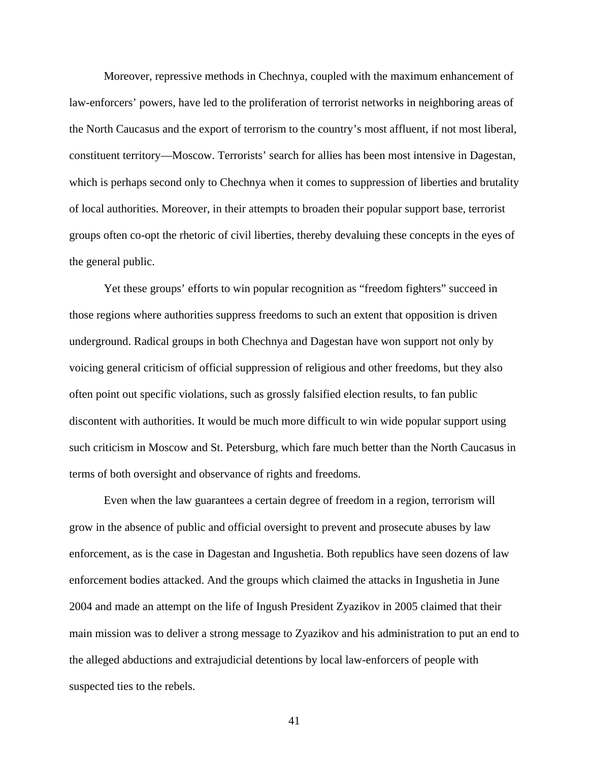Moreover, repressive methods in Chechnya, coupled with the maximum enhancement of law-enforcers' powers, have led to the proliferation of terrorist networks in neighboring areas of the North Caucasus and the export of terrorism to the country's most affluent, if not most liberal, constituent territory—Moscow. Terrorists' search for allies has been most intensive in Dagestan, which is perhaps second only to Chechnya when it comes to suppression of liberties and brutality of local authorities. Moreover, in their attempts to broaden their popular support base, terrorist groups often co-opt the rhetoric of civil liberties, thereby devaluing these concepts in the eyes of the general public.

Yet these groups' efforts to win popular recognition as "freedom fighters" succeed in those regions where authorities suppress freedoms to such an extent that opposition is driven underground. Radical groups in both Chechnya and Dagestan have won support not only by voicing general criticism of official suppression of religious and other freedoms, but they also often point out specific violations, such as grossly falsified election results, to fan public discontent with authorities. It would be much more difficult to win wide popular support using such criticism in Moscow and St. Petersburg, which fare much better than the North Caucasus in terms of both oversight and observance of rights and freedoms.

Even when the law guarantees a certain degree of freedom in a region, terrorism will grow in the absence of public and official oversight to prevent and prosecute abuses by law enforcement, as is the case in Dagestan and Ingushetia. Both republics have seen dozens of law enforcement bodies attacked. And the groups which claimed the attacks in Ingushetia in June 2004 and made an attempt on the life of Ingush President Zyazikov in 2005 claimed that their main mission was to deliver a strong message to Zyazikov and his administration to put an end to the alleged abductions and extrajudicial detentions by local law-enforcers of people with suspected ties to the rebels.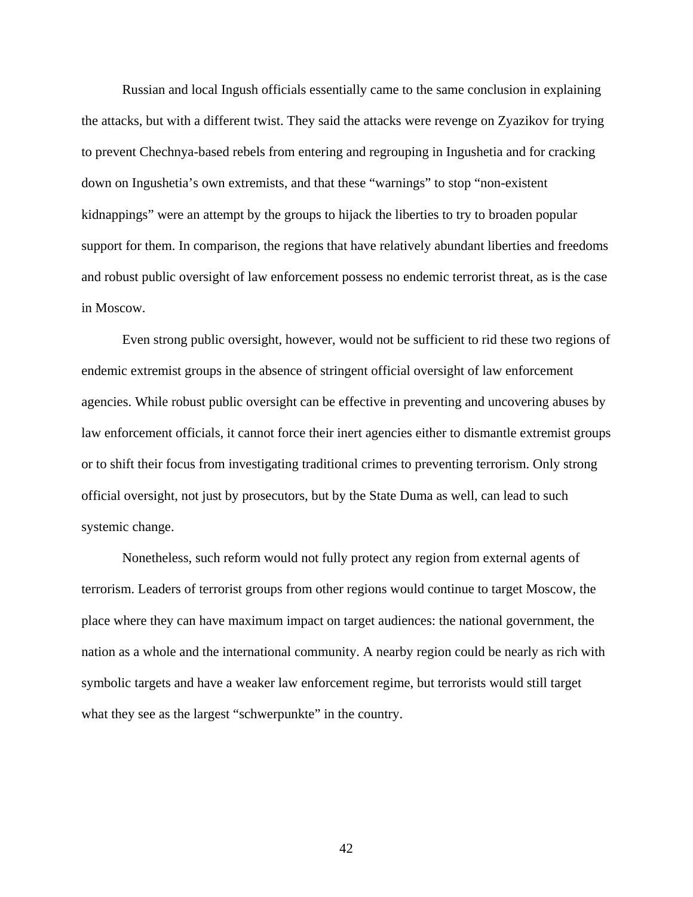Russian and local Ingush officials essentially came to the same conclusion in explaining the attacks, but with a different twist. They said the attacks were revenge on Zyazikov for trying to prevent Chechnya-based rebels from entering and regrouping in Ingushetia and for cracking down on Ingushetia's own extremists, and that these "warnings" to stop "non-existent kidnappings" were an attempt by the groups to hijack the liberties to try to broaden popular support for them. In comparison, the regions that have relatively abundant liberties and freedoms and robust public oversight of law enforcement possess no endemic terrorist threat, as is the case in Moscow.

Even strong public oversight, however, would not be sufficient to rid these two regions of endemic extremist groups in the absence of stringent official oversight of law enforcement agencies. While robust public oversight can be effective in preventing and uncovering abuses by law enforcement officials, it cannot force their inert agencies either to dismantle extremist groups or to shift their focus from investigating traditional crimes to preventing terrorism. Only strong official oversight, not just by prosecutors, but by the State Duma as well, can lead to such systemic change.

Nonetheless, such reform would not fully protect any region from external agents of terrorism. Leaders of terrorist groups from other regions would continue to target Moscow, the place where they can have maximum impact on target audiences: the national government, the nation as a whole and the international community. A nearby region could be nearly as rich with symbolic targets and have a weaker law enforcement regime, but terrorists would still target what they see as the largest "schwerpunkte" in the country.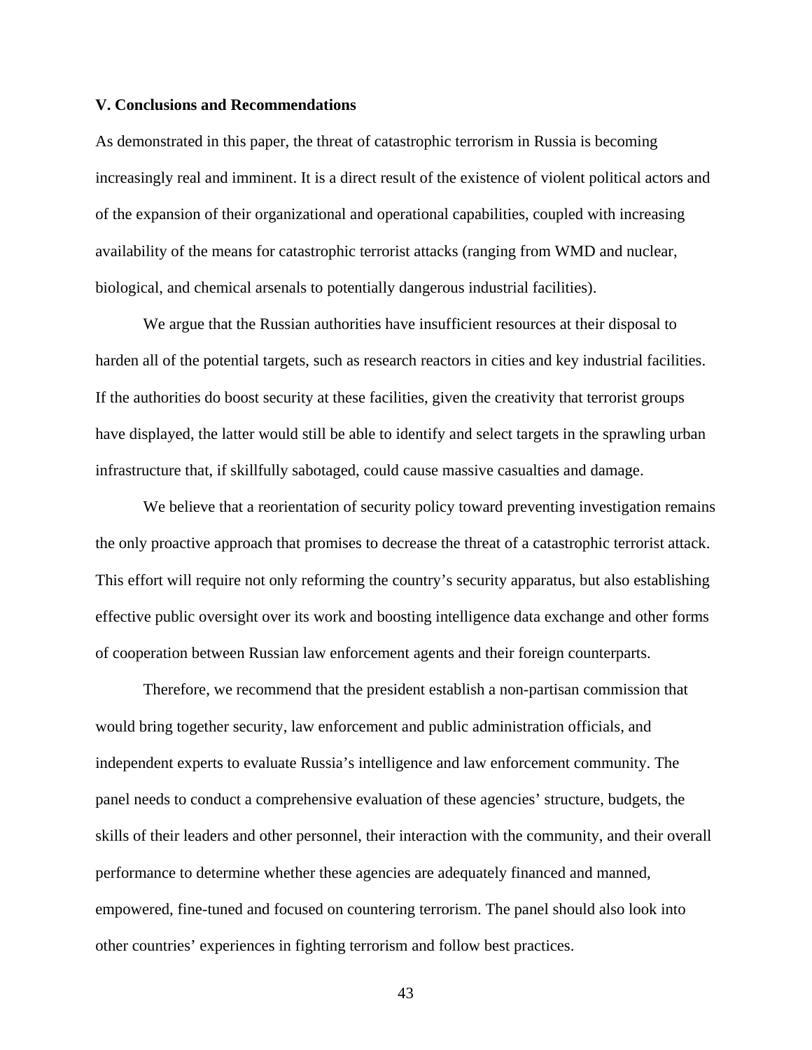**V. Conclusions and Recommendations**

As demonstrated in this paper, the threat of catastrophic terrorism in Russia is becoming increasingly real and imminent. It is a direct result of the existence of violent political actors and of the expansion of their organizational and operational capabilities, coupled with increasing availability of the means for catastrophic terrorist attacks (ranging from WMD and nuclear, biological, and chemical arsenals to potentially dangerous industrial facilities).

We argue that the Russian authorities have insufficient resources at their disposal to harden all of the potential targets, such as research reactors in cities and key industrial facilities. If the authorities do boost security at these facilities, given the creativity that terrorist groups have displayed, the latter would still be able to identify and select targets in the sprawling urban infrastructure that, if skillfully sabotaged, could cause massive casualties and damage.

We believe that a reorientation of security policy toward preventing investigation remains the only proactive approach that promises to decrease the threat of a catastrophic terrorist attack. This effort will require not only reforming the country's security apparatus, but also establishing effective public oversight over its work and boosting intelligence data exchange and other forms of cooperation between Russian law enforcement agents and their foreign counterparts.

Therefore, we recommend that the president establish a non-partisan commission that would bring together security, law enforcement and public administration officials, and independent experts to evaluate Russia's intelligence and law enforcement community. The panel needs to conduct a comprehensive evaluation of these agencies' structure, budgets, the skills of their leaders and other personnel, their interaction with the community, and their overall performance to determine whether these agencies are adequately financed and manned, empowered, fine-tuned and focused on countering terrorism. The panel should also look into other countries' experiences in fighting terrorism and follow best practices.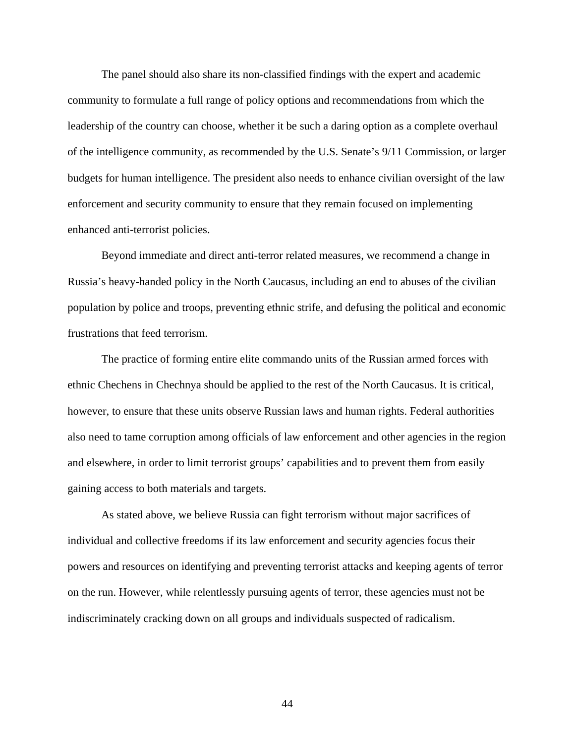The panel should also share its non-classified findings with the expert and academic community to formulate a full range of policy options and recommendations from which the leadership of the country can choose, whether it be such a daring option as a complete overhaul of the intelligence community, as recommended by the U.S. Senate's 9/11 Commission, or larger budgets for human intelligence. The president also needs to enhance civilian oversight of the law enforcement and security community to ensure that they remain focused on implementing enhanced anti-terrorist policies.

Beyond immediate and direct anti-terror related measures, we recommend a change in Russia's heavy-handed policy in the North Caucasus, including an end to abuses of the civilian population by police and troops, preventing ethnic strife, and defusing the political and economic frustrations that feed terrorism.

The practice of forming entire elite commando units of the Russian armed forces with ethnic Chechens in Chechnya should be applied to the rest of the North Caucasus. It is critical, however, to ensure that these units observe Russian laws and human rights. Federal authorities also need to tame corruption among officials of law enforcement and other agencies in the region and elsewhere, in order to limit terrorist groups' capabilities and to prevent them from easily gaining access to both materials and targets.

As stated above, we believe Russia can fight terrorism without major sacrifices of individual and collective freedoms if its law enforcement and security agencies focus their powers and resources on identifying and preventing terrorist attacks and keeping agents of terror on the run. However, while relentlessly pursuing agents of terror, these agencies must not be indiscriminately cracking down on all groups and individuals suspected of radicalism.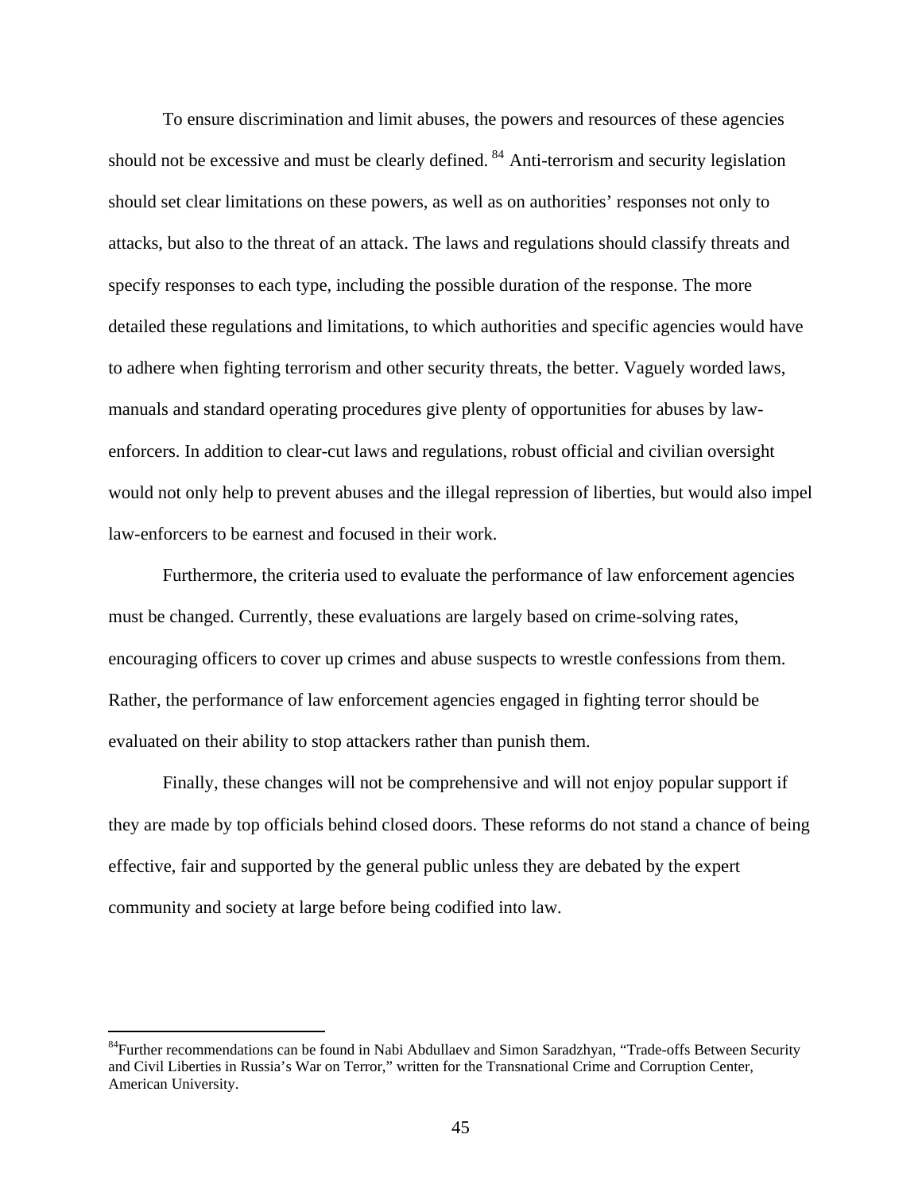To ensure discrimination and limit abuses, the powers and resources of these agencies should not be excessive and must be clearly defined.[84] Anti-terrorism and security legislation should set clear limitations on these powers, as well as on authorities' responses not only to attacks, but also to the threat of an attack. The laws and regulations should classify threats and specify responses to each type, including the possible duration of the response. The more detailed these regulations and limitations, to which authorities and specific agencies would have to adhere when fighting terrorism and other security threats, the better. Vaguely worded laws, manuals and standard operating procedures give plenty of opportunities for abuses by law-enforcers. In addition to clear-cut laws and regulations, robust official and civilian oversight would not only help to prevent abuses and the illegal repression of liberties, but would also impel law-enforcers to be earnest and focused in their work.

Furthermore, the criteria used to evaluate the performance of law enforcement agencies must be changed. Currently, these evaluations are largely based on crime-solving rates, encouraging officers to cover up crimes and abuse suspects to wrestle confessions from them. Rather, the performance of law enforcement agencies engaged in fighting terror should be evaluated on their ability to stop attackers rather than punish them.

Finally, these changes will not be comprehensive and will not enjoy popular support if they are made by top officials behind closed doors. These reforms do not stand a chance of being effective, fair and supported by the general public unless they are debated by the expert community and society at large before being codified into law.

---

[84] Further recommendations can be found in Nabi Abdullaev and Simon Saradzhyan, "Trade-offs Between Security and Civil Liberties in Russia's War on Terror," written for the Transnational Crime and Corruption Center, American University.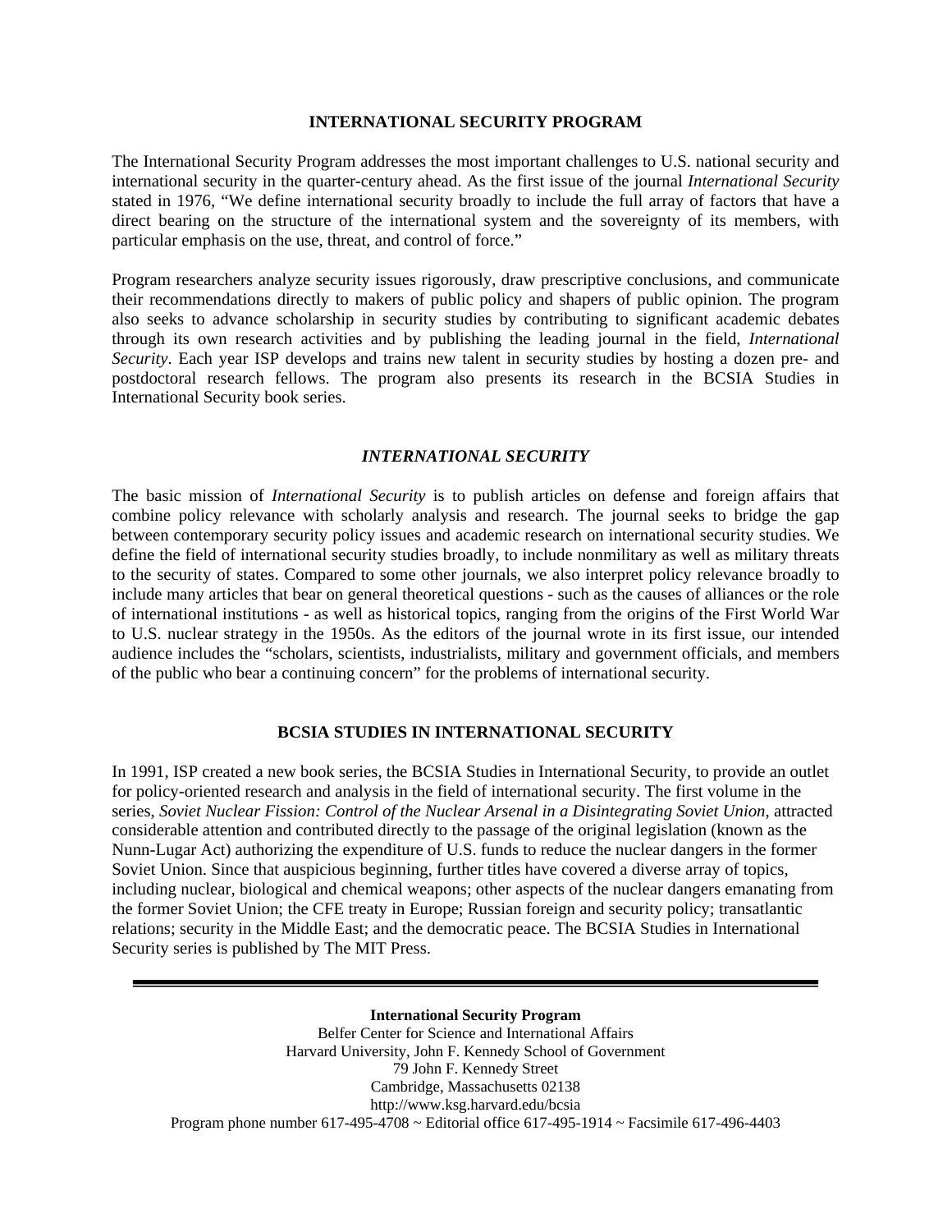## INTERNATIONAL SECURITY PROGRAM

The International Security Program addresses the most important challenges to U.S. national security and international security in the quarter-century ahead. As the first issue of the journal *International Security* stated in 1976, "We define international security broadly to include the full array of factors that have a direct bearing on the structure of the international system and the sovereignty of its members, with particular emphasis on the use, threat, and control of force."

Program researchers analyze security issues rigorously, draw prescriptive conclusions, and communicate their recommendations directly to makers of public policy and shapers of public opinion. The program also seeks to advance scholarship in security studies by contributing to significant academic debates through its own research activities and by publishing the leading journal in the field, *International Security*. Each year ISP develops and trains new talent in security studies by hosting a dozen pre- and postdoctoral research fellows. The program also presents its research in the BCSIA Studies in International Security book series.

## *INTERNATIONAL SECURITY*

The basic mission of *International Security* is to publish articles on defense and foreign affairs that combine policy relevance with scholarly analysis and research. The journal seeks to bridge the gap between contemporary security policy issues and academic research on international security studies. We define the field of international security studies broadly, to include nonmilitary as well as military threats to the security of states. Compared to some other journals, we also interpret policy relevance broadly to include many articles that bear on general theoretical questions - such as the causes of alliances or the role of international institutions - as well as historical topics, ranging from the origins of the First World War to U.S. nuclear strategy in the 1950s. As the editors of the journal wrote in its first issue, our intended audience includes the "scholars, scientists, industrialists, military and government officials, and members of the public who bear a continuing concern" for the problems of international security.

## BCSIA STUDIES IN INTERNATIONAL SECURITY

In 1991, ISP created a new book series, the BCSIA Studies in International Security, to provide an outlet for policy-oriented research and analysis in the field of international security. The first volume in the series, *Soviet Nuclear Fission: Control of the Nuclear Arsenal in a Disintegrating Soviet Union*, attracted considerable attention and contributed directly to the passage of the original legislation (known as the Nunn-Lugar Act) authorizing the expenditure of U.S. funds to reduce the nuclear dangers in the former Soviet Union. Since that auspicious beginning, further titles have covered a diverse array of topics, including nuclear, biological and chemical weapons; other aspects of the nuclear dangers emanating from the former Soviet Union; the CFE treaty in Europe; Russian foreign and security policy; transatlantic relations; security in the Middle East; and the democratic peace. The BCSIA Studies in International Security series is published by The MIT Press.

---

**International Security Program**
Belfer Center for Science and International Affairs
Harvard University, John F. Kennedy School of Government
79 John F. Kennedy Street
Cambridge, Massachusetts 02138
http://www.ksg.harvard.edu/bcsia
Program phone number 617-495-4708 ~ Editorial office 617-495-1914 ~ Facsimile 617-496-4403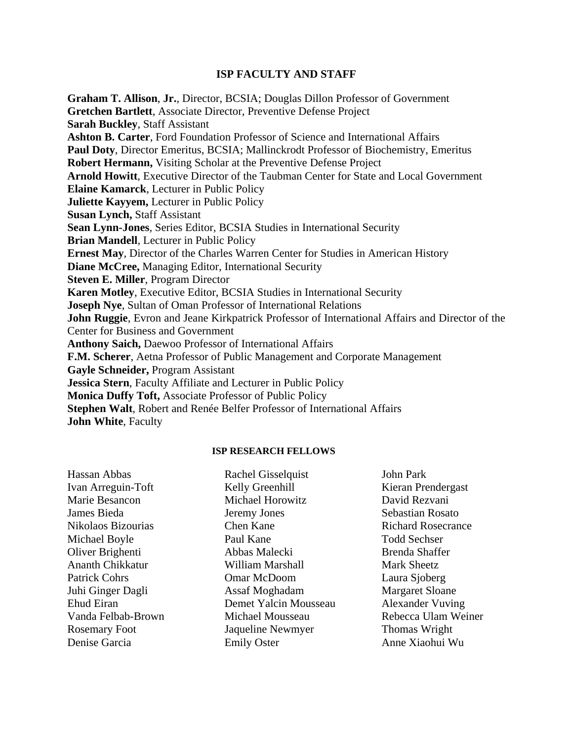## ISP FACULTY AND STAFF

**Graham T. Allison**, **Jr.**, Director, BCSIA; Douglas Dillon Professor of Government
**Gretchen Bartlett**, Associate Director, Preventive Defense Project
**Sarah Buckley**, Staff Assistant
**Ashton B. Carter**, Ford Foundation Professor of Science and International Affairs
**Paul Doty**, Director Emeritus, BCSIA; Mallinckrodt Professor of Biochemistry, Emeritus
**Robert Hermann,** Visiting Scholar at the Preventive Defense Project
**Arnold Howitt**, Executive Director of the Taubman Center for State and Local Government
**Elaine Kamarck**, Lecturer in Public Policy
**Juliette Kayyem,** Lecturer in Public Policy
**Susan Lynch,** Staff Assistant
**Sean Lynn-Jones**, Series Editor, BCSIA Studies in International Security
**Brian Mandell**, Lecturer in Public Policy
**Ernest May**, Director of the Charles Warren Center for Studies in American History
**Diane McCree,** Managing Editor, International Security
**Steven E. Miller**, Program Director
**Karen Motley**, Executive Editor, BCSIA Studies in International Security
**Joseph Nye**, Sultan of Oman Professor of International Relations
**John Ruggie**, Evron and Jeane Kirkpatrick Professor of International Affairs and Director of the Center for Business and Government
**Anthony Saich,** Daewoo Professor of International Affairs
**F.M. Scherer**, Aetna Professor of Public Management and Corporate Management
**Gayle Schneider,** Program Assistant
**Jessica Stern**, Faculty Affiliate and Lecturer in Public Policy
**Monica Duffy Toft,** Associate Professor of Public Policy
**Stephen Walt**, Robert and Renée Belfer Professor of International Affairs
**John White**, Faculty

### ISP RESEARCH FELLOWS

Hassan Abbas
Ivan Arreguin-Toft
Marie Besancon
James Bieda
Nikolaos Bizourias
Michael Boyle
Oliver Brighenti
Ananth Chikkatur
Patrick Cohrs
Juhi Ginger Dagli
Ehud Eiran
Vanda Felbab-Brown
Rosemary Foot
Denise Garcia
Rachel Gisselquist
Kelly Greenhill
Michael Horowitz
Jeremy Jones
Chen Kane
Paul Kane
Abbas Malecki
William Marshall
Omar McDoom
Assaf Moghadam
Demet Yalcin Mousseau
Michael Mousseau
Jaqueline Newmyer
Emily Oster
John Park
Kieran Prendergast
David Rezvani
Sebastian Rosato
Richard Rosecrance
Todd Sechser
Brenda Shaffer
Mark Sheetz
Laura Sjoberg
Margaret Sloane
Alexander Vuving
Rebecca Ulam Weiner
Thomas Wright
Anne Xiaohui Wu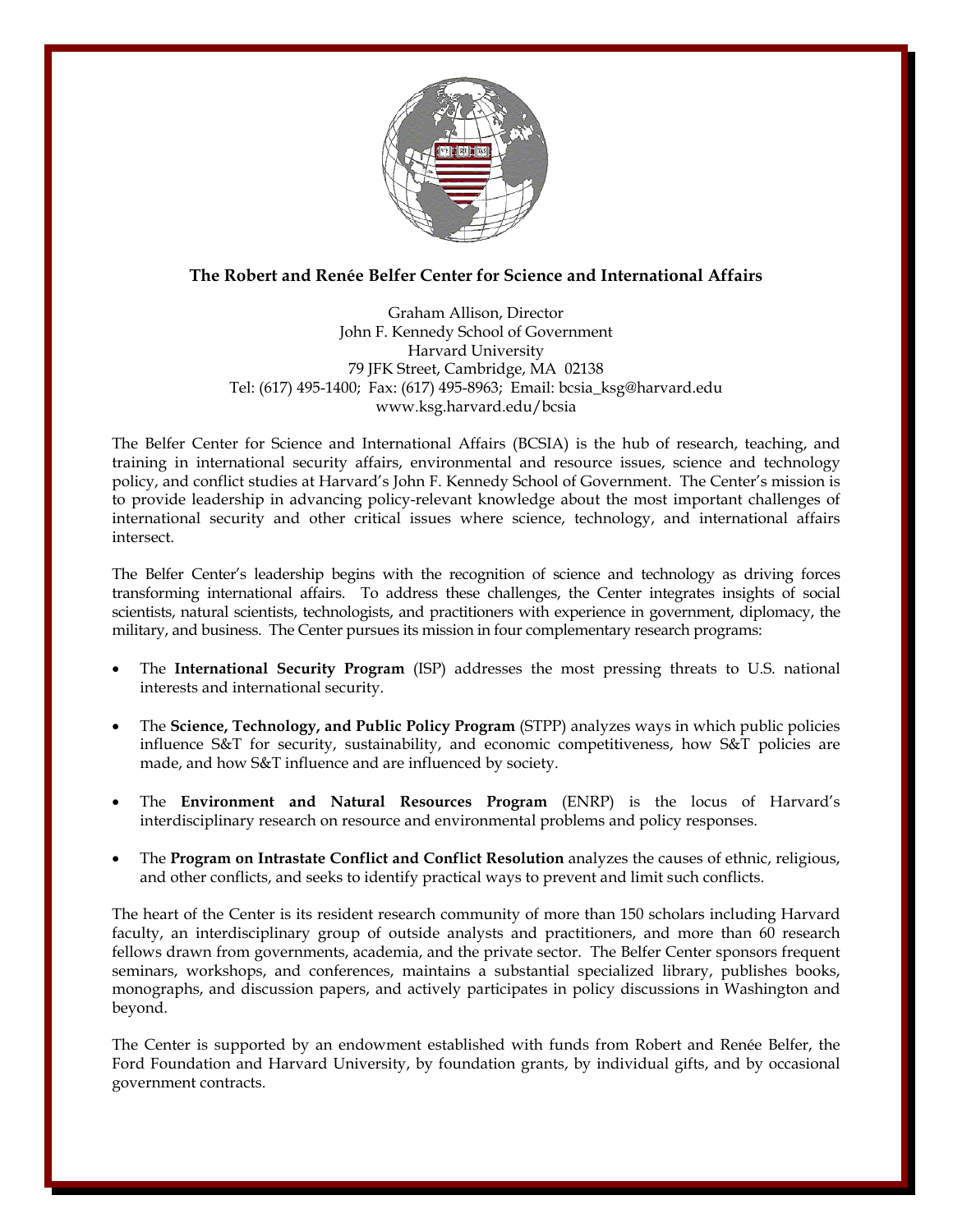**The Robert and Renée Belfer Center for Science and International Affairs**

Graham Allison, Director
John F. Kennedy School of Government
Harvard University
79 JFK Street, Cambridge, MA 02138
Tel: (617) 495-1400; Fax: (617) 495-8963; Email: bcsia_ksg@harvard.edu
www.ksg.harvard.edu/bcsia

The Belfer Center for Science and International Affairs (BCSIA) is the hub of research, teaching, and training in international security affairs, environmental and resource issues, science and technology policy, and conflict studies at Harvard's John F. Kennedy School of Government. The Center's mission is to provide leadership in advancing policy-relevant knowledge about the most important challenges of international security and other critical issues where science, technology, and international affairs intersect.

The Belfer Center's leadership begins with the recognition of science and technology as driving forces transforming international affairs. To address these challenges, the Center integrates insights of social scientists, natural scientists, technologists, and practitioners with experience in government, diplomacy, the military, and business. The Center pursues its mission in four complementary research programs:

- The **International Security Program** (ISP) addresses the most pressing threats to U.S. national interests and international security.
- The **Science, Technology, and Public Policy Program** (STPP) analyzes ways in which public policies influence S&T for security, sustainability, and economic competitiveness, how S&T policies are made, and how S&T influence and are influenced by society.
- The **Environment and Natural Resources Program** (ENRP) is the locus of Harvard's interdisciplinary research on resource and environmental problems and policy responses.
- The **Program on Intrastate Conflict and Conflict Resolution** analyzes the causes of ethnic, religious, and other conflicts, and seeks to identify practical ways to prevent and limit such conflicts.

The heart of the Center is its resident research community of more than 150 scholars including Harvard faculty, an interdisciplinary group of outside analysts and practitioners, and more than 60 research fellows drawn from governments, academia, and the private sector. The Belfer Center sponsors frequent seminars, workshops, and conferences, maintains a substantial specialized library, publishes books, monographs, and discussion papers, and actively participates in policy discussions in Washington and beyond.

The Center is supported by an endowment established with funds from Robert and Renée Belfer, the Ford Foundation and Harvard University, by foundation grants, by individual gifts, and by occasional government contracts.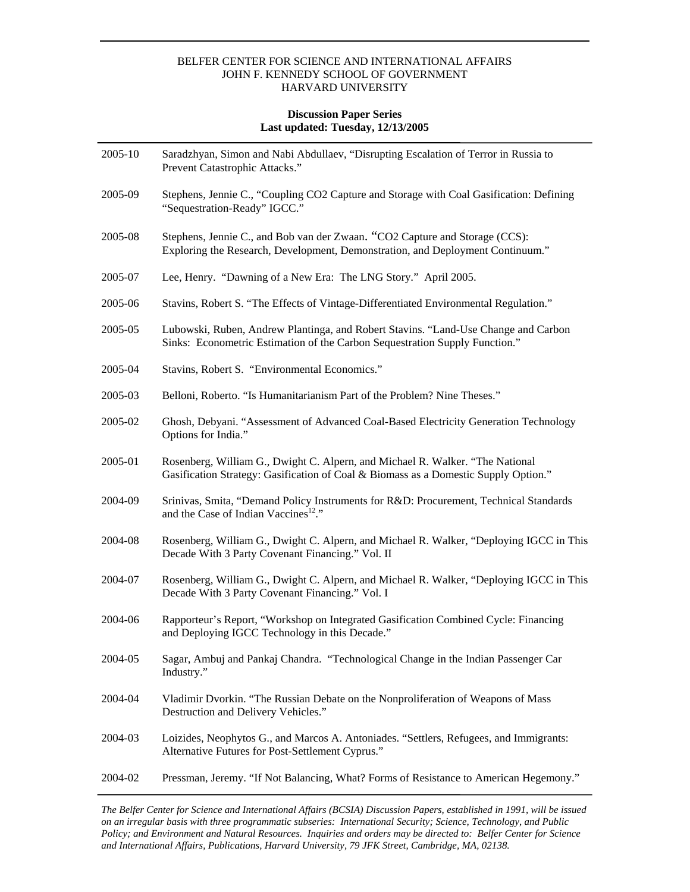BELFER CENTER FOR SCIENCE AND INTERNATIONAL AFFAIRS
JOHN F. KENNEDY SCHOOL OF GOVERNMENT
HARVARD UNIVERSITY

**Discussion Paper Series**
**Last updated: Tuesday, 12/13/2005**

| | |
|---|---|
| 2005-10 | Saradzhyan, Simon and Nabi Abdullaev, "Disrupting Escalation of Terror in Russia to Prevent Catastrophic Attacks." |
| 2005-09 | Stephens, Jennie C., "Coupling CO2 Capture and Storage with Coal Gasification: Defining "Sequestration-Ready" IGCC." |
| 2005-08 | Stephens, Jennie C., and Bob van der Zwaan. "CO2 Capture and Storage (CCS): Exploring the Research, Development, Demonstration, and Deployment Continuum." |
| 2005-07 | Lee, Henry. "Dawning of a New Era: The LNG Story." April 2005. |
| 2005-06 | Stavins, Robert S. "The Effects of Vintage-Differentiated Environmental Regulation." |
| 2005-05 | Lubowski, Ruben, Andrew Plantinga, and Robert Stavins. "Land-Use Change and Carbon Sinks: Econometric Estimation of the Carbon Sequestration Supply Function." |
| 2005-04 | Stavins, Robert S. "Environmental Economics." |
| 2005-03 | Belloni, Roberto. "Is Humanitarianism Part of the Problem? Nine Theses." |
| 2005-02 | Ghosh, Debyani. "Assessment of Advanced Coal-Based Electricity Generation Technology Options for India." |
| 2005-01 | Rosenberg, William G., Dwight C. Alpern, and Michael R. Walker. "The National Gasification Strategy: Gasification of Coal & Biomass as a Domestic Supply Option." |
| 2004-09 | Srinivas, Smita, "Demand Policy Instruments for R&D: Procurement, Technical Standards and the Case of Indian Vaccines[12]." |
| 2004-08 | Rosenberg, William G., Dwight C. Alpern, and Michael R. Walker, "Deploying IGCC in This Decade With 3 Party Covenant Financing." Vol. II |
| 2004-07 | Rosenberg, William G., Dwight C. Alpern, and Michael R. Walker, "Deploying IGCC in This Decade With 3 Party Covenant Financing." Vol. I |
| 2004-06 | Rapporteur's Report, "Workshop on Integrated Gasification Combined Cycle: Financing and Deploying IGCC Technology in this Decade." |
| 2004-05 | Sagar, Ambuj and Pankaj Chandra. "Technological Change in the Indian Passenger Car Industry." |
| 2004-04 | Vladimir Dvorkin. "The Russian Debate on the Nonproliferation of Weapons of Mass Destruction and Delivery Vehicles." |
| 2004-03 | Loizides, Neophytos G., and Marcos A. Antoniades. "Settlers, Refugees, and Immigrants: Alternative Futures for Post-Settlement Cyprus." |
| 2004-02 | Pressman, Jeremy. "If Not Balancing, What? Forms of Resistance to American Hegemony." |

*The Belfer Center for Science and International Affairs (BCSIA) Discussion Papers, established in 1991, will be issued on an irregular basis with three programmatic subseries: International Security; Science, Technology, and Public Policy; and Environment and Natural Resources. Inquiries and orders may be directed to: Belfer Center for Science and International Affairs, Publications, Harvard University, 79 JFK Street, Cambridge, MA, 02138.*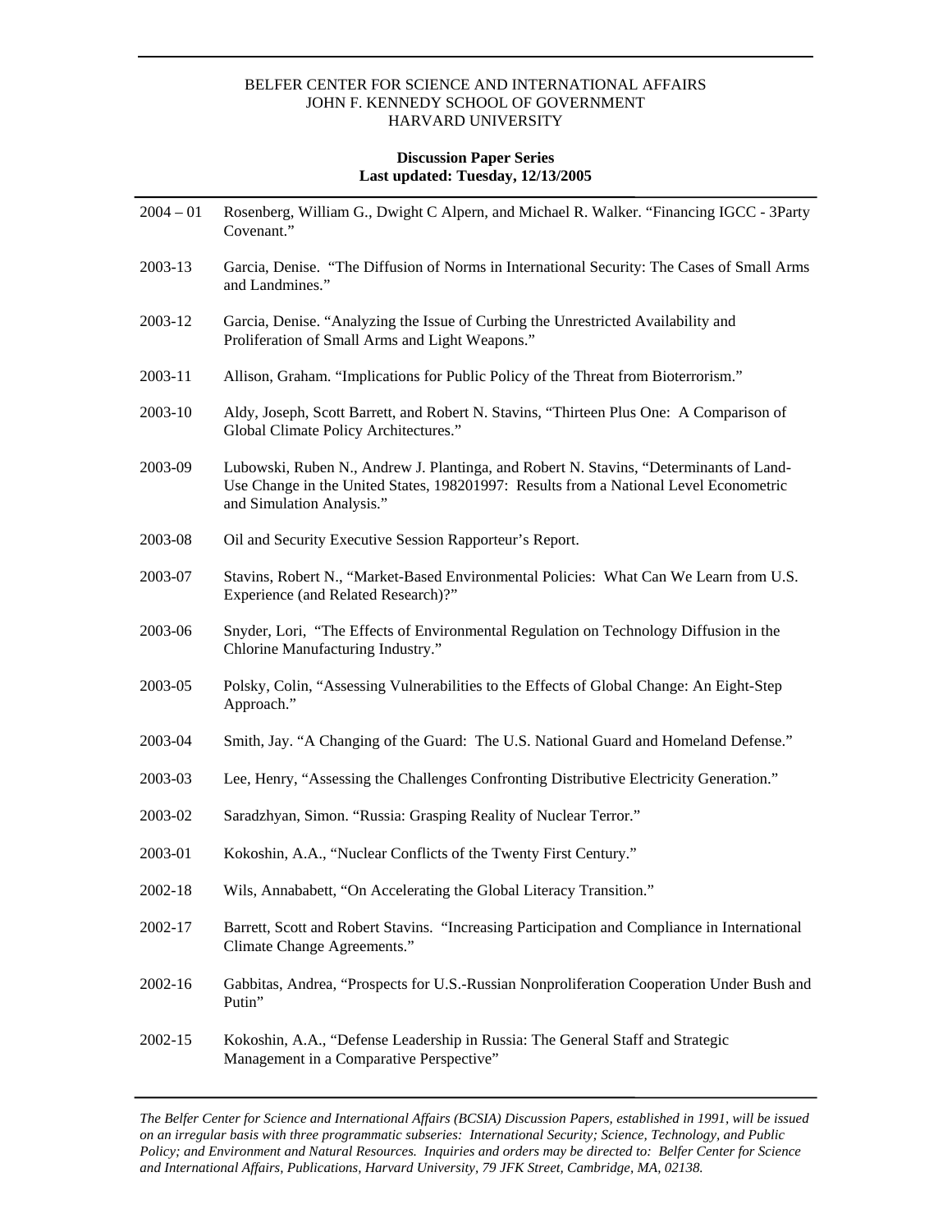BELFER CENTER FOR SCIENCE AND INTERNATIONAL AFFAIRS
JOHN F. KENNEDY SCHOOL OF GOVERNMENT
HARVARD UNIVERSITY

**Discussion Paper Series**
**Last updated: Tuesday, 12/13/2005**

| | |
|---|---|
| 2004 – 01 | Rosenberg, William G., Dwight C Alpern, and Michael R. Walker. "Financing IGCC - 3Party Covenant." |
| 2003-13 | Garcia, Denise. "The Diffusion of Norms in International Security: The Cases of Small Arms and Landmines." |
| 2003-12 | Garcia, Denise. "Analyzing the Issue of Curbing the Unrestricted Availability and Proliferation of Small Arms and Light Weapons." |
| 2003-11 | Allison, Graham. "Implications for Public Policy of the Threat from Bioterrorism." |
| 2003-10 | Aldy, Joseph, Scott Barrett, and Robert N. Stavins, "Thirteen Plus One: A Comparison of Global Climate Policy Architectures." |
| 2003-09 | Lubowski, Ruben N., Andrew J. Plantinga, and Robert N. Stavins, "Determinants of Land-Use Change in the United States, 198201997: Results from a National Level Econometric and Simulation Analysis." |
| 2003-08 | Oil and Security Executive Session Rapporteur's Report. |
| 2003-07 | Stavins, Robert N., "Market-Based Environmental Policies: What Can We Learn from U.S. Experience (and Related Research)?" |
| 2003-06 | Snyder, Lori, "The Effects of Environmental Regulation on Technology Diffusion in the Chlorine Manufacturing Industry." |
| 2003-05 | Polsky, Colin, "Assessing Vulnerabilities to the Effects of Global Change: An Eight-Step Approach." |
| 2003-04 | Smith, Jay. "A Changing of the Guard: The U.S. National Guard and Homeland Defense." |
| 2003-03 | Lee, Henry, "Assessing the Challenges Confronting Distributive Electricity Generation." |
| 2003-02 | Saradzhyan, Simon. "Russia: Grasping Reality of Nuclear Terror." |
| 2003-01 | Kokoshin, A.A., "Nuclear Conflicts of the Twenty First Century." |
| 2002-18 | Wils, Annababett, "On Accelerating the Global Literacy Transition." |
| 2002-17 | Barrett, Scott and Robert Stavins. "Increasing Participation and Compliance in International Climate Change Agreements." |
| 2002-16 | Gabbitas, Andrea, "Prospects for U.S.-Russian Nonproliferation Cooperation Under Bush and Putin" |
| 2002-15 | Kokoshin, A.A., "Defense Leadership in Russia: The General Staff and Strategic Management in a Comparative Perspective" |

*The Belfer Center for Science and International Affairs (BCSIA) Discussion Papers, established in 1991, will be issued on an irregular basis with three programmatic subseries: International Security; Science, Technology, and Public Policy; and Environment and Natural Resources. Inquiries and orders may be directed to: Belfer Center for Science and International Affairs, Publications, Harvard University, 79 JFK Street, Cambridge, MA, 02138.*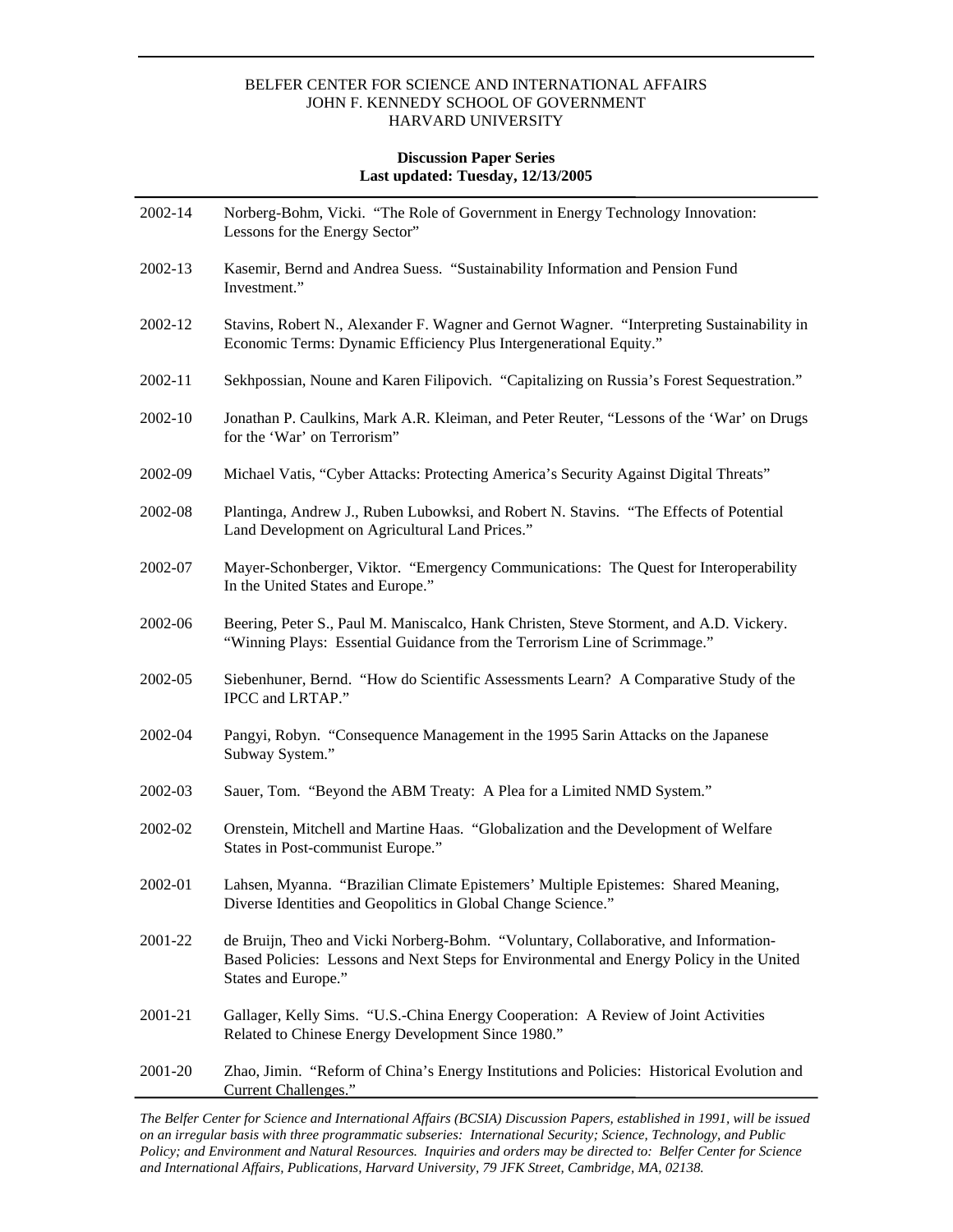BELFER CENTER FOR SCIENCE AND INTERNATIONAL AFFAIRS
JOHN F. KENNEDY SCHOOL OF GOVERNMENT
HARVARD UNIVERSITY

**Discussion Paper Series**
**Last updated: Tuesday, 12/13/2005**

| | |
|---|---|
| 2002-14 | Norberg-Bohm, Vicki. "The Role of Government in Energy Technology Innovation: Lessons for the Energy Sector" |
| 2002-13 | Kasemir, Bernd and Andrea Suess. "Sustainability Information and Pension Fund Investment." |
| 2002-12 | Stavins, Robert N., Alexander F. Wagner and Gernot Wagner. "Interpreting Sustainability in Economic Terms: Dynamic Efficiency Plus Intergenerational Equity." |
| 2002-11 | Sekhpossian, Noune and Karen Filipovich. "Capitalizing on Russia's Forest Sequestration." |
| 2002-10 | Jonathan P. Caulkins, Mark A.R. Kleiman, and Peter Reuter, "Lessons of the 'War' on Drugs for the 'War' on Terrorism" |
| 2002-09 | Michael Vatis, "Cyber Attacks: Protecting America's Security Against Digital Threats" |
| 2002-08 | Plantinga, Andrew J., Ruben Lubowksi, and Robert N. Stavins. "The Effects of Potential Land Development on Agricultural Land Prices." |
| 2002-07 | Mayer-Schonberger, Viktor. "Emergency Communications: The Quest for Interoperability In the United States and Europe." |
| 2002-06 | Beering, Peter S., Paul M. Maniscalco, Hank Christen, Steve Storment, and A.D. Vickery. "Winning Plays: Essential Guidance from the Terrorism Line of Scrimmage." |
| 2002-05 | Siebenhuner, Bernd. "How do Scientific Assessments Learn? A Comparative Study of the IPCC and LRTAP." |
| 2002-04 | Pangyi, Robyn. "Consequence Management in the 1995 Sarin Attacks on the Japanese Subway System." |
| 2002-03 | Sauer, Tom. "Beyond the ABM Treaty: A Plea for a Limited NMD System." |
| 2002-02 | Orenstein, Mitchell and Martine Haas. "Globalization and the Development of Welfare States in Post-communist Europe." |
| 2002-01 | Lahsen, Myanna. "Brazilian Climate Epistemers' Multiple Epistemes: Shared Meaning, Diverse Identities and Geopolitics in Global Change Science." |
| 2001-22 | de Bruijn, Theo and Vicki Norberg-Bohm. "Voluntary, Collaborative, and Information-Based Policies: Lessons and Next Steps for Environmental and Energy Policy in the United States and Europe." |
| 2001-21 | Gallager, Kelly Sims. "U.S.-China Energy Cooperation: A Review of Joint Activities Related to Chinese Energy Development Since 1980." |
| 2001-20 | Zhao, Jimin. "Reform of China's Energy Institutions and Policies: Historical Evolution and Current Challenges." |

*The Belfer Center for Science and International Affairs (BCSIA) Discussion Papers, established in 1991, will be issued on an irregular basis with three programmatic subseries: International Security; Science, Technology, and Public Policy; and Environment and Natural Resources. Inquiries and orders may be directed to: Belfer Center for Science and International Affairs, Publications, Harvard University, 79 JFK Street, Cambridge, MA, 02138.*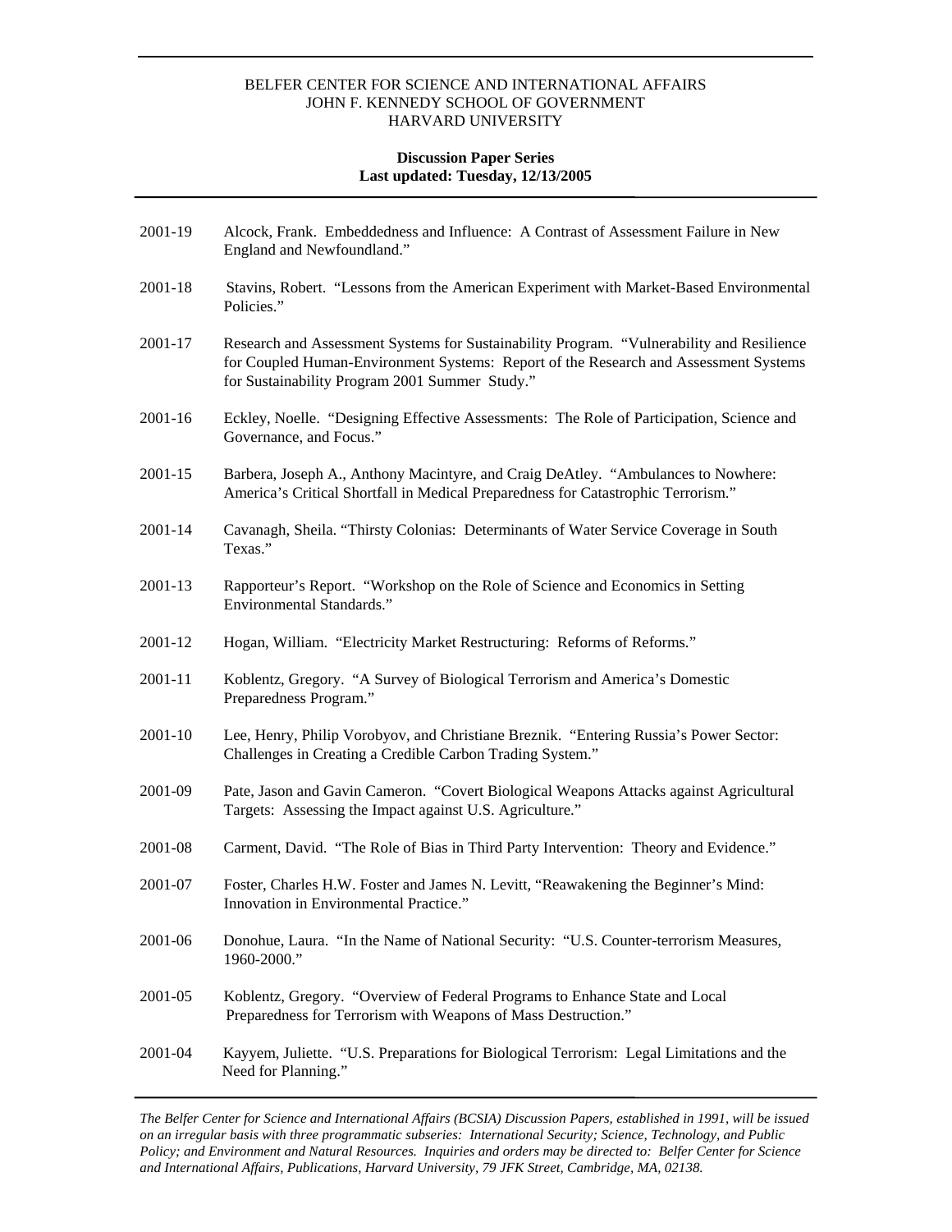BELFER CENTER FOR SCIENCE AND INTERNATIONAL AFFAIRS
JOHN F. KENNEDY SCHOOL OF GOVERNMENT
HARVARD UNIVERSITY

**Discussion Paper Series**
**Last updated: Tuesday, 12/13/2005**

2001-19 Alcock, Frank. Embeddedness and Influence: A Contrast of Assessment Failure in New England and Newfoundland."

2001-18 Stavins, Robert. "Lessons from the American Experiment with Market-Based Environmental Policies."

2001-17 Research and Assessment Systems for Sustainability Program. "Vulnerability and Resilience for Coupled Human-Environment Systems: Report of the Research and Assessment Systems for Sustainability Program 2001 Summer Study."

2001-16 Eckley, Noelle. "Designing Effective Assessments: The Role of Participation, Science and Governance, and Focus."

2001-15 Barbera, Joseph A., Anthony Macintyre, and Craig DeAtley. "Ambulances to Nowhere: America's Critical Shortfall in Medical Preparedness for Catastrophic Terrorism."

2001-14 Cavanagh, Sheila. "Thirsty Colonias: Determinants of Water Service Coverage in South Texas."

2001-13 Rapporteur's Report. "Workshop on the Role of Science and Economics in Setting Environmental Standards."

2001-12 Hogan, William. "Electricity Market Restructuring: Reforms of Reforms."

2001-11 Koblentz, Gregory. "A Survey of Biological Terrorism and America's Domestic Preparedness Program."

2001-10 Lee, Henry, Philip Vorobyov, and Christiane Breznik. "Entering Russia's Power Sector: Challenges in Creating a Credible Carbon Trading System."

2001-09 Pate, Jason and Gavin Cameron. "Covert Biological Weapons Attacks against Agricultural Targets: Assessing the Impact against U.S. Agriculture."

2001-08 Carment, David. "The Role of Bias in Third Party Intervention: Theory and Evidence."

2001-07 Foster, Charles H.W. Foster and James N. Levitt, "Reawakening the Beginner's Mind: Innovation in Environmental Practice."

2001-06 Donohue, Laura. "In the Name of National Security: "U.S. Counter-terrorism Measures, 1960-2000."

2001-05 Koblentz, Gregory. "Overview of Federal Programs to Enhance State and Local Preparedness for Terrorism with Weapons of Mass Destruction."

2001-04 Kayyem, Juliette. "U.S. Preparations for Biological Terrorism: Legal Limitations and the Need for Planning."

*The Belfer Center for Science and International Affairs (BCSIA) Discussion Papers, established in 1991, will be issued on an irregular basis with three programmatic subseries: International Security; Science, Technology, and Public Policy; and Environment and Natural Resources. Inquiries and orders may be directed to: Belfer Center for Science and International Affairs, Publications, Harvard University, 79 JFK Street, Cambridge, MA, 02138.*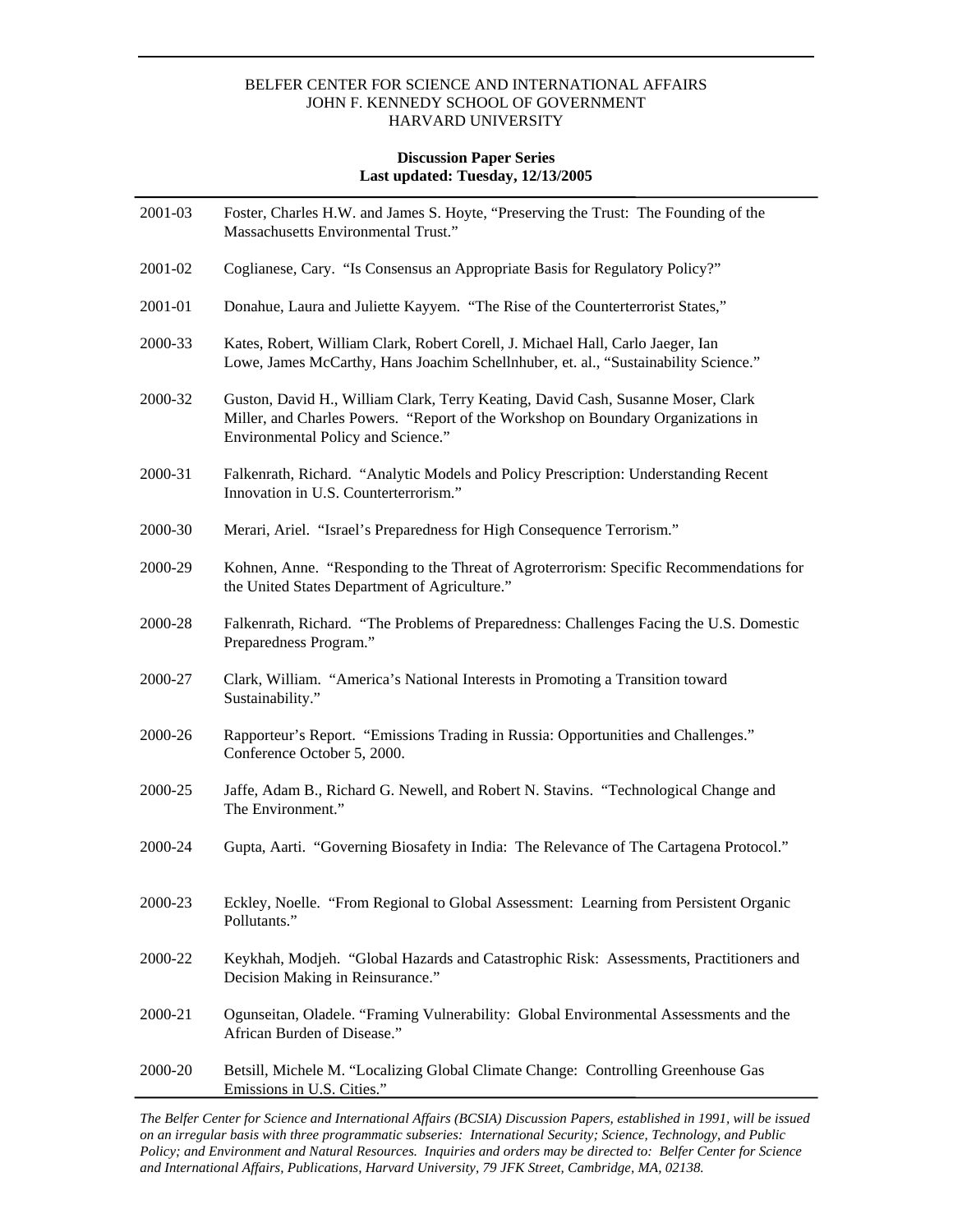BELFER CENTER FOR SCIENCE AND INTERNATIONAL AFFAIRS
JOHN F. KENNEDY SCHOOL OF GOVERNMENT
HARVARD UNIVERSITY

**Discussion Paper Series**
**Last updated: Tuesday, 12/13/2005**

| | |
|---|---|
| 2001-03 | Foster, Charles H.W. and James S. Hoyte, "Preserving the Trust: The Founding of the Massachusetts Environmental Trust." |
| 2001-02 | Coglianese, Cary. "Is Consensus an Appropriate Basis for Regulatory Policy?" |
| 2001-01 | Donahue, Laura and Juliette Kayyem. "The Rise of the Counterterrorist States," |
| 2000-33 | Kates, Robert, William Clark, Robert Corell, J. Michael Hall, Carlo Jaeger, Ian Lowe, James McCarthy, Hans Joachim Schellnhuber, et. al., "Sustainability Science." |
| 2000-32 | Guston, David H., William Clark, Terry Keating, David Cash, Susanne Moser, Clark Miller, and Charles Powers. "Report of the Workshop on Boundary Organizations in Environmental Policy and Science." |
| 2000-31 | Falkenrath, Richard. "Analytic Models and Policy Prescription: Understanding Recent Innovation in U.S. Counterterrorism." |
| 2000-30 | Merari, Ariel. "Israel's Preparedness for High Consequence Terrorism." |
| 2000-29 | Kohnen, Anne. "Responding to the Threat of Agroterrorism: Specific Recommendations for the United States Department of Agriculture." |
| 2000-28 | Falkenrath, Richard. "The Problems of Preparedness: Challenges Facing the U.S. Domestic Preparedness Program." |
| 2000-27 | Clark, William. "America's National Interests in Promoting a Transition toward Sustainability." |
| 2000-26 | Rapporteur's Report. "Emissions Trading in Russia: Opportunities and Challenges." Conference October 5, 2000. |
| 2000-25 | Jaffe, Adam B., Richard G. Newell, and Robert N. Stavins. "Technological Change and The Environment." |
| 2000-24 | Gupta, Aarti. "Governing Biosafety in India: The Relevance of The Cartagena Protocol." |
| 2000-23 | Eckley, Noelle. "From Regional to Global Assessment: Learning from Persistent Organic Pollutants." |
| 2000-22 | Keykhah, Modjeh. "Global Hazards and Catastrophic Risk: Assessments, Practitioners and Decision Making in Reinsurance." |
| 2000-21 | Ogunseitan, Oladele. "Framing Vulnerability: Global Environmental Assessments and the African Burden of Disease." |
| 2000-20 | Betsill, Michele M. "Localizing Global Climate Change: Controlling Greenhouse Gas Emissions in U.S. Cities." |

*The Belfer Center for Science and International Affairs (BCSIA) Discussion Papers, established in 1991, will be issued on an irregular basis with three programmatic subseries: International Security; Science, Technology, and Public Policy; and Environment and Natural Resources. Inquiries and orders may be directed to: Belfer Center for Science and International Affairs, Publications, Harvard University, 79 JFK Street, Cambridge, MA, 02138.*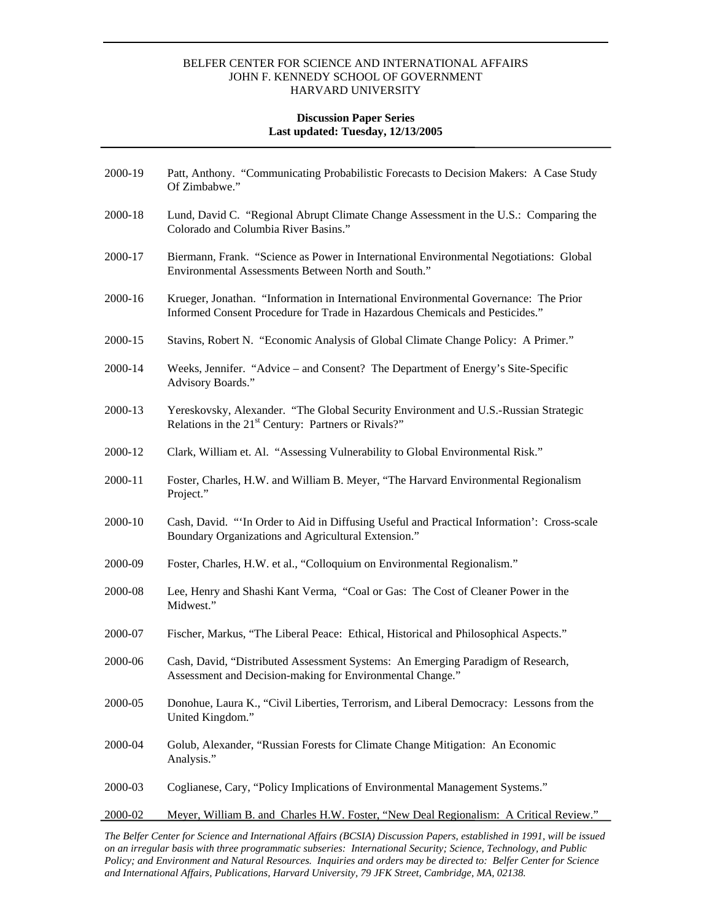BELFER CENTER FOR SCIENCE AND INTERNATIONAL AFFAIRS
JOHN F. KENNEDY SCHOOL OF GOVERNMENT
HARVARD UNIVERSITY

**Discussion Paper Series**
**Last updated: Tuesday, 12/13/2005**

2000-19 Patt, Anthony. "Communicating Probabilistic Forecasts to Decision Makers: A Case Study Of Zimbabwe."

2000-18 Lund, David C. "Regional Abrupt Climate Change Assessment in the U.S.: Comparing the Colorado and Columbia River Basins."

2000-17 Biermann, Frank. "Science as Power in International Environmental Negotiations: Global Environmental Assessments Between North and South."

2000-16 Krueger, Jonathan. "Information in International Environmental Governance: The Prior Informed Consent Procedure for Trade in Hazardous Chemicals and Pesticides."

2000-15 Stavins, Robert N. "Economic Analysis of Global Climate Change Policy: A Primer."

2000-14 Weeks, Jennifer. "Advice – and Consent? The Department of Energy's Site-Specific Advisory Boards."

2000-13 Yereskovsky, Alexander. "The Global Security Environment and U.S.-Russian Strategic Relations in the 21st Century: Partners or Rivals?"

2000-12 Clark, William et. Al. "Assessing Vulnerability to Global Environmental Risk."

2000-11 Foster, Charles, H.W. and William B. Meyer, "The Harvard Environmental Regionalism Project."

2000-10 Cash, David. "'In Order to Aid in Diffusing Useful and Practical Information': Cross-scale Boundary Organizations and Agricultural Extension."

2000-09 Foster, Charles, H.W. et al., "Colloquium on Environmental Regionalism."

2000-08 Lee, Henry and Shashi Kant Verma, "Coal or Gas: The Cost of Cleaner Power in the Midwest."

2000-07 Fischer, Markus, "The Liberal Peace: Ethical, Historical and Philosophical Aspects."

2000-06 Cash, David, "Distributed Assessment Systems: An Emerging Paradigm of Research, Assessment and Decision-making for Environmental Change."

2000-05 Donohue, Laura K., "Civil Liberties, Terrorism, and Liberal Democracy: Lessons from the United Kingdom."

2000-04 Golub, Alexander, "Russian Forests for Climate Change Mitigation: An Economic Analysis."

2000-03 Coglianese, Cary, "Policy Implications of Environmental Management Systems."

2000-02 Meyer, William B. and Charles H.W. Foster, "New Deal Regionalism: A Critical Review."

*The Belfer Center for Science and International Affairs (BCSIA) Discussion Papers, established in 1991, will be issued on an irregular basis with three programmatic subseries: International Security; Science, Technology, and Public Policy; and Environment and Natural Resources. Inquiries and orders may be directed to: Belfer Center for Science and International Affairs, Publications, Harvard University, 79 JFK Street, Cambridge, MA, 02138.*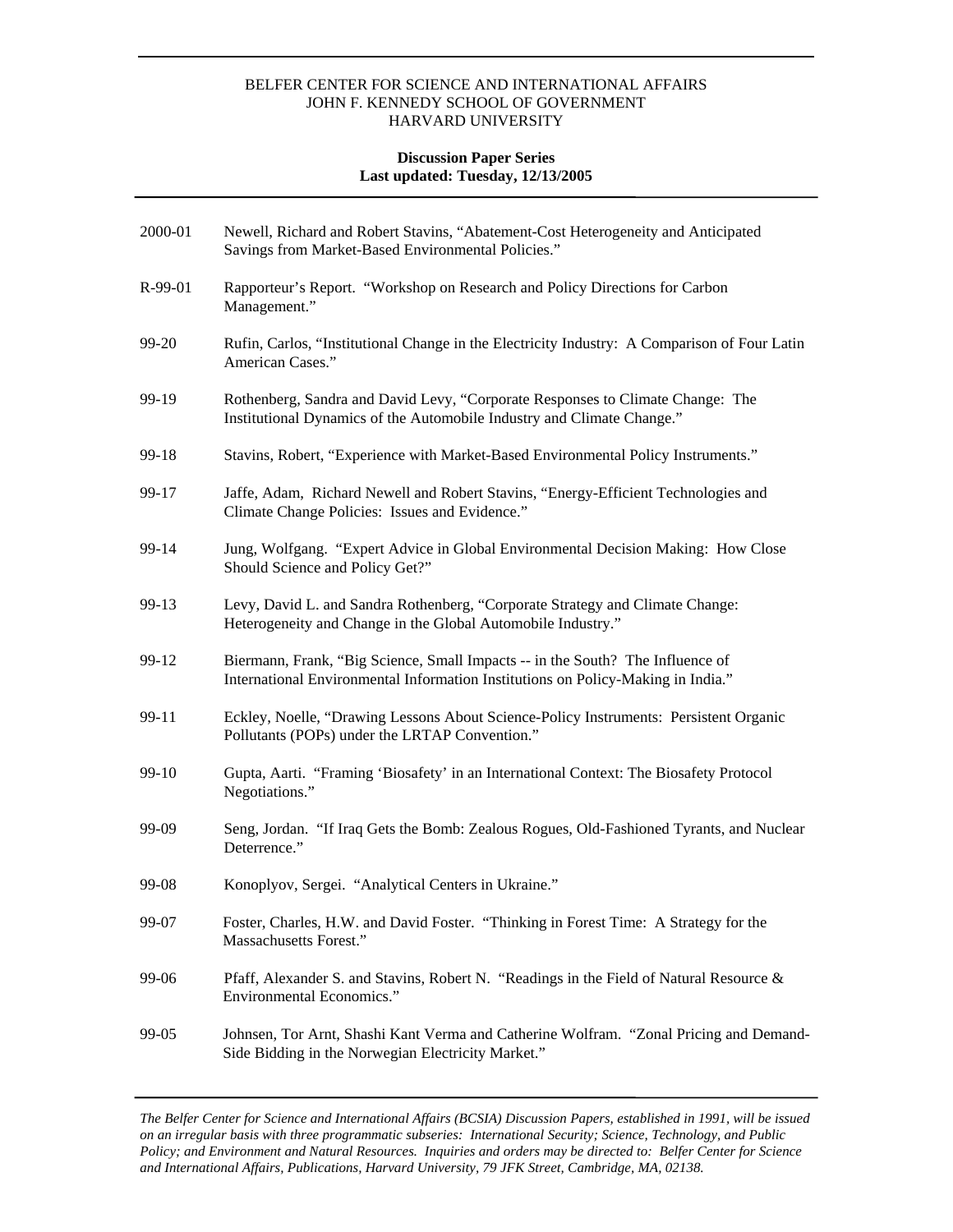BELFER CENTER FOR SCIENCE AND INTERNATIONAL AFFAIRS
JOHN F. KENNEDY SCHOOL OF GOVERNMENT
HARVARD UNIVERSITY

**Discussion Paper Series**
**Last updated: Tuesday, 12/13/2005**

2000-01 Newell, Richard and Robert Stavins, "Abatement-Cost Heterogeneity and Anticipated Savings from Market-Based Environmental Policies."

R-99-01 Rapporteur's Report. "Workshop on Research and Policy Directions for Carbon Management."

99-20 Rufin, Carlos, "Institutional Change in the Electricity Industry: A Comparison of Four Latin American Cases."

99-19 Rothenberg, Sandra and David Levy, "Corporate Responses to Climate Change: The Institutional Dynamics of the Automobile Industry and Climate Change."

99-18 Stavins, Robert, "Experience with Market-Based Environmental Policy Instruments."

99-17 Jaffe, Adam, Richard Newell and Robert Stavins, "Energy-Efficient Technologies and Climate Change Policies: Issues and Evidence."

99-14 Jung, Wolfgang. "Expert Advice in Global Environmental Decision Making: How Close Should Science and Policy Get?"

99-13 Levy, David L. and Sandra Rothenberg, "Corporate Strategy and Climate Change: Heterogeneity and Change in the Global Automobile Industry."

99-12 Biermann, Frank, "Big Science, Small Impacts -- in the South? The Influence of International Environmental Information Institutions on Policy-Making in India."

99-11 Eckley, Noelle, "Drawing Lessons About Science-Policy Instruments: Persistent Organic Pollutants (POPs) under the LRTAP Convention."

99-10 Gupta, Aarti. "Framing 'Biosafety' in an International Context: The Biosafety Protocol Negotiations."

99-09 Seng, Jordan. "If Iraq Gets the Bomb: Zealous Rogues, Old-Fashioned Tyrants, and Nuclear Deterrence."

99-08 Konoplyov, Sergei. "Analytical Centers in Ukraine."

99-07 Foster, Charles, H.W. and David Foster. "Thinking in Forest Time: A Strategy for the Massachusetts Forest."

99-06 Pfaff, Alexander S. and Stavins, Robert N. "Readings in the Field of Natural Resource & Environmental Economics."

99-05 Johnsen, Tor Arnt, Shashi Kant Verma and Catherine Wolfram. "Zonal Pricing and Demand-Side Bidding in the Norwegian Electricity Market."

*The Belfer Center for Science and International Affairs (BCSIA) Discussion Papers, established in 1991, will be issued on an irregular basis with three programmatic subseries: International Security; Science, Technology, and Public Policy; and Environment and Natural Resources. Inquiries and orders may be directed to: Belfer Center for Science and International Affairs, Publications, Harvard University, 79 JFK Street, Cambridge, MA, 02138.*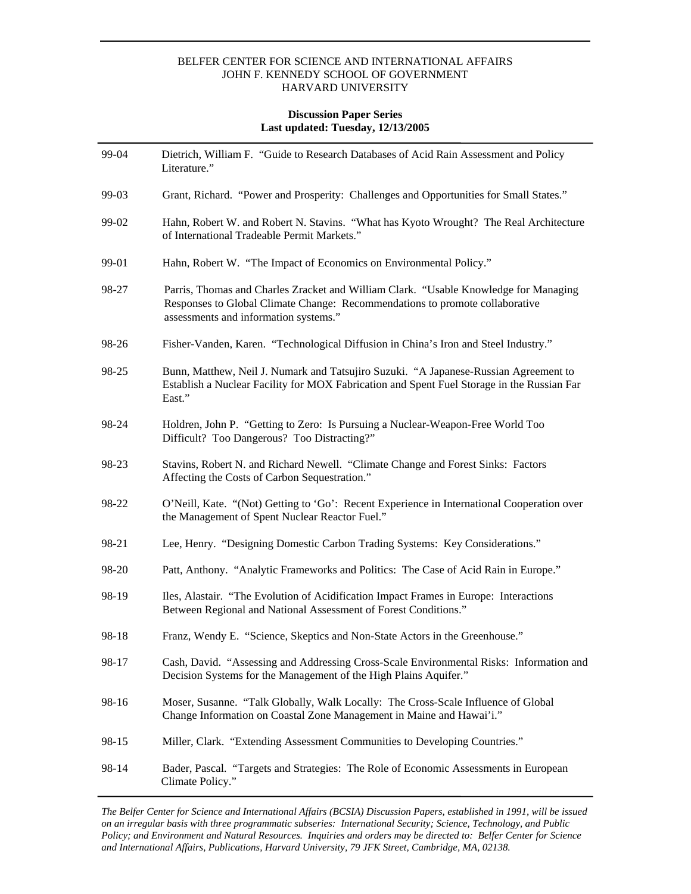BELFER CENTER FOR SCIENCE AND INTERNATIONAL AFFAIRS
JOHN F. KENNEDY SCHOOL OF GOVERNMENT
HARVARD UNIVERSITY

**Discussion Paper Series**
**Last updated: Tuesday, 12/13/2005**

99-04 Dietrich, William F. "Guide to Research Databases of Acid Rain Assessment and Policy Literature."

99-03 Grant, Richard. "Power and Prosperity: Challenges and Opportunities for Small States."

99-02 Hahn, Robert W. and Robert N. Stavins. "What has Kyoto Wrought? The Real Architecture of International Tradeable Permit Markets."

99-01 Hahn, Robert W. "The Impact of Economics on Environmental Policy."

98-27 Parris, Thomas and Charles Zracket and William Clark. "Usable Knowledge for Managing Responses to Global Climate Change: Recommendations to promote collaborative assessments and information systems."

98-26 Fisher-Vanden, Karen. "Technological Diffusion in China's Iron and Steel Industry."

98-25 Bunn, Matthew, Neil J. Numark and Tatsujiro Suzuki. "A Japanese-Russian Agreement to Establish a Nuclear Facility for MOX Fabrication and Spent Fuel Storage in the Russian Far East."

98-24 Holdren, John P. "Getting to Zero: Is Pursuing a Nuclear-Weapon-Free World Too Difficult? Too Dangerous? Too Distracting?"

98-23 Stavins, Robert N. and Richard Newell. "Climate Change and Forest Sinks: Factors Affecting the Costs of Carbon Sequestration."

98-22 O'Neill, Kate. "(Not) Getting to 'Go': Recent Experience in International Cooperation over the Management of Spent Nuclear Reactor Fuel."

98-21 Lee, Henry. "Designing Domestic Carbon Trading Systems: Key Considerations."

98-20 Patt, Anthony. "Analytic Frameworks and Politics: The Case of Acid Rain in Europe."

98-19 Iles, Alastair. "The Evolution of Acidification Impact Frames in Europe: Interactions Between Regional and National Assessment of Forest Conditions."

98-18 Franz, Wendy E. "Science, Skeptics and Non-State Actors in the Greenhouse."

98-17 Cash, David. "Assessing and Addressing Cross-Scale Environmental Risks: Information and Decision Systems for the Management of the High Plains Aquifer."

98-16 Moser, Susanne. "Talk Globally, Walk Locally: The Cross-Scale Influence of Global Change Information on Coastal Zone Management in Maine and Hawai'i."

98-15 Miller, Clark. "Extending Assessment Communities to Developing Countries."

98-14 Bader, Pascal. "Targets and Strategies: The Role of Economic Assessments in European Climate Policy."

*The Belfer Center for Science and International Affairs (BCSIA) Discussion Papers, established in 1991, will be issued on an irregular basis with three programmatic subseries: International Security; Science, Technology, and Public Policy; and Environment and Natural Resources. Inquiries and orders may be directed to: Belfer Center for Science and International Affairs, Publications, Harvard University, 79 JFK Street, Cambridge, MA, 02138.*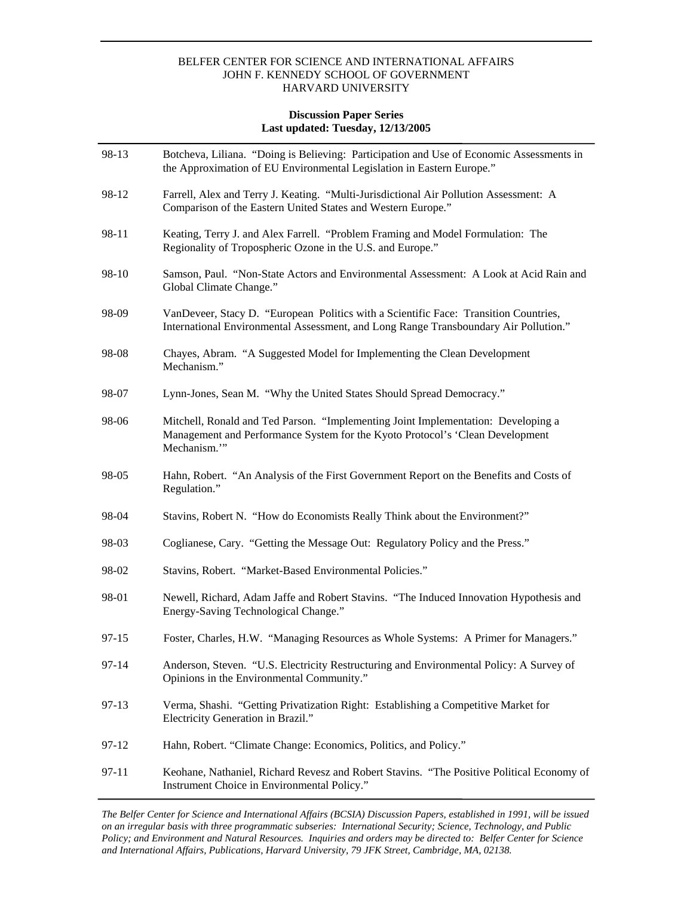BELFER CENTER FOR SCIENCE AND INTERNATIONAL AFFAIRS
JOHN F. KENNEDY SCHOOL OF GOVERNMENT
HARVARD UNIVERSITY

**Discussion Paper Series**
**Last updated: Tuesday, 12/13/2005**

| | |
|---|---|
| 98-13 | Botcheva, Liliana. "Doing is Believing: Participation and Use of Economic Assessments in the Approximation of EU Environmental Legislation in Eastern Europe." |
| 98-12 | Farrell, Alex and Terry J. Keating. "Multi-Jurisdictional Air Pollution Assessment: A Comparison of the Eastern United States and Western Europe." |
| 98-11 | Keating, Terry J. and Alex Farrell. "Problem Framing and Model Formulation: The Regionality of Tropospheric Ozone in the U.S. and Europe." |
| 98-10 | Samson, Paul. "Non-State Actors and Environmental Assessment: A Look at Acid Rain and Global Climate Change." |
| 98-09 | VanDeveer, Stacy D. "European Politics with a Scientific Face: Transition Countries, International Environmental Assessment, and Long Range Transboundary Air Pollution." |
| 98-08 | Chayes, Abram. "A Suggested Model for Implementing the Clean Development Mechanism." |
| 98-07 | Lynn-Jones, Sean M. "Why the United States Should Spread Democracy." |
| 98-06 | Mitchell, Ronald and Ted Parson. "Implementing Joint Implementation: Developing a Management and Performance System for the Kyoto Protocol's 'Clean Development Mechanism.'" |
| 98-05 | Hahn, Robert. "An Analysis of the First Government Report on the Benefits and Costs of Regulation." |
| 98-04 | Stavins, Robert N. "How do Economists Really Think about the Environment?" |
| 98-03 | Coglianese, Cary. "Getting the Message Out: Regulatory Policy and the Press." |
| 98-02 | Stavins, Robert. "Market-Based Environmental Policies." |
| 98-01 | Newell, Richard, Adam Jaffe and Robert Stavins. "The Induced Innovation Hypothesis and Energy-Saving Technological Change." |
| 97-15 | Foster, Charles, H.W. "Managing Resources as Whole Systems: A Primer for Managers." |
| 97-14 | Anderson, Steven. "U.S. Electricity Restructuring and Environmental Policy: A Survey of Opinions in the Environmental Community." |
| 97-13 | Verma, Shashi. "Getting Privatization Right: Establishing a Competitive Market for Electricity Generation in Brazil." |
| 97-12 | Hahn, Robert. "Climate Change: Economics, Politics, and Policy." |
| 97-11 | Keohane, Nathaniel, Richard Revesz and Robert Stavins. "The Positive Political Economy of Instrument Choice in Environmental Policy." |

*The Belfer Center for Science and International Affairs (BCSIA) Discussion Papers, established in 1991, will be issued on an irregular basis with three programmatic subseries: International Security; Science, Technology, and Public Policy; and Environment and Natural Resources. Inquiries and orders may be directed to: Belfer Center for Science and International Affairs, Publications, Harvard University, 79 JFK Street, Cambridge, MA, 02138.*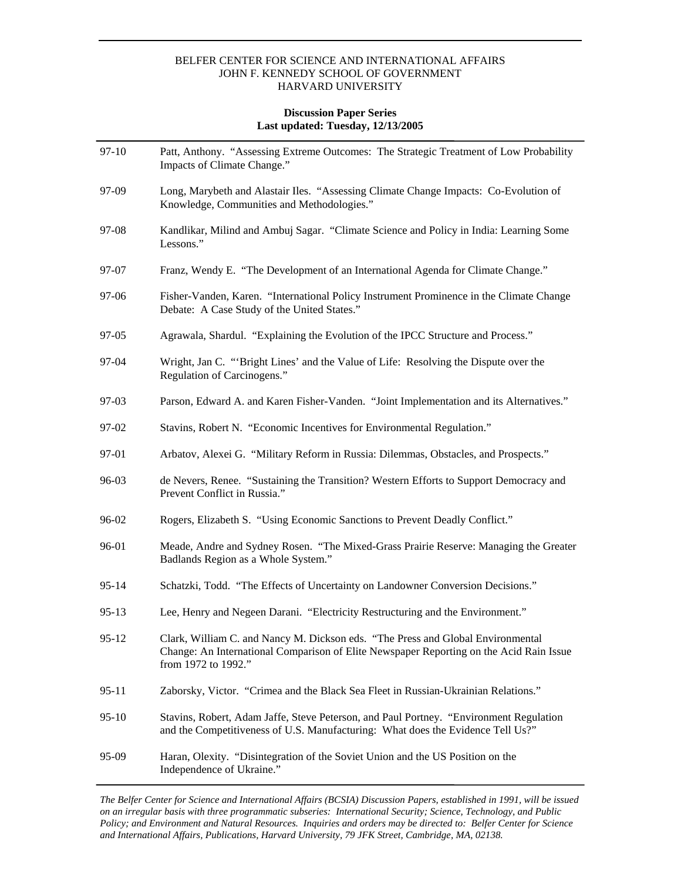BELFER CENTER FOR SCIENCE AND INTERNATIONAL AFFAIRS
JOHN F. KENNEDY SCHOOL OF GOVERNMENT
HARVARD UNIVERSITY

**Discussion Paper Series**
**Last updated: Tuesday, 12/13/2005**

| | |
|---|---|
| 97-10 | Patt, Anthony. "Assessing Extreme Outcomes: The Strategic Treatment of Low Probability Impacts of Climate Change." |
| 97-09 | Long, Marybeth and Alastair Iles. "Assessing Climate Change Impacts: Co-Evolution of Knowledge, Communities and Methodologies." |
| 97-08 | Kandlikar, Milind and Ambuj Sagar. "Climate Science and Policy in India: Learning Some Lessons." |
| 97-07 | Franz, Wendy E. "The Development of an International Agenda for Climate Change." |
| 97-06 | Fisher-Vanden, Karen. "International Policy Instrument Prominence in the Climate Change Debate: A Case Study of the United States." |
| 97-05 | Agrawala, Shardul. "Explaining the Evolution of the IPCC Structure and Process." |
| 97-04 | Wright, Jan C. "'Bright Lines' and the Value of Life: Resolving the Dispute over the Regulation of Carcinogens." |
| 97-03 | Parson, Edward A. and Karen Fisher-Vanden. "Joint Implementation and its Alternatives." |
| 97-02 | Stavins, Robert N. "Economic Incentives for Environmental Regulation." |
| 97-01 | Arbatov, Alexei G. "Military Reform in Russia: Dilemmas, Obstacles, and Prospects." |
| 96-03 | de Nevers, Renee. "Sustaining the Transition? Western Efforts to Support Democracy and Prevent Conflict in Russia." |
| 96-02 | Rogers, Elizabeth S. "Using Economic Sanctions to Prevent Deadly Conflict." |
| 96-01 | Meade, Andre and Sydney Rosen. "The Mixed-Grass Prairie Reserve: Managing the Greater Badlands Region as a Whole System." |
| 95-14 | Schatzki, Todd. "The Effects of Uncertainty on Landowner Conversion Decisions." |
| 95-13 | Lee, Henry and Negeen Darani. "Electricity Restructuring and the Environment." |
| 95-12 | Clark, William C. and Nancy M. Dickson eds. "The Press and Global Environmental Change: An International Comparison of Elite Newspaper Reporting on the Acid Rain Issue from 1972 to 1992." |
| 95-11 | Zaborsky, Victor. "Crimea and the Black Sea Fleet in Russian-Ukrainian Relations." |
| 95-10 | Stavins, Robert, Adam Jaffe, Steve Peterson, and Paul Portney. "Environment Regulation and the Competitiveness of U.S. Manufacturing: What does the Evidence Tell Us?" |
| 95-09 | Haran, Olexity. "Disintegration of the Soviet Union and the US Position on the Independence of Ukraine." |

*The Belfer Center for Science and International Affairs (BCSIA) Discussion Papers, established in 1991, will be issued on an irregular basis with three programmatic subseries: International Security; Science, Technology, and Public Policy; and Environment and Natural Resources. Inquiries and orders may be directed to: Belfer Center for Science and International Affairs, Publications, Harvard University, 79 JFK Street, Cambridge, MA, 02138.*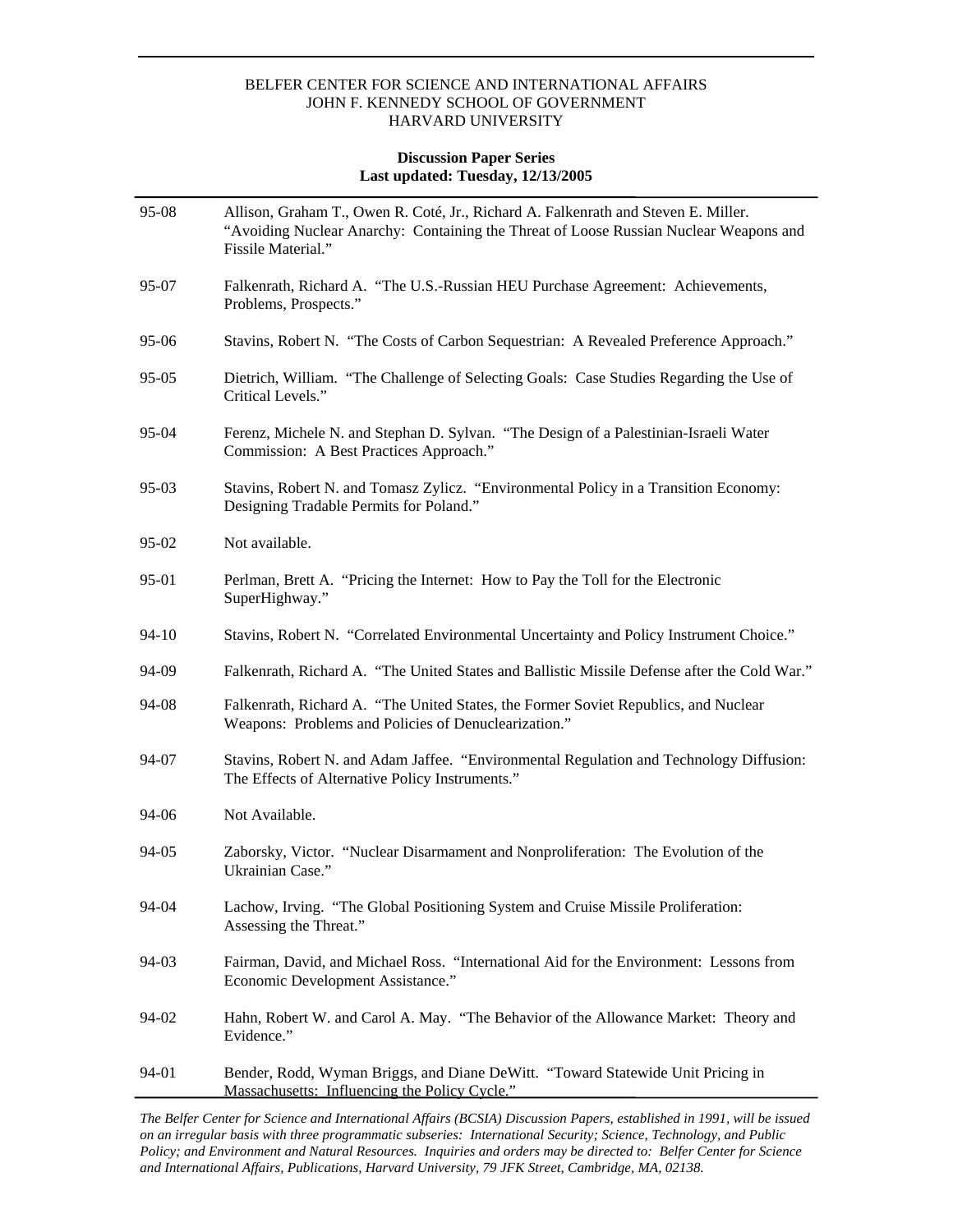BELFER CENTER FOR SCIENCE AND INTERNATIONAL AFFAIRS
JOHN F. KENNEDY SCHOOL OF GOVERNMENT
HARVARD UNIVERSITY

**Discussion Paper Series**
**Last updated: Tuesday, 12/13/2005**

| | |
|---|---|
| 95-08 | Allison, Graham T., Owen R. Coté, Jr., Richard A. Falkenrath and Steven E. Miller. "Avoiding Nuclear Anarchy: Containing the Threat of Loose Russian Nuclear Weapons and Fissile Material." |
| 95-07 | Falkenrath, Richard A. "The U.S.-Russian HEU Purchase Agreement: Achievements, Problems, Prospects." |
| 95-06 | Stavins, Robert N. "The Costs of Carbon Sequestrian: A Revealed Preference Approach." |
| 95-05 | Dietrich, William. "The Challenge of Selecting Goals: Case Studies Regarding the Use of Critical Levels." |
| 95-04 | Ferenz, Michele N. and Stephan D. Sylvan. "The Design of a Palestinian-Israeli Water Commission: A Best Practices Approach." |
| 95-03 | Stavins, Robert N. and Tomasz Zylicz. "Environmental Policy in a Transition Economy: Designing Tradable Permits for Poland." |
| 95-02 | Not available. |
| 95-01 | Perlman, Brett A. "Pricing the Internet: How to Pay the Toll for the Electronic SuperHighway." |
| 94-10 | Stavins, Robert N. "Correlated Environmental Uncertainty and Policy Instrument Choice." |
| 94-09 | Falkenrath, Richard A. "The United States and Ballistic Missile Defense after the Cold War." |
| 94-08 | Falkenrath, Richard A. "The United States, the Former Soviet Republics, and Nuclear Weapons: Problems and Policies of Denuclearization." |
| 94-07 | Stavins, Robert N. and Adam Jaffee. "Environmental Regulation and Technology Diffusion: The Effects of Alternative Policy Instruments." |
| 94-06 | Not Available. |
| 94-05 | Zaborsky, Victor. "Nuclear Disarmament and Nonproliferation: The Evolution of the Ukrainian Case." |
| 94-04 | Lachow, Irving. "The Global Positioning System and Cruise Missile Proliferation: Assessing the Threat." |
| 94-03 | Fairman, David, and Michael Ross. "International Aid for the Environment: Lessons from Economic Development Assistance." |
| 94-02 | Hahn, Robert W. and Carol A. May. "The Behavior of the Allowance Market: Theory and Evidence." |
| 94-01 | Bender, Rodd, Wyman Briggs, and Diane DeWitt. "Toward Statewide Unit Pricing in Massachusetts: Influencing the Policy Cycle." |

*The Belfer Center for Science and International Affairs (BCSIA) Discussion Papers, established in 1991, will be issued on an irregular basis with three programmatic subseries: International Security; Science, Technology, and Public Policy; and Environment and Natural Resources. Inquiries and orders may be directed to: Belfer Center for Science and International Affairs, Publications, Harvard University, 79 JFK Street, Cambridge, MA, 02138.*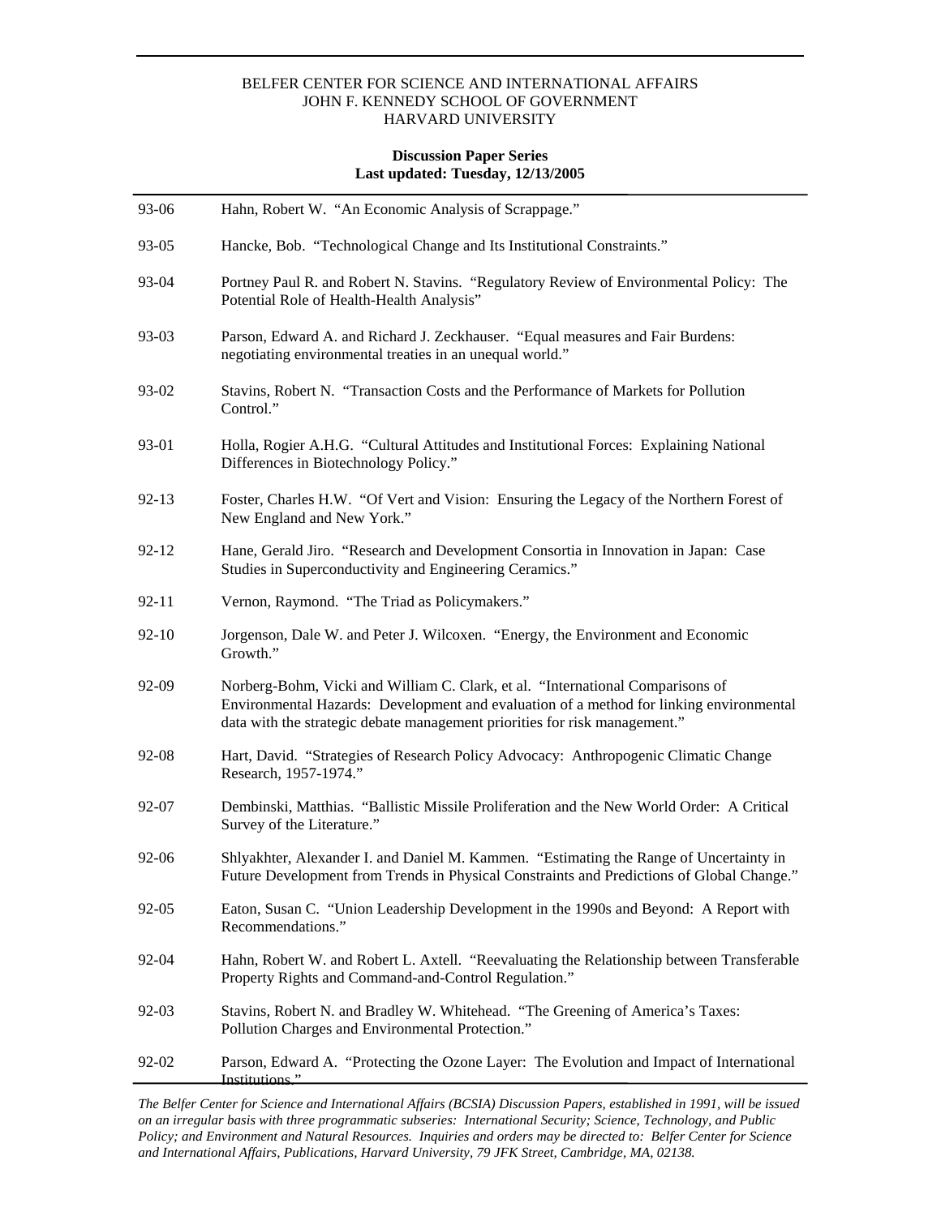BELFER CENTER FOR SCIENCE AND INTERNATIONAL AFFAIRS
JOHN F. KENNEDY SCHOOL OF GOVERNMENT
HARVARD UNIVERSITY

**Discussion Paper Series**
**Last updated: Tuesday, 12/13/2005**

| | |
|---|---|
| 93-06 | Hahn, Robert W. "An Economic Analysis of Scrappage." |
| 93-05 | Hancke, Bob. "Technological Change and Its Institutional Constraints." |
| 93-04 | Portney Paul R. and Robert N. Stavins. "Regulatory Review of Environmental Policy: The Potential Role of Health-Health Analysis" |
| 93-03 | Parson, Edward A. and Richard J. Zeckhauser. "Equal measures and Fair Burdens: negotiating environmental treaties in an unequal world." |
| 93-02 | Stavins, Robert N. "Transaction Costs and the Performance of Markets for Pollution Control." |
| 93-01 | Holla, Rogier A.H.G. "Cultural Attitudes and Institutional Forces: Explaining National Differences in Biotechnology Policy." |
| 92-13 | Foster, Charles H.W. "Of Vert and Vision: Ensuring the Legacy of the Northern Forest of New England and New York." |
| 92-12 | Hane, Gerald Jiro. "Research and Development Consortia in Innovation in Japan: Case Studies in Superconductivity and Engineering Ceramics." |
| 92-11 | Vernon, Raymond. "The Triad as Policymakers." |
| 92-10 | Jorgenson, Dale W. and Peter J. Wilcoxen. "Energy, the Environment and Economic Growth." |
| 92-09 | Norberg-Bohm, Vicki and William C. Clark, et al. "International Comparisons of Environmental Hazards: Development and evaluation of a method for linking environmental data with the strategic debate management priorities for risk management." |
| 92-08 | Hart, David. "Strategies of Research Policy Advocacy: Anthropogenic Climatic Change Research, 1957-1974." |
| 92-07 | Dembinski, Matthias. "Ballistic Missile Proliferation and the New World Order: A Critical Survey of the Literature." |
| 92-06 | Shlyakhter, Alexander I. and Daniel M. Kammen. "Estimating the Range of Uncertainty in Future Development from Trends in Physical Constraints and Predictions of Global Change." |
| 92-05 | Eaton, Susan C. "Union Leadership Development in the 1990s and Beyond: A Report with Recommendations." |
| 92-04 | Hahn, Robert W. and Robert L. Axtell. "Reevaluating the Relationship between Transferable Property Rights and Command-and-Control Regulation." |
| 92-03 | Stavins, Robert N. and Bradley W. Whitehead. "The Greening of America's Taxes: Pollution Charges and Environmental Protection." |
| 92-02 | Parson, Edward A. "Protecting the Ozone Layer: The Evolution and Impact of International Institutions." |

*The Belfer Center for Science and International Affairs (BCSIA) Discussion Papers, established in 1991, will be issued on an irregular basis with three programmatic subseries: International Security; Science, Technology, and Public Policy; and Environment and Natural Resources. Inquiries and orders may be directed to: Belfer Center for Science and International Affairs, Publications, Harvard University, 79 JFK Street, Cambridge, MA, 02138.*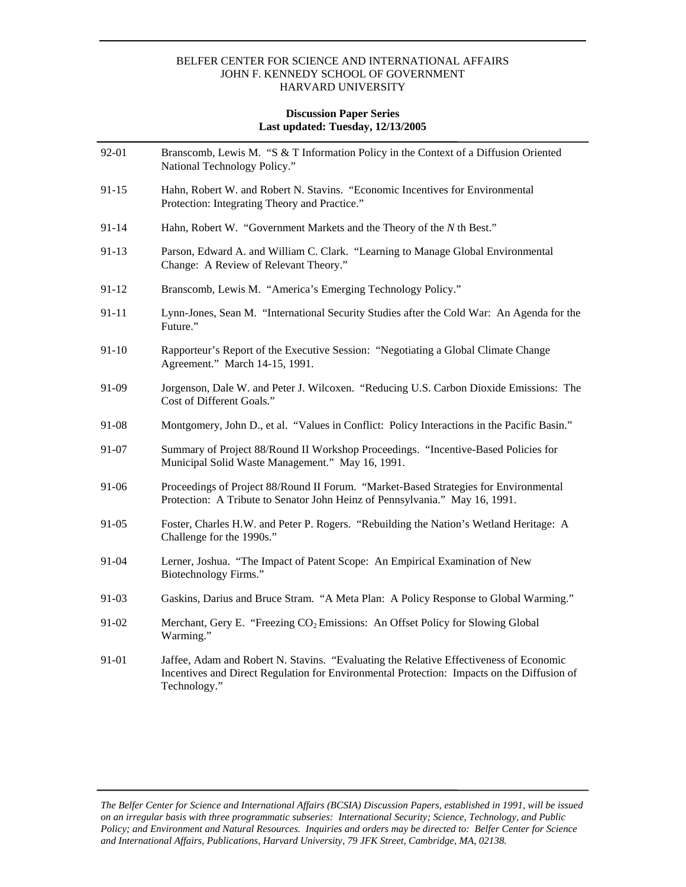BELFER CENTER FOR SCIENCE AND INTERNATIONAL AFFAIRS
JOHN F. KENNEDY SCHOOL OF GOVERNMENT
HARVARD UNIVERSITY

**Discussion Paper Series**
**Last updated: Tuesday, 12/13/2005**

92-01 Branscomb, Lewis M. "S & T Information Policy in the Context of a Diffusion Oriented National Technology Policy."

91-15 Hahn, Robert W. and Robert N. Stavins. "Economic Incentives for Environmental Protection: Integrating Theory and Practice."

91-14 Hahn, Robert W. "Government Markets and the Theory of the *N* th Best."

91-13 Parson, Edward A. and William C. Clark. "Learning to Manage Global Environmental Change: A Review of Relevant Theory."

91-12 Branscomb, Lewis M. "America's Emerging Technology Policy."

91-11 Lynn-Jones, Sean M. "International Security Studies after the Cold War: An Agenda for the Future."

91-10 Rapporteur's Report of the Executive Session: "Negotiating a Global Climate Change Agreement." March 14-15, 1991.

91-09 Jorgenson, Dale W. and Peter J. Wilcoxen. "Reducing U.S. Carbon Dioxide Emissions: The Cost of Different Goals."

91-08 Montgomery, John D., et al. "Values in Conflict: Policy Interactions in the Pacific Basin."

91-07 Summary of Project 88/Round II Workshop Proceedings. "Incentive-Based Policies for Municipal Solid Waste Management." May 16, 1991.

91-06 Proceedings of Project 88/Round II Forum. "Market-Based Strategies for Environmental Protection: A Tribute to Senator John Heinz of Pennsylvania." May 16, 1991.

91-05 Foster, Charles H.W. and Peter P. Rogers. "Rebuilding the Nation's Wetland Heritage: A Challenge for the 1990s."

91-04 Lerner, Joshua. "The Impact of Patent Scope: An Empirical Examination of New Biotechnology Firms."

91-03 Gaskins, Darius and Bruce Stram. "A Meta Plan: A Policy Response to Global Warming."

91-02 Merchant, Gery E. "Freezing $CO_2$ Emissions: An Offset Policy for Slowing Global Warming."

91-01 Jaffee, Adam and Robert N. Stavins. "Evaluating the Relative Effectiveness of Economic Incentives and Direct Regulation for Environmental Protection: Impacts on the Diffusion of Technology."

*The Belfer Center for Science and International Affairs (BCSIA) Discussion Papers, established in 1991, will be issued on an irregular basis with three programmatic subseries: International Security; Science, Technology, and Public Policy; and Environment and Natural Resources. Inquiries and orders may be directed to: Belfer Center for Science and International Affairs, Publications, Harvard University, 79 JFK Street, Cambridge, MA, 02138.*